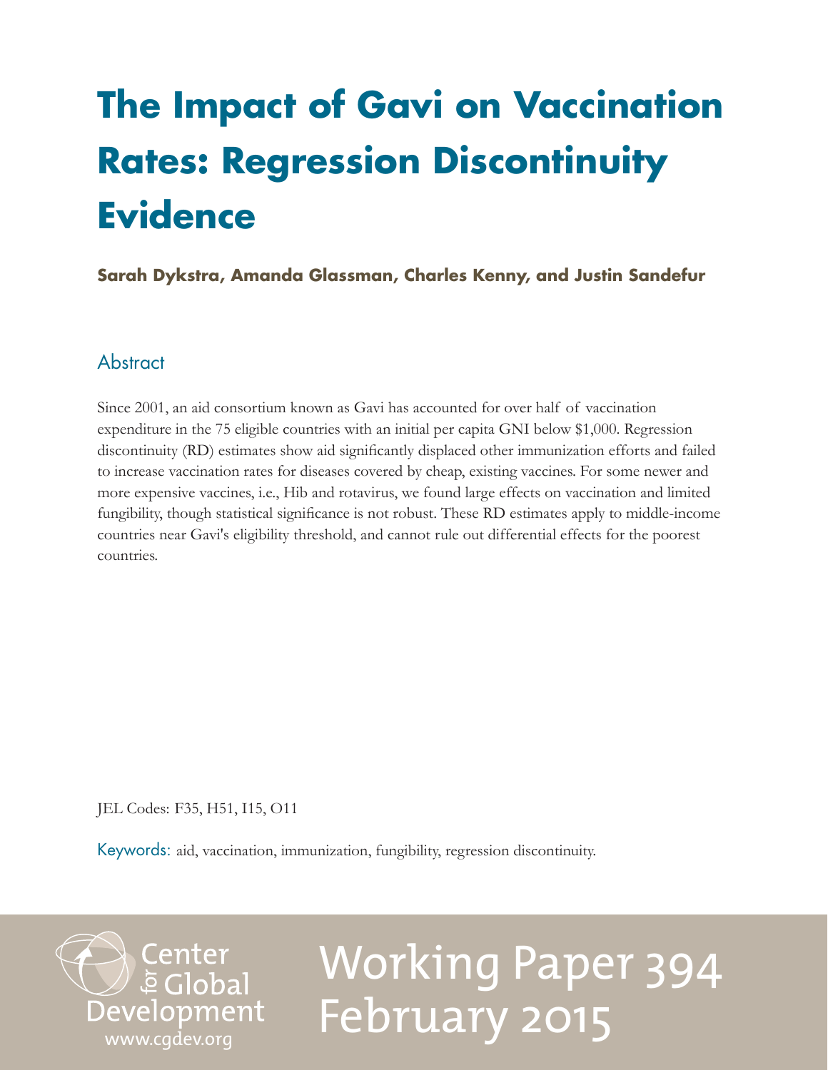# The Impact of Gavi on Vaccination Rates: Regression Discontinuity Evidence

**Sarah Dykstra, Amanda Glassman, Charles Kenny, and Justin Sandefur**

## Abstract

Since 2001, an aid consortium known as Gavi has accounted for over half of vaccination expenditure in the 75 eligible countries with an initial per capita GNI below $1,000. Regression discontinuity (RD) estimates show aid significantly displaced other immunization efforts and failed to increase vaccination rates for diseases covered by cheap, existing vaccines. For some newer and more expensive vaccines, i.e., Hib and rotavirus, we found large effects on vaccination and limited fungibility, though statistical significance is not robust. These RD estimates apply to middle-income countries near Gavi's eligibility threshold, and cannot rule out differential effects for the poorest countries.

JEL Codes: F35, H51, I15, O11

Keywords: aid, vaccination, immunization, fungibility, regression discontinuity.

Center for Global Development
www.cgdev.org

Working Paper 394
February 2015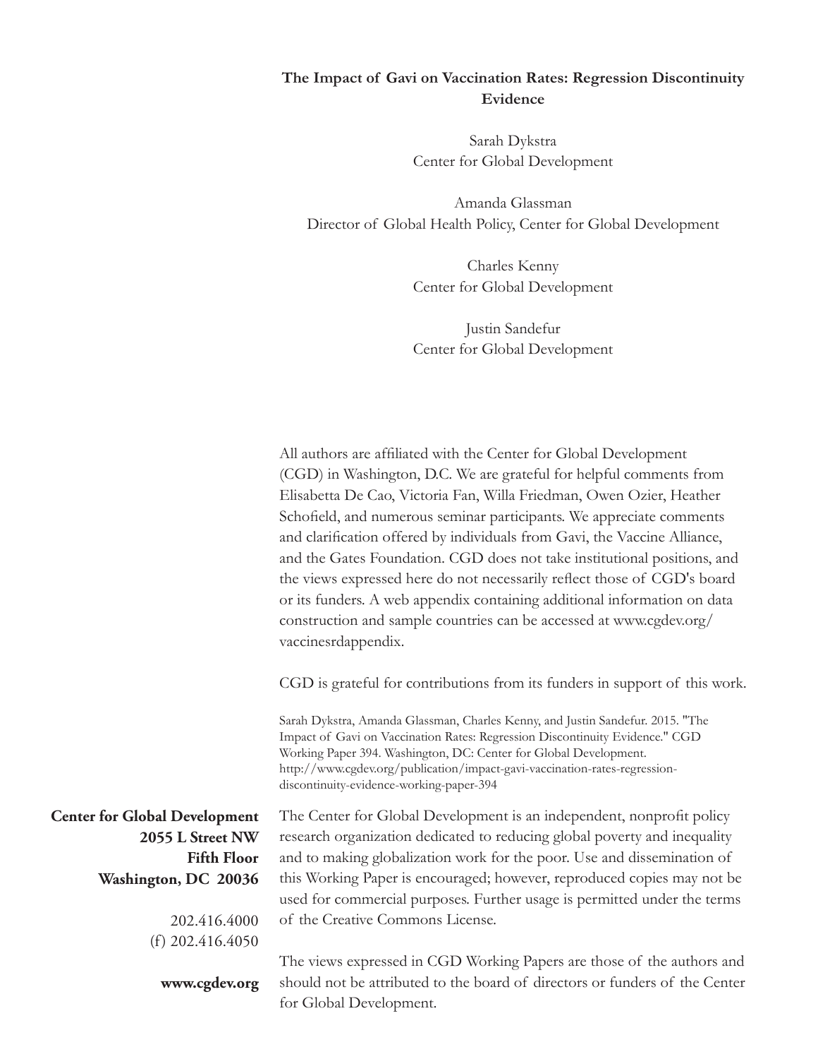**The Impact of Gavi on Vaccination Rates: Regression Discontinuity Evidence**

Sarah Dykstra
Center for Global Development

Amanda Glassman
Director of Global Health Policy, Center for Global Development

Charles Kenny
Center for Global Development

Justin Sandefur
Center for Global Development

All authors are affiliated with the Center for Global Development (CGD) in Washington, D.C. We are grateful for helpful comments from Elisabetta De Cao, Victoria Fan, Willa Friedman, Owen Ozier, Heather Schofield, and numerous seminar participants. We appreciate comments and clarification offered by individuals from Gavi, the Vaccine Alliance, and the Gates Foundation. CGD does not take institutional positions, and the views expressed here do not necessarily reflect those of CGD's board or its funders. A web appendix containing additional information on data construction and sample countries can be accessed at www.cgdev.org/vaccinesrdappendix.

CGD is grateful for contributions from its funders in support of this work.

Sarah Dykstra, Amanda Glassman, Charles Kenny, and Justin Sandefur. 2015. "The Impact of Gavi on Vaccination Rates: Regression Discontinuity Evidence." CGD Working Paper 394. Washington, DC: Center for Global Development. http://www.cgdev.org/publication/impact-gavi-vaccination-rates-regression-discontinuity-evidence-working-paper-394

**Center for Global Development**
**2055 L Street NW**
**Fifth Floor**
**Washington, DC 20036**

202.416.4000
(f) 202.416.4050

**www.cgdev.org**

The Center for Global Development is an independent, nonprofit policy research organization dedicated to reducing global poverty and inequality and to making globalization work for the poor. Use and dissemination of this Working Paper is encouraged; however, reproduced copies may not be used for commercial purposes. Further usage is permitted under the terms of the Creative Commons License.

The views expressed in CGD Working Papers are those of the authors and should not be attributed to the board of directors or funders of the Center for Global Development.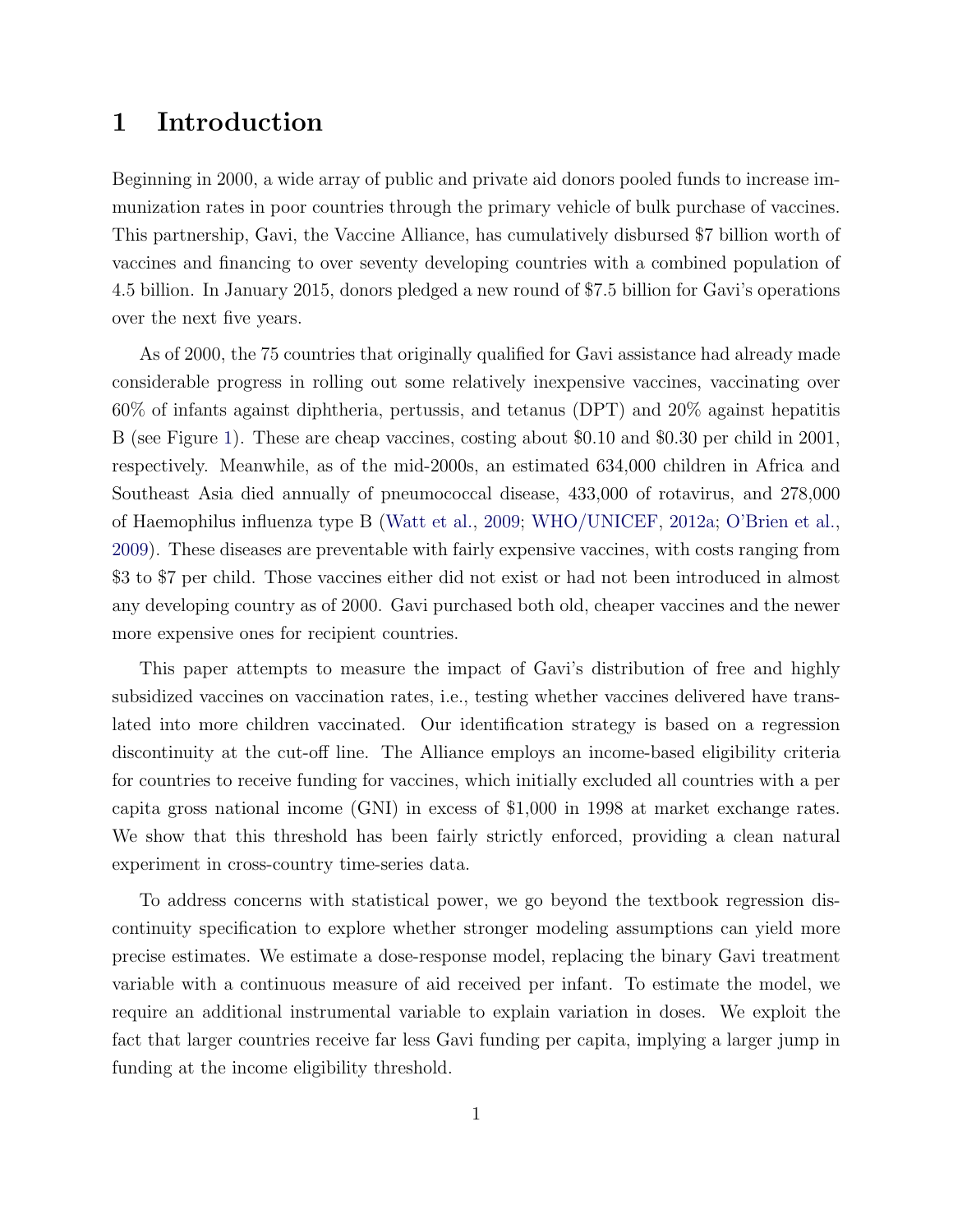# 1 Introduction

Beginning in 2000, a wide array of public and private aid donors pooled funds to increase immunization rates in poor countries through the primary vehicle of bulk purchase of vaccines. This partnership, Gavi, the Vaccine Alliance, has cumulatively disbursed $7 billion worth of vaccines and financing to over seventy developing countries with a combined population of 4.5 billion. In January 2015, donors pledged a new round of $7.5 billion for Gavi's operations over the next five years.

As of 2000, the 75 countries that originally qualified for Gavi assistance had already made considerable progress in rolling out some relatively inexpensive vaccines, vaccinating over 60% of infants against diphtheria, pertussis, and tetanus (DPT) and 20% against hepatitis B (see Figure 1). These are cheap vaccines, costing about $0.10 and $0.30 per child in 2001, respectively. Meanwhile, as of the mid-2000s, an estimated 634,000 children in Africa and Southeast Asia died annually of pneumococcal disease, 433,000 of rotavirus, and 278,000 of Haemophilus influenza type B (Watt et al., 2009; WHO/UNICEF, 2012a; O'Brien et al., 2009). These diseases are preventable with fairly expensive vaccines, with costs ranging from $3 to $7 per child. Those vaccines either did not exist or had not been introduced in almost any developing country as of 2000. Gavi purchased both old, cheaper vaccines and the newer more expensive ones for recipient countries.

This paper attempts to measure the impact of Gavi's distribution of free and highly subsidized vaccines on vaccination rates, i.e., testing whether vaccines delivered have translated into more children vaccinated. Our identification strategy is based on a regression discontinuity at the cut-off line. The Alliance employs an income-based eligibility criteria for countries to receive funding for vaccines, which initially excluded all countries with a per capita gross national income (GNI) in excess of $1,000 in 1998 at market exchange rates. We show that this threshold has been fairly strictly enforced, providing a clean natural experiment in cross-country time-series data.

To address concerns with statistical power, we go beyond the textbook regression discontinuity specification to explore whether stronger modeling assumptions can yield more precise estimates. We estimate a dose-response model, replacing the binary Gavi treatment variable with a continuous measure of aid received per infant. To estimate the model, we require an additional instrumental variable to explain variation in doses. We exploit the fact that larger countries receive far less Gavi funding per capita, implying a larger jump in funding at the income eligibility threshold.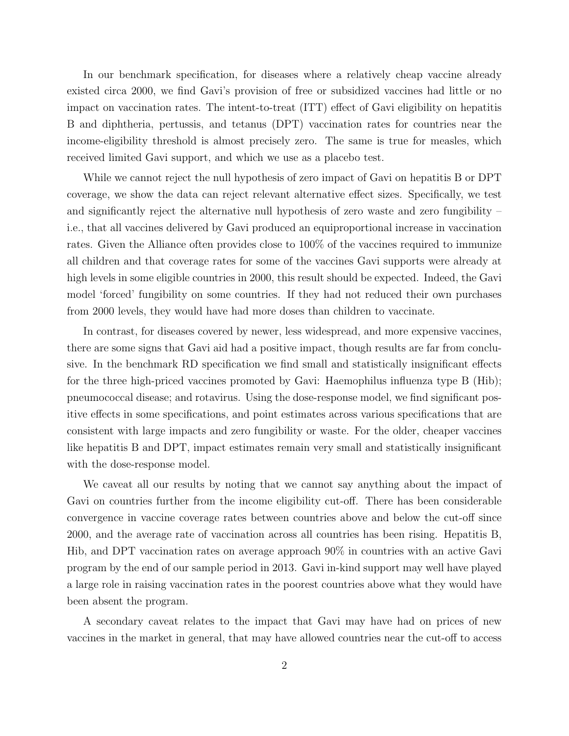In our benchmark specification, for diseases where a relatively cheap vaccine already existed circa 2000, we find Gavi's provision of free or subsidized vaccines had little or no impact on vaccination rates. The intent-to-treat (ITT) effect of Gavi eligibility on hepatitis B and diphtheria, pertussis, and tetanus (DPT) vaccination rates for countries near the income-eligibility threshold is almost precisely zero. The same is true for measles, which received limited Gavi support, and which we use as a placebo test.

While we cannot reject the null hypothesis of zero impact of Gavi on hepatitis B or DPT coverage, we show the data can reject relevant alternative effect sizes. Specifically, we test and significantly reject the alternative null hypothesis of zero waste and zero fungibility – i.e., that all vaccines delivered by Gavi produced an equiproportional increase in vaccination rates. Given the Alliance often provides close to 100% of the vaccines required to immunize all children and that coverage rates for some of the vaccines Gavi supports were already at high levels in some eligible countries in 2000, this result should be expected. Indeed, the Gavi model 'forced' fungibility on some countries. If they had not reduced their own purchases from 2000 levels, they would have had more doses than children to vaccinate.

In contrast, for diseases covered by newer, less widespread, and more expensive vaccines, there are some signs that Gavi aid had a positive impact, though results are far from conclusive. In the benchmark RD specification we find small and statistically insignificant effects for the three high-priced vaccines promoted by Gavi: Haemophilus influenza type B (Hib); pneumococcal disease; and rotavirus. Using the dose-response model, we find significant positive effects in some specifications, and point estimates across various specifications that are consistent with large impacts and zero fungibility or waste. For the older, cheaper vaccines like hepatitis B and DPT, impact estimates remain very small and statistically insignificant with the dose-response model.

We caveat all our results by noting that we cannot say anything about the impact of Gavi on countries further from the income eligibility cut-off. There has been considerable convergence in vaccine coverage rates between countries above and below the cut-off since 2000, and the average rate of vaccination across all countries has been rising. Hepatitis B, Hib, and DPT vaccination rates on average approach 90% in countries with an active Gavi program by the end of our sample period in 2013. Gavi in-kind support may well have played a large role in raising vaccination rates in the poorest countries above what they would have been absent the program.

A secondary caveat relates to the impact that Gavi may have had on prices of new vaccines in the market in general, that may have allowed countries near the cut-off to access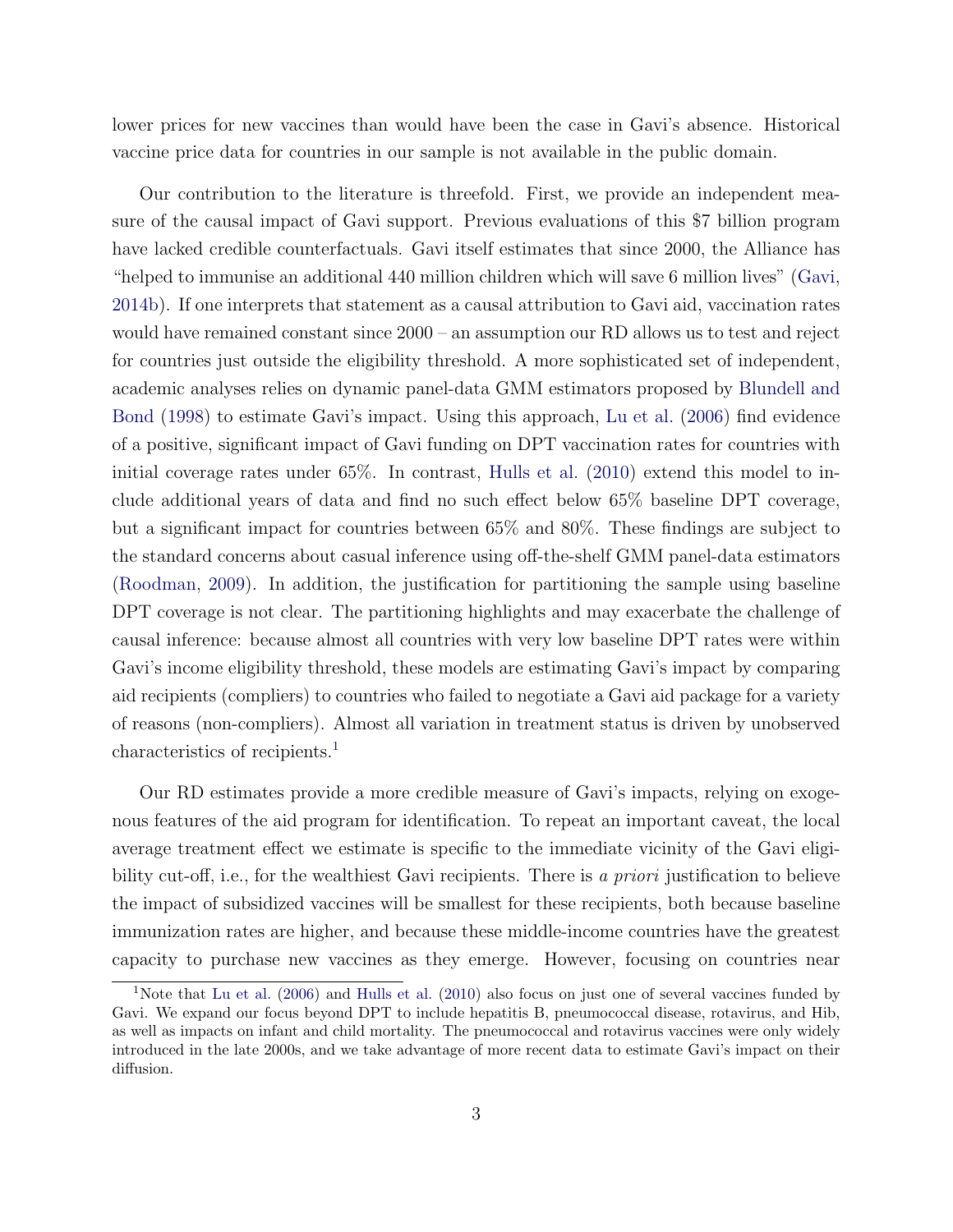lower prices for new vaccines than would have been the case in Gavi's absence. Historical vaccine price data for countries in our sample is not available in the public domain.

Our contribution to the literature is threefold. First, we provide an independent measure of the causal impact of Gavi support. Previous evaluations of this $7 billion program have lacked credible counterfactuals. Gavi itself estimates that since 2000, the Alliance has "helped to immunise an additional 440 million children which will save 6 million lives" (Gavi, 2014b). If one interprets that statement as a causal attribution to Gavi aid, vaccination rates would have remained constant since 2000 – an assumption our RD allows us to test and reject for countries just outside the eligibility threshold. A more sophisticated set of independent, academic analyses relies on dynamic panel-data GMM estimators proposed by Blundell and Bond (1998) to estimate Gavi's impact. Using this approach, Lu et al. (2006) find evidence of a positive, significant impact of Gavi funding on DPT vaccination rates for countries with initial coverage rates under 65%. In contrast, Hulls et al. (2010) extend this model to include additional years of data and find no such effect below 65% baseline DPT coverage, but a significant impact for countries between 65% and 80%. These findings are subject to the standard concerns about casual inference using off-the-shelf GMM panel-data estimators (Roodman, 2009). In addition, the justification for partitioning the sample using baseline DPT coverage is not clear. The partitioning highlights and may exacerbate the challenge of causal inference: because almost all countries with very low baseline DPT rates were within Gavi's income eligibility threshold, these models are estimating Gavi's impact by comparing aid recipients (compliers) to countries who failed to negotiate a Gavi aid package for a variety of reasons (non-compliers). Almost all variation in treatment status is driven by unobserved characteristics of recipients.[1]

Our RD estimates provide a more credible measure of Gavi's impacts, relying on exogenous features of the aid program for identification. To repeat an important caveat, the local average treatment effect we estimate is specific to the immediate vicinity of the Gavi eligibility cut-off, i.e., for the wealthiest Gavi recipients. There is *a priori* justification to believe the impact of subsidized vaccines will be smallest for these recipients, both because baseline immunization rates are higher, and because these middle-income countries have the greatest capacity to purchase new vaccines as they emerge. However, focusing on countries near

[1] Note that Lu et al. (2006) and Hulls et al. (2010) also focus on just one of several vaccines funded by Gavi. We expand our focus beyond DPT to include hepatitis B, pneumococcal disease, rotavirus, and Hib, as well as impacts on infant and child mortality. The pneumococcal and rotavirus vaccines were only widely introduced in the late 2000s, and we take advantage of more recent data to estimate Gavi's impact on their diffusion.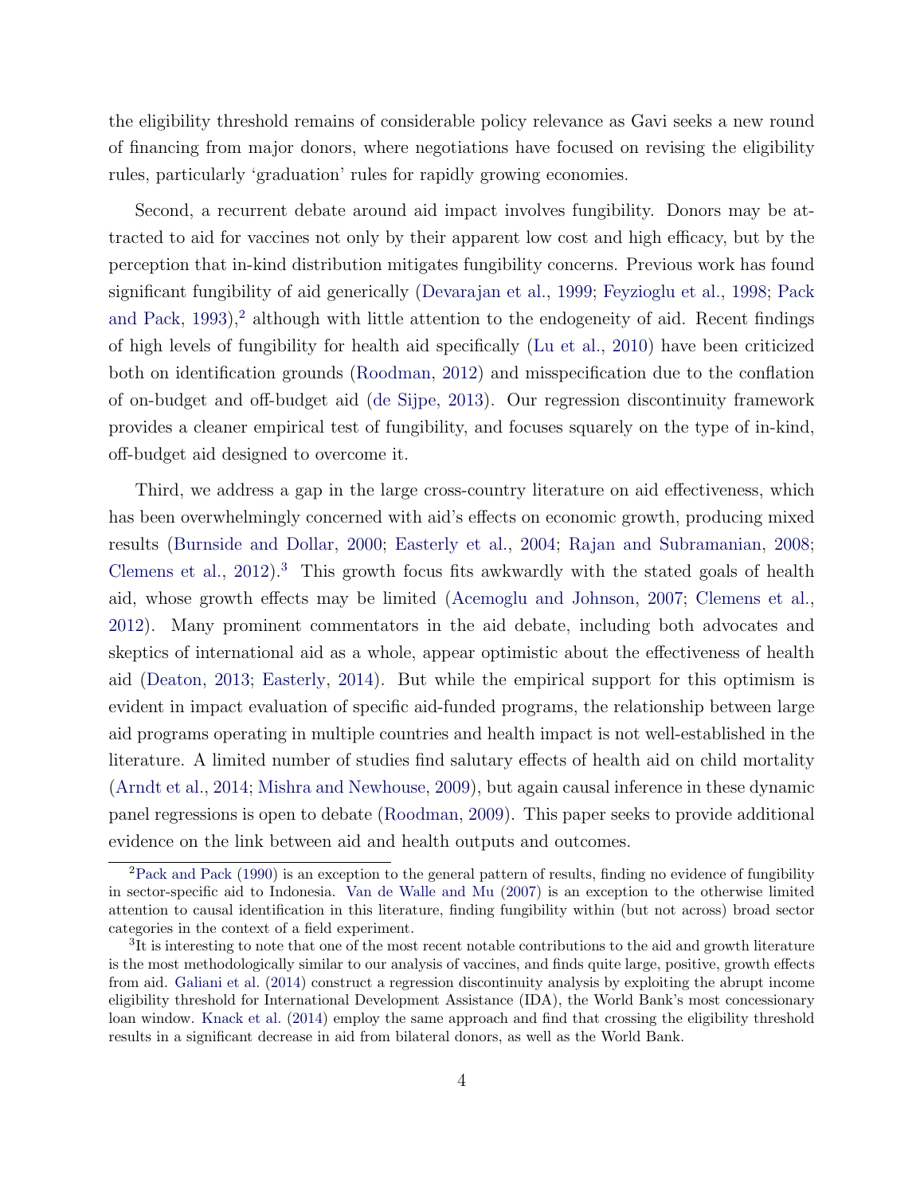the eligibility threshold remains of considerable policy relevance as Gavi seeks a new round of financing from major donors, where negotiations have focused on revising the eligibility rules, particularly 'graduation' rules for rapidly growing economies.

Second, a recurrent debate around aid impact involves fungibility. Donors may be attracted to aid for vaccines not only by their apparent low cost and high efficacy, but by the perception that in-kind distribution mitigates fungibility concerns. Previous work has found significant fungibility of aid generically (Devarajan et al., 1999; Feyzioglu et al., 1998; Pack and Pack, 1993),[2] although with little attention to the endogeneity of aid. Recent findings of high levels of fungibility for health aid specifically (Lu et al., 2010) have been criticized both on identification grounds (Roodman, 2012) and misspecification due to the conflation of on-budget and off-budget aid (de Sijpe, 2013). Our regression discontinuity framework provides a cleaner empirical test of fungibility, and focuses squarely on the type of in-kind, off-budget aid designed to overcome it.

Third, we address a gap in the large cross-country literature on aid effectiveness, which has been overwhelmingly concerned with aid's effects on economic growth, producing mixed results (Burnside and Dollar, 2000; Easterly et al., 2004; Rajan and Subramanian, 2008; Clemens et al., 2012).[3] This growth focus fits awkwardly with the stated goals of health aid, whose growth effects may be limited (Acemoglu and Johnson, 2007; Clemens et al., 2012). Many prominent commentators in the aid debate, including both advocates and skeptics of international aid as a whole, appear optimistic about the effectiveness of health aid (Deaton, 2013; Easterly, 2014). But while the empirical support for this optimism is evident in impact evaluation of specific aid-funded programs, the relationship between large aid programs operating in multiple countries and health impact is not well-established in the literature. A limited number of studies find salutary effects of health aid on child mortality (Arndt et al., 2014; Mishra and Newhouse, 2009), but again causal inference in these dynamic panel regressions is open to debate (Roodman, 2009). This paper seeks to provide additional evidence on the link between aid and health outputs and outcomes.

[2] Pack and Pack (1990) is an exception to the general pattern of results, finding no evidence of fungibility in sector-specific aid to Indonesia. Van de Walle and Mu (2007) is an exception to the otherwise limited attention to causal identification in this literature, finding fungibility within (but not across) broad sector categories in the context of a field experiment.

[3] It is interesting to note that one of the most recent notable contributions to the aid and growth literature is the most methodologically similar to our analysis of vaccines, and finds quite large, positive, growth effects from aid. Galiani et al. (2014) construct a regression discontinuity analysis by exploiting the abrupt income eligibility threshold for International Development Assistance (IDA), the World Bank's most concessionary loan window. Knack et al. (2014) employ the same approach and find that crossing the eligibility threshold results in a significant decrease in aid from bilateral donors, as well as the World Bank.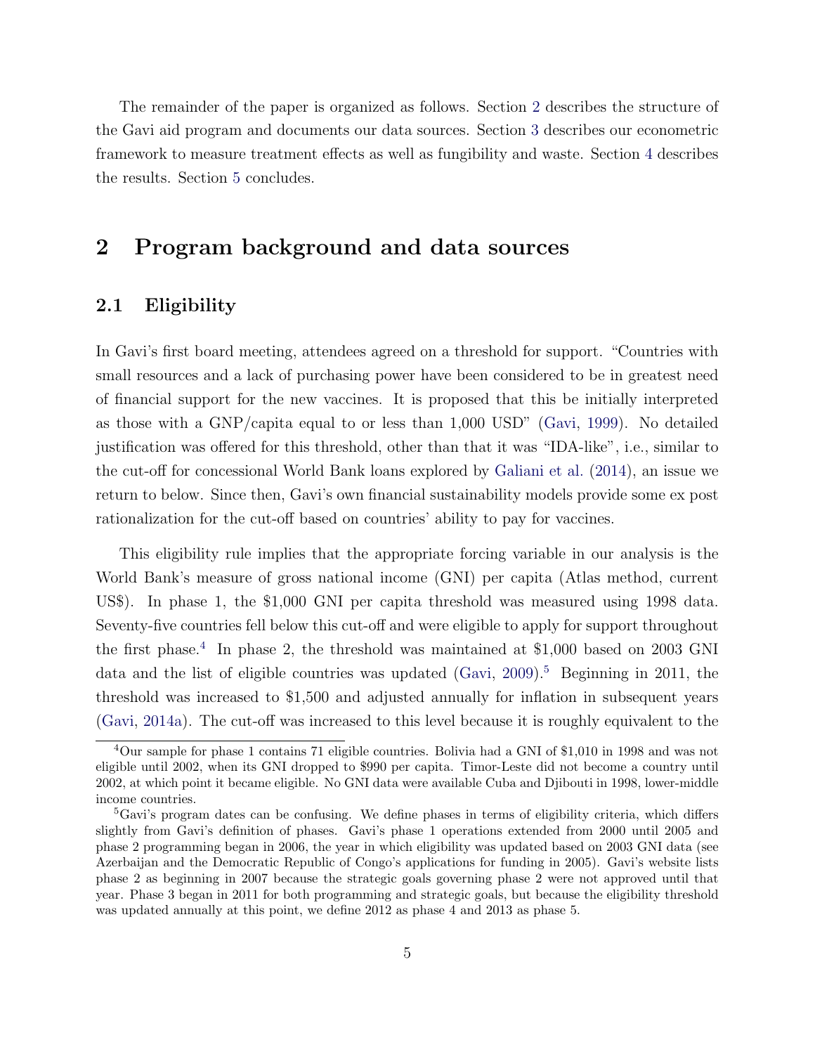The remainder of the paper is organized as follows. Section 2 describes the structure of the Gavi aid program and documents our data sources. Section 3 describes our econometric framework to measure treatment effects as well as fungibility and waste. Section 4 describes the results. Section 5 concludes.

## 2 Program background and data sources

### 2.1 Eligibility

In Gavi's first board meeting, attendees agreed on a threshold for support. "Countries with small resources and a lack of purchasing power have been considered to be in greatest need of financial support for the new vaccines. It is proposed that this be initially interpreted as those with a GNP/capita equal to or less than 1,000 USD" (Gavi, 1999). No detailed justification was offered for this threshold, other than that it was "IDA-like", i.e., similar to the cut-off for concessional World Bank loans explored by Galiani et al. (2014), an issue we return to below. Since then, Gavi's own financial sustainability models provide some ex post rationalization for the cut-off based on countries' ability to pay for vaccines.

This eligibility rule implies that the appropriate forcing variable in our analysis is the World Bank's measure of gross national income (GNI) per capita (Atlas method, current US$). In phase 1, the $1,000 GNI per capita threshold was measured using 1998 data. Seventy-five countries fell below this cut-off and were eligible to apply for support throughout the first phase.[4] In phase 2, the threshold was maintained at $1,000 based on 2003 GNI data and the list of eligible countries was updated (Gavi, 2009).[5] Beginning in 2011, the threshold was increased to $1,500 and adjusted annually for inflation in subsequent years (Gavi, 2014a). The cut-off was increased to this level because it is roughly equivalent to the

[4] Our sample for phase 1 contains 71 eligible countries. Bolivia had a GNI of $1,010 in 1998 and was not eligible until 2002, when its GNI dropped to $990 per capita. Timor-Leste did not become a country until 2002, at which point it became eligible. No GNI data were available Cuba and Djibouti in 1998, lower-middle income countries.

[5] Gavi's program dates can be confusing. We define phases in terms of eligibility criteria, which differs slightly from Gavi's definition of phases. Gavi's phase 1 operations extended from 2000 until 2005 and phase 2 programming began in 2006, the year in which eligibility was updated based on 2003 GNI data (see Azerbaijan and the Democratic Republic of Congo's applications for funding in 2005). Gavi's website lists phase 2 as beginning in 2007 because the strategic goals governing phase 2 were not approved until that year. Phase 3 began in 2011 for both programming and strategic goals, but because the eligibility threshold was updated annually at this point, we define 2012 as phase 4 and 2013 as phase 5.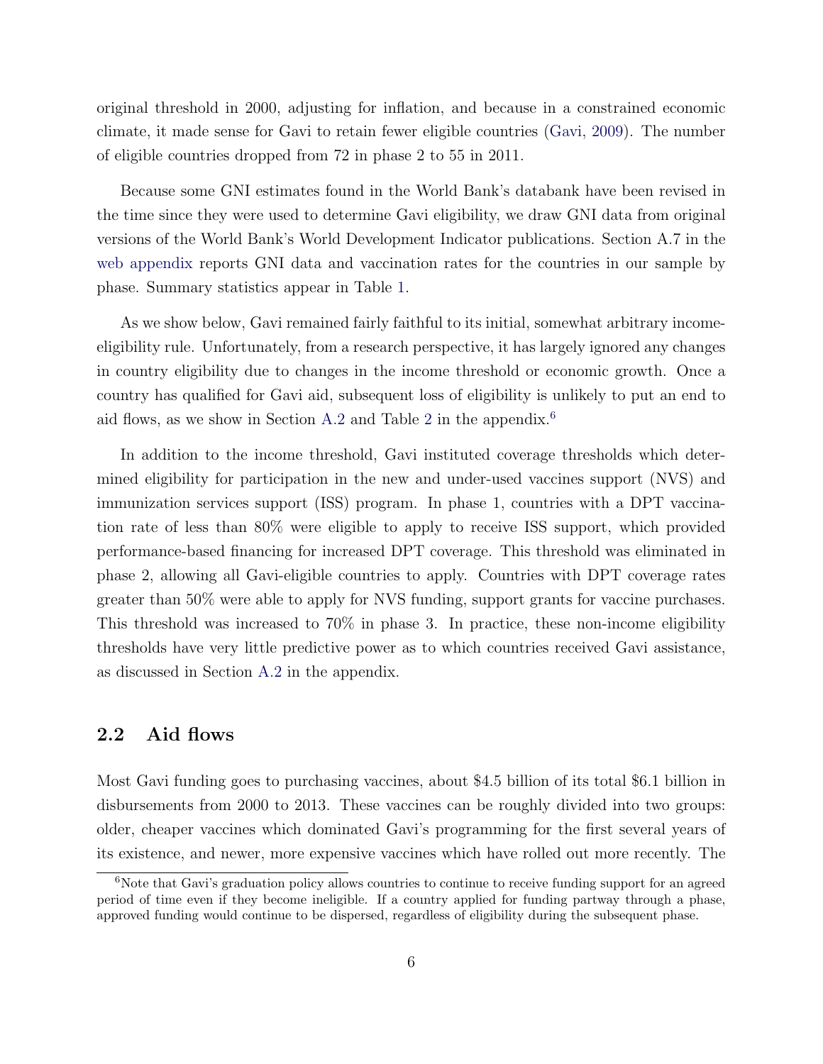original threshold in 2000, adjusting for inflation, and because in a constrained economic climate, it made sense for Gavi to retain fewer eligible countries (Gavi, 2009). The number of eligible countries dropped from 72 in phase 2 to 55 in 2011.

Because some GNI estimates found in the World Bank's databank have been revised in the time since they were used to determine Gavi eligibility, we draw GNI data from original versions of the World Bank's World Development Indicator publications. Section A.7 in the web appendix reports GNI data and vaccination rates for the countries in our sample by phase. Summary statistics appear in Table 1.

As we show below, Gavi remained fairly faithful to its initial, somewhat arbitrary income-eligibility rule. Unfortunately, from a research perspective, it has largely ignored any changes in country eligibility due to changes in the income threshold or economic growth. Once a country has qualified for Gavi aid, subsequent loss of eligibility is unlikely to put an end to aid flows, as we show in Section A.2 and Table 2 in the appendix.[6]

In addition to the income threshold, Gavi instituted coverage thresholds which determined eligibility for participation in the new and under-used vaccines support (NVS) and immunization services support (ISS) program. In phase 1, countries with a DPT vaccination rate of less than 80% were eligible to apply to receive ISS support, which provided performance-based financing for increased DPT coverage. This threshold was eliminated in phase 2, allowing all Gavi-eligible countries to apply. Countries with DPT coverage rates greater than 50% were able to apply for NVS funding, support grants for vaccine purchases. This threshold was increased to 70% in phase 3. In practice, these non-income eligibility thresholds have very little predictive power as to which countries received Gavi assistance, as discussed in Section A.2 in the appendix.

## 2.2 Aid flows

Most Gavi funding goes to purchasing vaccines, about $4.5 billion of its total $6.1 billion in disbursements from 2000 to 2013. These vaccines can be roughly divided into two groups: older, cheaper vaccines which dominated Gavi's programming for the first several years of its existence, and newer, more expensive vaccines which have rolled out more recently. The

[6] Note that Gavi's graduation policy allows countries to continue to receive funding support for an agreed period of time even if they become ineligible. If a country applied for funding partway through a phase, approved funding would continue to be dispersed, regardless of eligibility during the subsequent phase.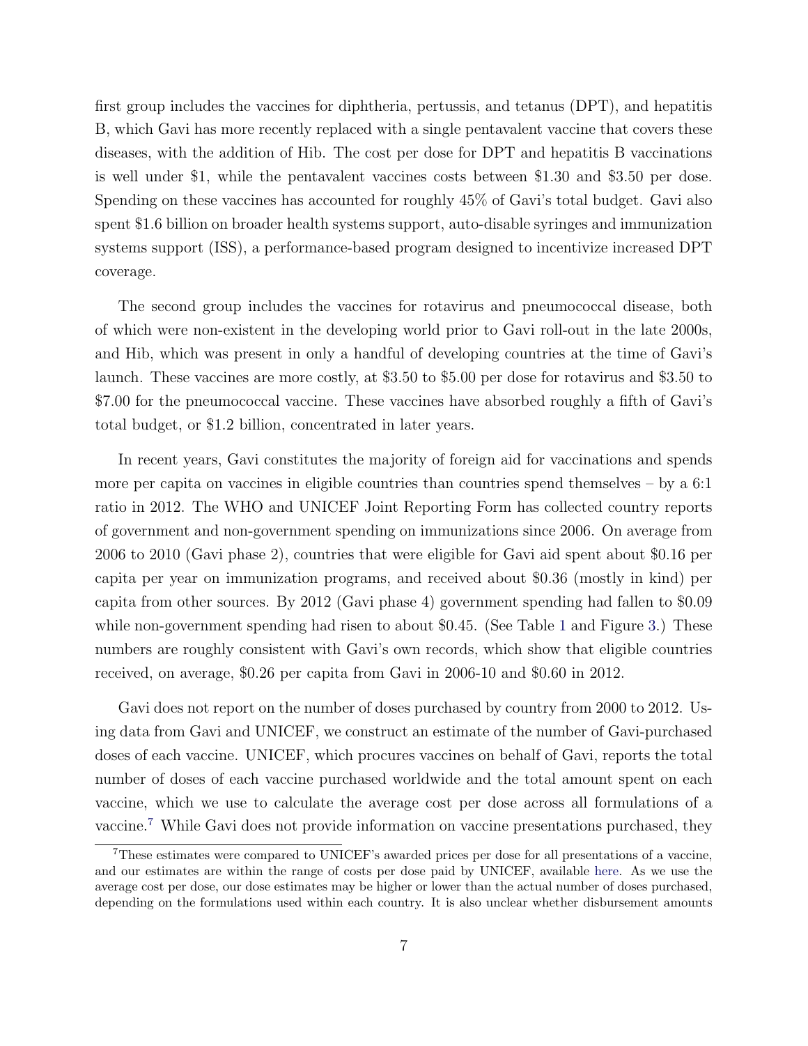first group includes the vaccines for diphtheria, pertussis, and tetanus (DPT), and hepatitis B, which Gavi has more recently replaced with a single pentavalent vaccine that covers these diseases, with the addition of Hib. The cost per dose for DPT and hepatitis B vaccinations is well under $1, while the pentavalent vaccines costs between $1.30 and $3.50 per dose. Spending on these vaccines has accounted for roughly 45% of Gavi's total budget. Gavi also spent $1.6 billion on broader health systems support, auto-disable syringes and immunization systems support (ISS), a performance-based program designed to incentivize increased DPT coverage.

The second group includes the vaccines for rotavirus and pneumococcal disease, both of which were non-existent in the developing world prior to Gavi roll-out in the late 2000s, and Hib, which was present in only a handful of developing countries at the time of Gavi's launch. These vaccines are more costly, at $3.50 to $5.00 per dose for rotavirus and $3.50 to $7.00 for the pneumococcal vaccine. These vaccines have absorbed roughly a fifth of Gavi's total budget, or $1.2 billion, concentrated in later years.

In recent years, Gavi constitutes the majority of foreign aid for vaccinations and spends more per capita on vaccines in eligible countries than countries spend themselves – by a 6:1 ratio in 2012. The WHO and UNICEF Joint Reporting Form has collected country reports of government and non-government spending on immunizations since 2006. On average from 2006 to 2010 (Gavi phase 2), countries that were eligible for Gavi aid spent about $0.16 per capita per year on immunization programs, and received about $0.36 (mostly in kind) per capita from other sources. By 2012 (Gavi phase 4) government spending had fallen to $0.09 while non-government spending had risen to about $0.45. (See Table 1 and Figure 3.) These numbers are roughly consistent with Gavi's own records, which show that eligible countries received, on average, $0.26 per capita from Gavi in 2006-10 and $0.60 in 2012.

Gavi does not report on the number of doses purchased by country from 2000 to 2012. Using data from Gavi and UNICEF, we construct an estimate of the number of Gavi-purchased doses of each vaccine. UNICEF, which procures vaccines on behalf of Gavi, reports the total number of doses of each vaccine purchased worldwide and the total amount spent on each vaccine, which we use to calculate the average cost per dose across all formulations of a vaccine.[7] While Gavi does not provide information on vaccine presentations purchased, they

[7]These estimates were compared to UNICEF's awarded prices per dose for all presentations of a vaccine, and our estimates are within the range of costs per dose paid by UNICEF, available here. As we use the average cost per dose, our dose estimates may be higher or lower than the actual number of doses purchased, depending on the formulations used within each country. It is also unclear whether disbursement amounts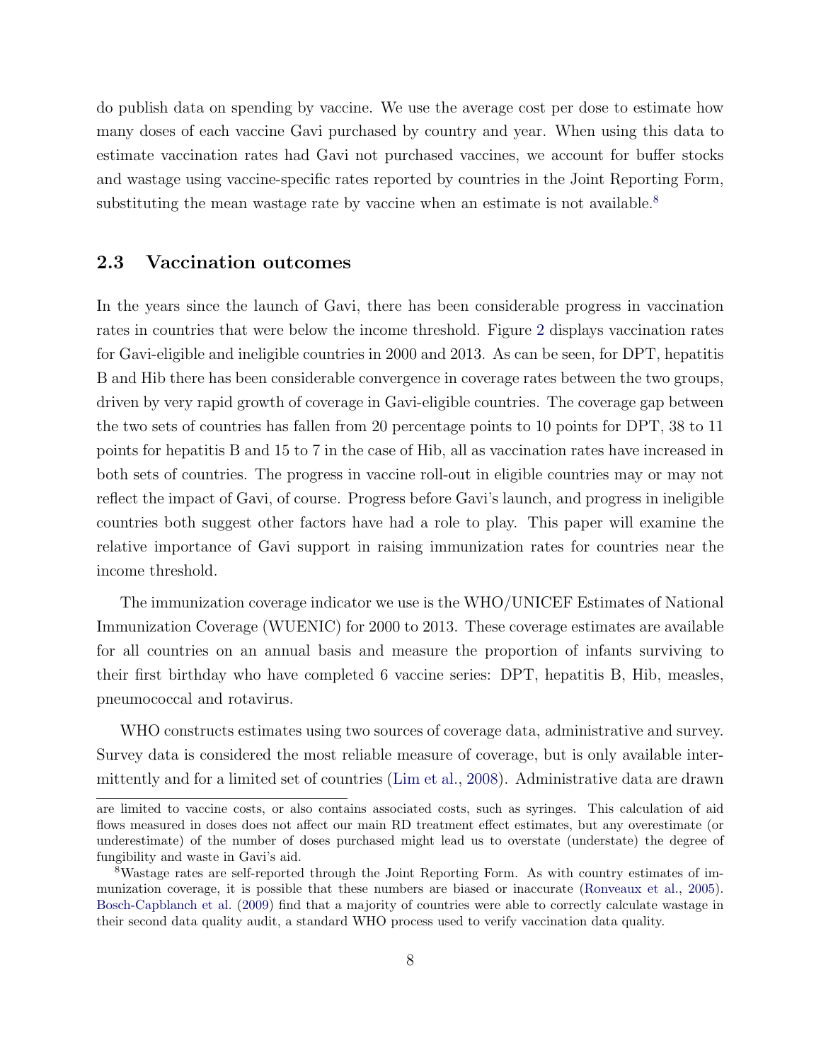do publish data on spending by vaccine. We use the average cost per dose to estimate how many doses of each vaccine Gavi purchased by country and year. When using this data to estimate vaccination rates had Gavi not purchased vaccines, we account for buffer stocks and wastage using vaccine-specific rates reported by countries in the Joint Reporting Form, substituting the mean wastage rate by vaccine when an estimate is not available.[8]

## 2.3 Vaccination outcomes

In the years since the launch of Gavi, there has been considerable progress in vaccination rates in countries that were below the income threshold. Figure 2 displays vaccination rates for Gavi-eligible and ineligible countries in 2000 and 2013. As can be seen, for DPT, hepatitis B and Hib there has been considerable convergence in coverage rates between the two groups, driven by very rapid growth of coverage in Gavi-eligible countries. The coverage gap between the two sets of countries has fallen from 20 percentage points to 10 points for DPT, 38 to 11 points for hepatitis B and 15 to 7 in the case of Hib, all as vaccination rates have increased in both sets of countries. The progress in vaccine roll-out in eligible countries may or may not reflect the impact of Gavi, of course. Progress before Gavi's launch, and progress in ineligible countries both suggest other factors have had a role to play. This paper will examine the relative importance of Gavi support in raising immunization rates for countries near the income threshold.

The immunization coverage indicator we use is the WHO/UNICEF Estimates of National Immunization Coverage (WUENIC) for 2000 to 2013. These coverage estimates are available for all countries on an annual basis and measure the proportion of infants surviving to their first birthday who have completed 6 vaccine series: DPT, hepatitis B, Hib, measles, pneumococcal and rotavirus.

WHO constructs estimates using two sources of coverage data, administrative and survey. Survey data is considered the most reliable measure of coverage, but is only available intermittently and for a limited set of countries (Lim et al., 2008). Administrative data are drawn

are limited to vaccine costs, or also contains associated costs, such as syringes. This calculation of aid flows measured in doses does not affect our main RD treatment effect estimates, but any overestimate (or underestimate) of the number of doses purchased might lead us to overstate (understate) the degree of fungibility and waste in Gavi's aid.

[8] Wastage rates are self-reported through the Joint Reporting Form. As with country estimates of immunization coverage, it is possible that these numbers are biased or inaccurate (Ronveaux et al., 2005). Bosch-Capblanch et al. (2009) find that a majority of countries were able to correctly calculate wastage in their second data quality audit, a standard WHO process used to verify vaccination data quality.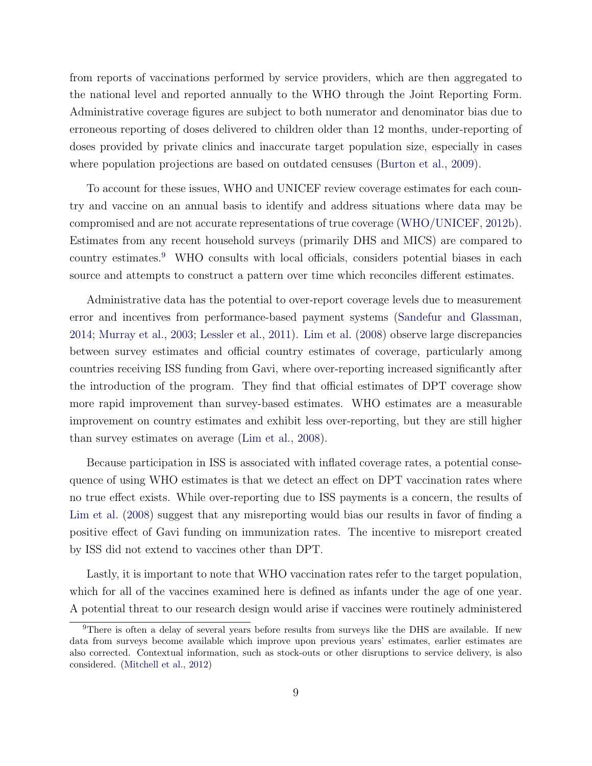from reports of vaccinations performed by service providers, which are then aggregated to the national level and reported annually to the WHO through the Joint Reporting Form. Administrative coverage figures are subject to both numerator and denominator bias due to erroneous reporting of doses delivered to children older than 12 months, under-reporting of doses provided by private clinics and inaccurate target population size, especially in cases where population projections are based on outdated censuses (Burton et al., 2009).

To account for these issues, WHO and UNICEF review coverage estimates for each country and vaccine on an annual basis to identify and address situations where data may be compromised and are not accurate representations of true coverage (WHO/UNICEF, 2012b). Estimates from any recent household surveys (primarily DHS and MICS) are compared to country estimates.[9] WHO consults with local officials, considers potential biases in each source and attempts to construct a pattern over time which reconciles different estimates.

Administrative data has the potential to over-report coverage levels due to measurement error and incentives from performance-based payment systems (Sandefur and Glassman, 2014; Murray et al., 2003; Lessler et al., 2011). Lim et al. (2008) observe large discrepancies between survey estimates and official country estimates of coverage, particularly among countries receiving ISS funding from Gavi, where over-reporting increased significantly after the introduction of the program. They find that official estimates of DPT coverage show more rapid improvement than survey-based estimates. WHO estimates are a measurable improvement on country estimates and exhibit less over-reporting, but they are still higher than survey estimates on average (Lim et al., 2008).

Because participation in ISS is associated with inflated coverage rates, a potential consequence of using WHO estimates is that we detect an effect on DPT vaccination rates where no true effect exists. While over-reporting due to ISS payments is a concern, the results of Lim et al. (2008) suggest that any misreporting would bias our results in favor of finding a positive effect of Gavi funding on immunization rates. The incentive to misreport created by ISS did not extend to vaccines other than DPT.

Lastly, it is important to note that WHO vaccination rates refer to the target population, which for all of the vaccines examined here is defined as infants under the age of one year. A potential threat to our research design would arise if vaccines were routinely administered

[9] There is often a delay of several years before results from surveys like the DHS are available. If new data from surveys become available which improve upon previous years' estimates, earlier estimates are also corrected. Contextual information, such as stock-outs or other disruptions to service delivery, is also considered. (Mitchell et al., 2012)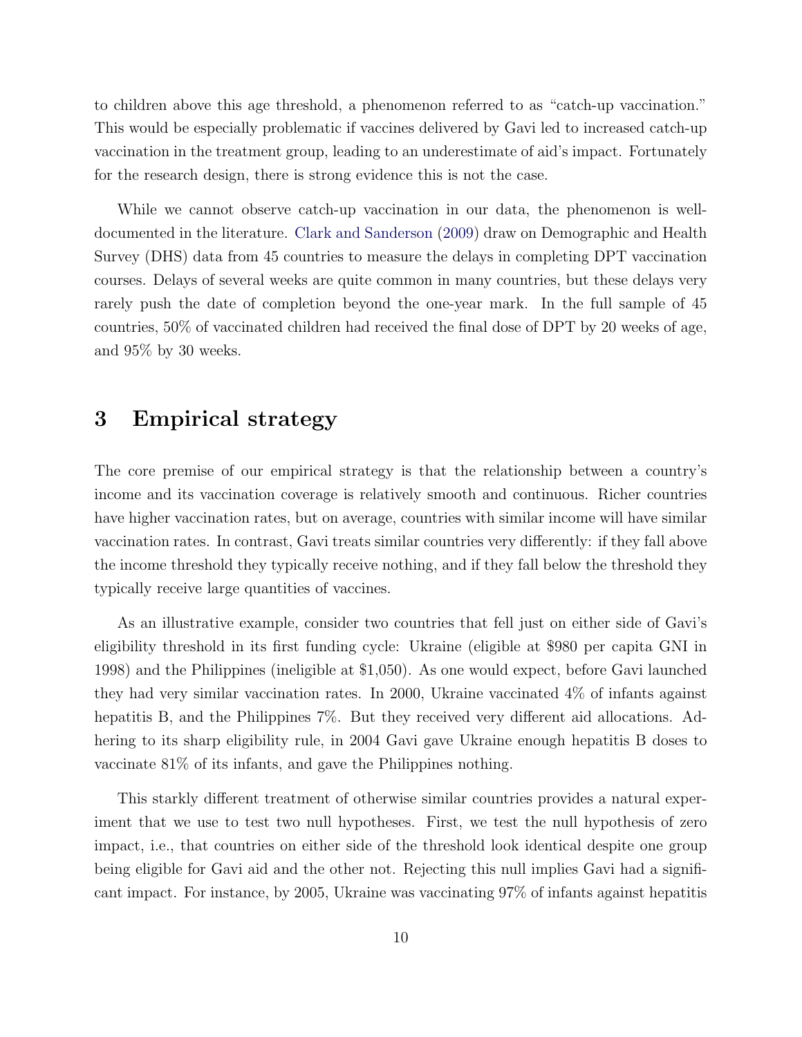to children above this age threshold, a phenomenon referred to as "catch-up vaccination." This would be especially problematic if vaccines delivered by Gavi led to increased catch-up vaccination in the treatment group, leading to an underestimate of aid's impact. Fortunately for the research design, there is strong evidence this is not the case.

While we cannot observe catch-up vaccination in our data, the phenomenon is well-documented in the literature. Clark and Sanderson (2009) draw on Demographic and Health Survey (DHS) data from 45 countries to measure the delays in completing DPT vaccination courses. Delays of several weeks are quite common in many countries, but these delays very rarely push the date of completion beyond the one-year mark. In the full sample of 45 countries, 50% of vaccinated children had received the final dose of DPT by 20 weeks of age, and 95% by 30 weeks.

# 3 Empirical strategy

The core premise of our empirical strategy is that the relationship between a country's income and its vaccination coverage is relatively smooth and continuous. Richer countries have higher vaccination rates, but on average, countries with similar income will have similar vaccination rates. In contrast, Gavi treats similar countries very differently: if they fall above the income threshold they typically receive nothing, and if they fall below the threshold they typically receive large quantities of vaccines.

As an illustrative example, consider two countries that fell just on either side of Gavi's eligibility threshold in its first funding cycle: Ukraine (eligible at $980 per capita GNI in 1998) and the Philippines (ineligible at $1,050). As one would expect, before Gavi launched they had very similar vaccination rates. In 2000, Ukraine vaccinated 4% of infants against hepatitis B, and the Philippines 7%. But they received very different aid allocations. Adhering to its sharp eligibility rule, in 2004 Gavi gave Ukraine enough hepatitis B doses to vaccinate 81% of its infants, and gave the Philippines nothing.

This starkly different treatment of otherwise similar countries provides a natural experiment that we use to test two null hypotheses. First, we test the null hypothesis of zero impact, i.e., that countries on either side of the threshold look identical despite one group being eligible for Gavi aid and the other not. Rejecting this null implies Gavi had a significant impact. For instance, by 2005, Ukraine was vaccinating 97% of infants against hepatitis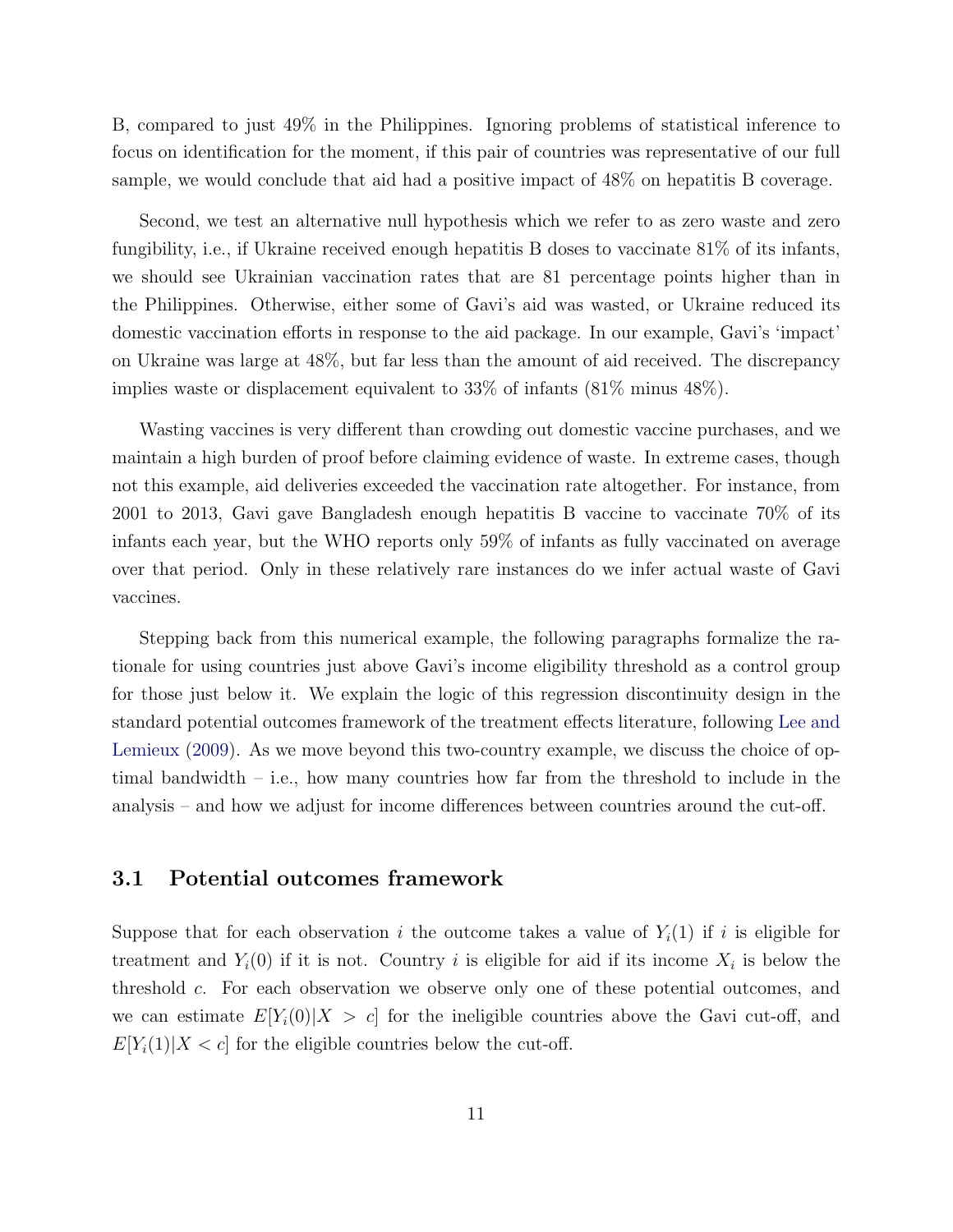B, compared to just 49% in the Philippines. Ignoring problems of statistical inference to focus on identification for the moment, if this pair of countries was representative of our full sample, we would conclude that aid had a positive impact of 48% on hepatitis B coverage.

Second, we test an alternative null hypothesis which we refer to as zero waste and zero fungibility, i.e., if Ukraine received enough hepatitis B doses to vaccinate 81% of its infants, we should see Ukrainian vaccination rates that are 81 percentage points higher than in the Philippines. Otherwise, either some of Gavi's aid was wasted, or Ukraine reduced its domestic vaccination efforts in response to the aid package. In our example, Gavi's 'impact' on Ukraine was large at 48%, but far less than the amount of aid received. The discrepancy implies waste or displacement equivalent to 33% of infants (81% minus 48%).

Wasting vaccines is very different than crowding out domestic vaccine purchases, and we maintain a high burden of proof before claiming evidence of waste. In extreme cases, though not this example, aid deliveries exceeded the vaccination rate altogether. For instance, from 2001 to 2013, Gavi gave Bangladesh enough hepatitis B vaccine to vaccinate 70% of its infants each year, but the WHO reports only 59% of infants as fully vaccinated on average over that period. Only in these relatively rare instances do we infer actual waste of Gavi vaccines.

Stepping back from this numerical example, the following paragraphs formalize the rationale for using countries just above Gavi's income eligibility threshold as a control group for those just below it. We explain the logic of this regression discontinuity design in the standard potential outcomes framework of the treatment effects literature, following Lee and Lemieux (2009). As we move beyond this two-country example, we discuss the choice of optimal bandwidth – i.e., how many countries how far from the threshold to include in the analysis – and how we adjust for income differences between countries around the cut-off.

### 3.1 Potential outcomes framework

Suppose that for each observation $i$ the outcome takes a value of $Y_i(1)$ if $i$ is eligible for treatment and $Y_i(0)$ if it is not. Country $i$ is eligible for aid if its income $X_i$ is below the threshold $c$. For each observation we observe only one of these potential outcomes, and we can estimate $E[Y_i(0)|X > c]$ for the ineligible countries above the Gavi cut-off, and $E[Y_i(1)|X < c]$ for the eligible countries below the cut-off.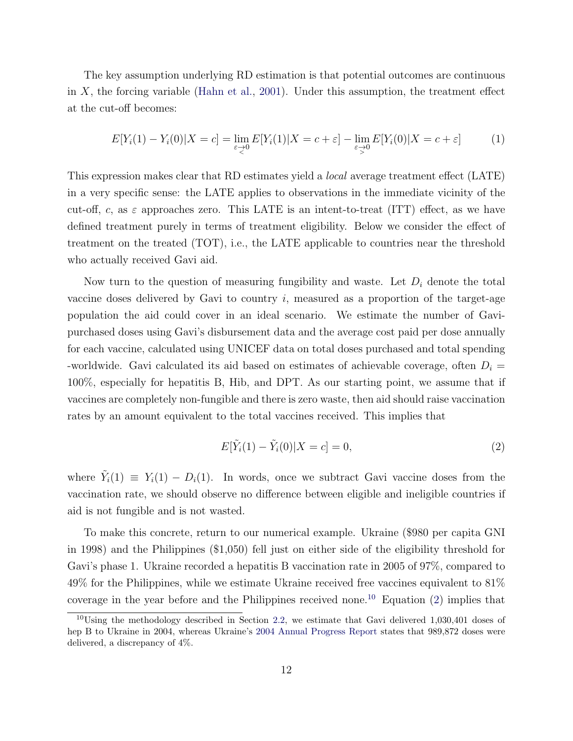The key assumption underlying RD estimation is that potential outcomes are continuous in $X$, the forcing variable (Hahn et al., 2001). Under this assumption, the treatment effect at the cut-off becomes:

$$E[Y_i(1) - Y_i(0)|X = c] = \lim_{\substack{\varepsilon \to 0 \\ <}} E[Y_i(1)|X = c + \varepsilon] - \lim_{\substack{\varepsilon \to 0 \\ >}} E[Y_i(0)|X = c + \varepsilon] \tag{1}$$

This expression makes clear that RD estimates yield a *local* average treatment effect (LATE) in a very specific sense: the LATE applies to observations in the immediate vicinity of the cut-off, $c$, as $\varepsilon$ approaches zero. This LATE is an intent-to-treat (ITT) effect, as we have defined treatment purely in terms of treatment eligibility. Below we consider the effect of treatment on the treated (TOT), i.e., the LATE applicable to countries near the threshold who actually received Gavi aid.

Now turn to the question of measuring fungibility and waste. Let $D_i$ denote the total vaccine doses delivered by Gavi to country $i$, measured as a proportion of the target-age population the aid could cover in an ideal scenario. We estimate the number of Gavi-purchased doses using Gavi's disbursement data and the average cost paid per dose annually for each vaccine, calculated using UNICEF data on total doses purchased and total spending -worldwide. Gavi calculated its aid based on estimates of achievable coverage, often $D_i = 100\%$, especially for hepatitis B, Hib, and DPT. As our starting point, we assume that if vaccines are completely non-fungible and there is zero waste, then aid should raise vaccination rates by an amount equivalent to the total vaccines received. This implies that

$$E[\tilde{Y}_i(1) - \tilde{Y}_i(0)|X = c] = 0, \tag{2}$$

where $\tilde{Y}_i(1) \equiv Y_i(1) - D_i(1)$. In words, once we subtract Gavi vaccine doses from the vaccination rate, we should observe no difference between eligible and ineligible countries if aid is not fungible and is not wasted.

To make this concrete, return to our numerical example. Ukraine ($980 per capita GNI in 1998) and the Philippines ($1,050) fell just on either side of the eligibility threshold for Gavi's phase 1. Ukraine recorded a hepatitis B vaccination rate in 2005 of 97%, compared to 49% for the Philippines, while we estimate Ukraine received free vaccines equivalent to 81% coverage in the year before and the Philippines received none.[10] Equation (2) implies that

[10] Using the methodology described in Section 2.2, we estimate that Gavi delivered 1,030,401 doses of hep B to Ukraine in 2004, whereas Ukraine's 2004 Annual Progress Report states that 989,872 doses were delivered, a discrepancy of 4%.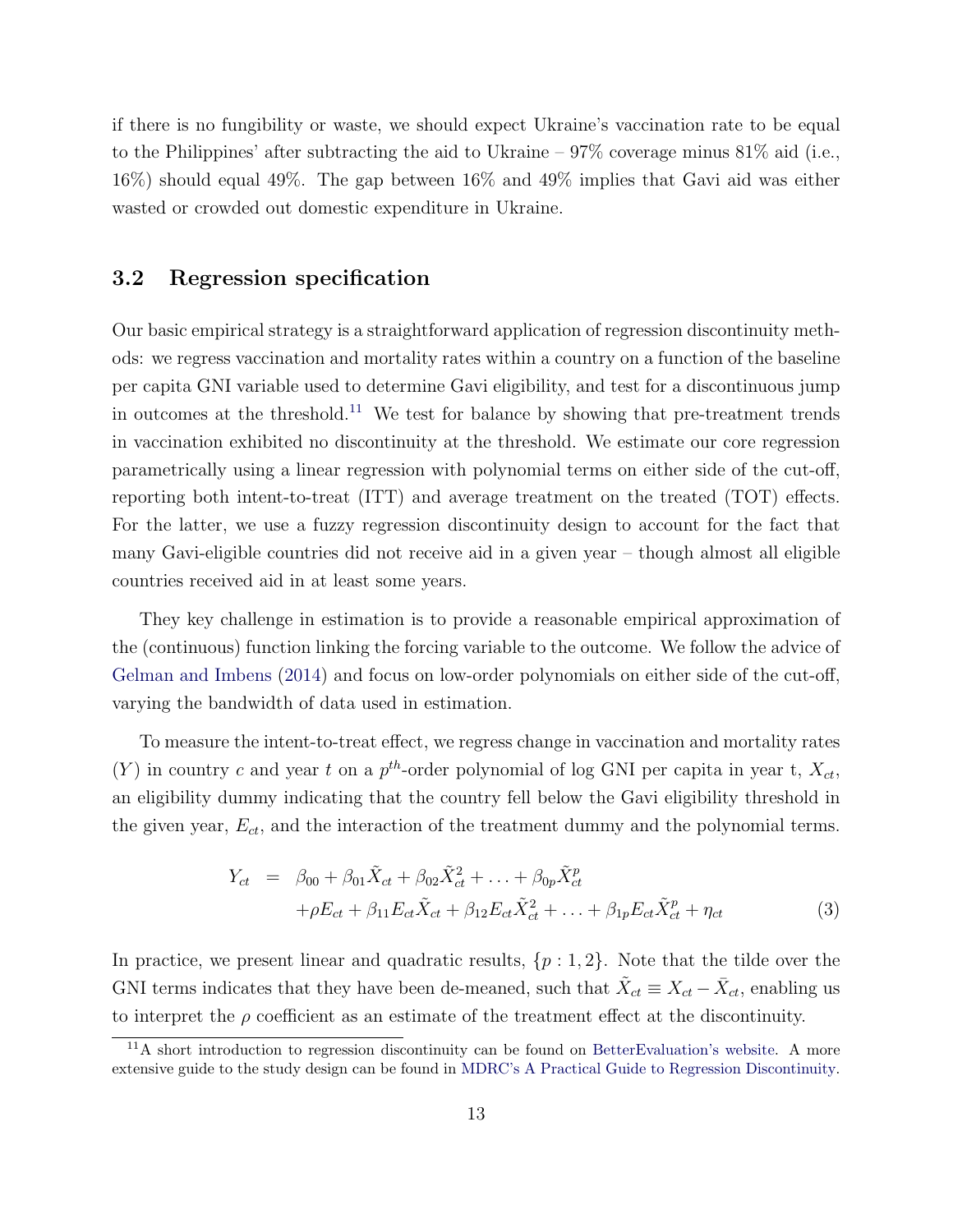if there is no fungibility or waste, we should expect Ukraine's vaccination rate to be equal to the Philippines' after subtracting the aid to Ukraine – 97% coverage minus 81% aid (i.e., 16%) should equal 49%. The gap between 16% and 49% implies that Gavi aid was either wasted or crowded out domestic expenditure in Ukraine.

### 3.2 Regression specification

Our basic empirical strategy is a straightforward application of regression discontinuity methods: we regress vaccination and mortality rates within a country on a function of the baseline per capita GNI variable used to determine Gavi eligibility, and test for a discontinuous jump in outcomes at the threshold.[11] We test for balance by showing that pre-treatment trends in vaccination exhibited no discontinuity at the threshold. We estimate our core regression parametrically using a linear regression with polynomial terms on either side of the cut-off, reporting both intent-to-treat (ITT) and average treatment on the treated (TOT) effects. For the latter, we use a fuzzy regression discontinuity design to account for the fact that many Gavi-eligible countries did not receive aid in a given year – though almost all eligible countries received aid in at least some years.

They key challenge in estimation is to provide a reasonable empirical approximation of the (continuous) function linking the forcing variable to the outcome. We follow the advice of Gelman and Imbens (2014) and focus on low-order polynomials on either side of the cut-off, varying the bandwidth of data used in estimation.

To measure the intent-to-treat effect, we regress change in vaccination and mortality rates ($Y$) in country $c$ and year $t$ on a $p^{th}$-order polynomial of log GNI per capita in year t, $X_{ct}$, an eligibility dummy indicating that the country fell below the Gavi eligibility threshold in the given year, $E_{ct}$, and the interaction of the treatment dummy and the polynomial terms.

$$
\begin{aligned}
Y_{ct} &= \beta_{00} + \beta_{01}\tilde{X}_{ct} + \beta_{02}\tilde{X}_{ct}^2 + \ldots + \beta_{0p}\tilde{X}_{ct}^p \\
&\quad + \rho E_{ct} + \beta_{11}E_{ct}\tilde{X}_{ct} + \beta_{12}E_{ct}\tilde{X}_{ct}^2 + \ldots + \beta_{1p}E_{ct}\tilde{X}_{ct}^p + \eta_{ct} \qquad (3)
\end{aligned}
$$

In practice, we present linear and quadratic results, $\{p : 1, 2\}$. Note that the tilde over the GNI terms indicates that they have been de-meaned, such that $\tilde{X}_{ct} \equiv X_{ct} - \bar{X}_{ct}$, enabling us to interpret the $\rho$ coefficient as an estimate of the treatment effect at the discontinuity.

[11] A short introduction to regression discontinuity can be found on BetterEvaluation's website. A more extensive guide to the study design can be found in MDRC's A Practical Guide to Regression Discontinuity.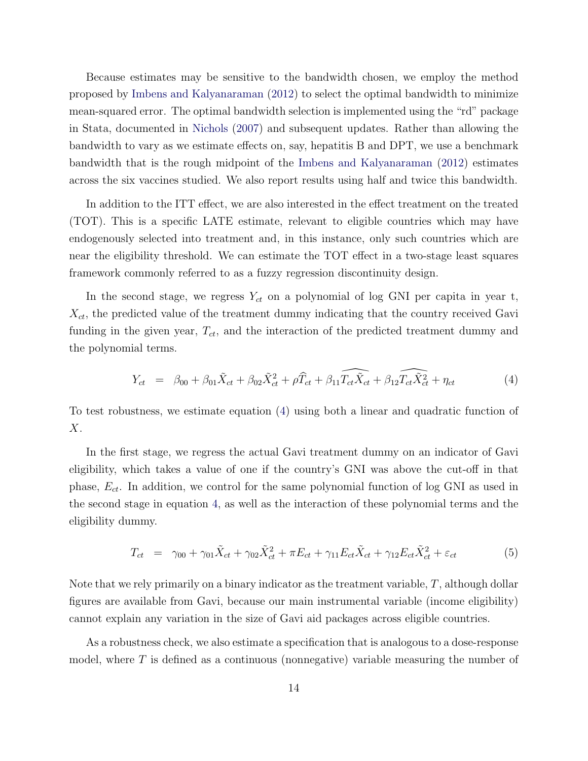Because estimates may be sensitive to the bandwidth chosen, we employ the method proposed by Imbens and Kalyanaraman (2012) to select the optimal bandwidth to minimize mean-squared error. The optimal bandwidth selection is implemented using the "rd" package in Stata, documented in Nichols (2007) and subsequent updates. Rather than allowing the bandwidth to vary as we estimate effects on, say, hepatitis B and DPT, we use a benchmark bandwidth that is the rough midpoint of the Imbens and Kalyanaraman (2012) estimates across the six vaccines studied. We also report results using half and twice this bandwidth.

In addition to the ITT effect, we are also interested in the effect treatment on the treated (TOT). This is a specific LATE estimate, relevant to eligible countries which may have endogenously selected into treatment and, in this instance, only such countries which are near the eligibility threshold. We can estimate the TOT effect in a two-stage least squares framework commonly referred to as a fuzzy regression discontinuity design.

In the second stage, we regress $Y_{ct}$ on a polynomial of log GNI per capita in year t, $X_{ct}$, the predicted value of the treatment dummy indicating that the country received Gavi funding in the given year, $T_{ct}$, and the interaction of the predicted treatment dummy and the polynomial terms.

$$Y_{ct} = \beta_{00} + \beta_{01}\tilde{X}_{ct} + \beta_{02}\tilde{X}_{ct}^2 + \rho\widehat{T}_{ct} + \beta_{11}\widehat{T_{ct}\tilde{X}_{ct}} + \beta_{12}\widehat{T_{ct}\tilde{X}_{ct}^2} + \eta_{ct} \tag{4}$$

To test robustness, we estimate equation (4) using both a linear and quadratic function of $X$.

In the first stage, we regress the actual Gavi treatment dummy on an indicator of Gavi eligibility, which takes a value of one if the country's GNI was above the cut-off in that phase, $E_{ct}$. In addition, we control for the same polynomial function of log GNI as used in the second stage in equation 4, as well as the interaction of these polynomial terms and the eligibility dummy.

$$T_{ct} = \gamma_{00} + \gamma_{01}\tilde{X}_{ct} + \gamma_{02}\tilde{X}_{ct}^2 + \pi E_{ct} + \gamma_{11}E_{ct}\tilde{X}_{ct} + \gamma_{12}E_{ct}\tilde{X}_{ct}^2 + \varepsilon_{ct} \tag{5}$$

Note that we rely primarily on a binary indicator as the treatment variable, $T$, although dollar figures are available from Gavi, because our main instrumental variable (income eligibility) cannot explain any variation in the size of Gavi aid packages across eligible countries.

As a robustness check, we also estimate a specification that is analogous to a dose-response model, where $T$ is defined as a continuous (nonnegative) variable measuring the number of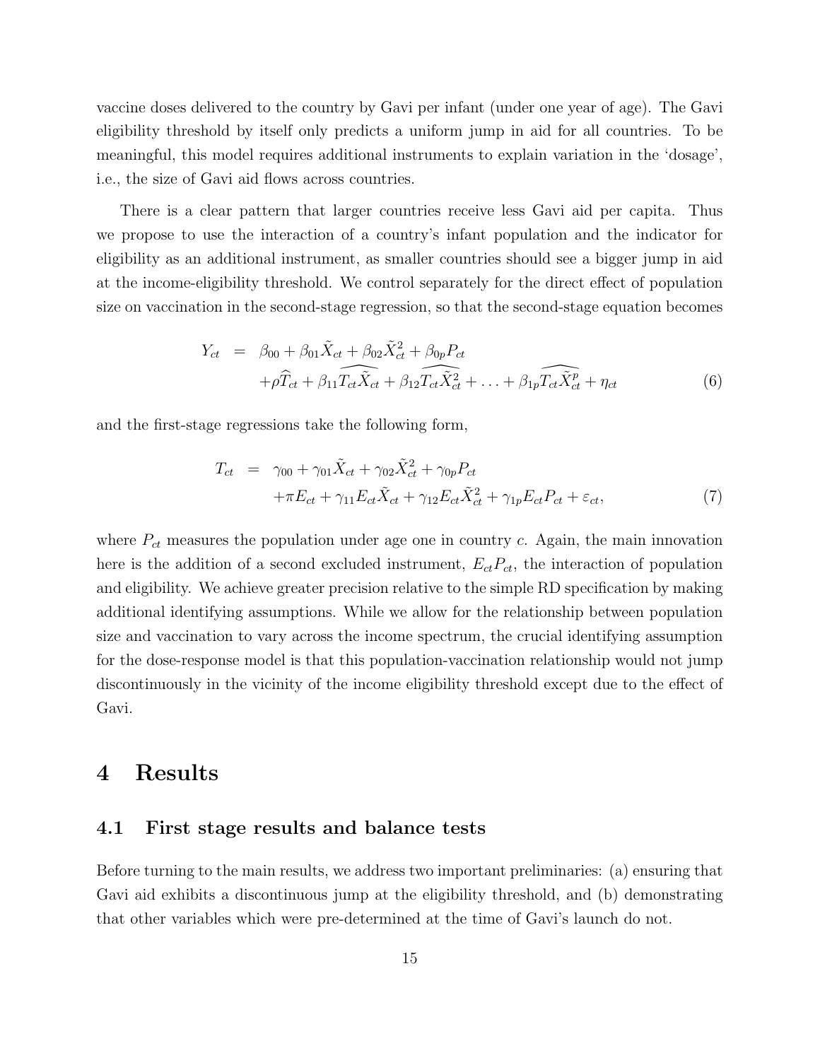vaccine doses delivered to the country by Gavi per infant (under one year of age). The Gavi eligibility threshold by itself only predicts a uniform jump in aid for all countries. To be meaningful, this model requires additional instruments to explain variation in the 'dosage', i.e., the size of Gavi aid flows across countries.

There is a clear pattern that larger countries receive less Gavi aid per capita. Thus we propose to use the interaction of a country's infant population and the indicator for eligibility as an additional instrument, as smaller countries should see a bigger jump in aid at the income-eligibility threshold. We control separately for the direct effect of population size on vaccination in the second-stage regression, so that the second-stage equation becomes

$$
\begin{aligned}
Y_{ct} &= \beta_{00} + \beta_{01}\tilde{X}_{ct} + \beta_{02}\tilde{X}_{ct}^2 + \beta_{0p}P_{ct} \\
&\quad + \rho\widehat{T}_{ct} + \beta_{11}\widehat{T_{ct}\tilde{X}_{ct}} + \beta_{12}\widehat{T_{ct}\tilde{X}_{ct}^2} + \ldots + \beta_{1p}\widehat{T_{ct}\tilde{X}_{ct}^p} + \eta_{ct}
\end{aligned}
\tag{6}
$$

and the first-stage regressions take the following form,

$$
\begin{aligned}
T_{ct} &= \gamma_{00} + \gamma_{01}\tilde{X}_{ct} + \gamma_{02}\tilde{X}_{ct}^2 + \gamma_{0p}P_{ct} \\
&\quad + \pi E_{ct} + \gamma_{11}E_{ct}\tilde{X}_{ct} + \gamma_{12}E_{ct}\tilde{X}_{ct}^2 + \gamma_{1p}E_{ct}P_{ct} + \varepsilon_{ct},
\end{aligned}
\tag{7}
$$

where $P_{ct}$ measures the population under age one in country $c$. Again, the main innovation here is the addition of a second excluded instrument, $E_{ct}P_{ct}$, the interaction of population and eligibility. We achieve greater precision relative to the simple RD specification by making additional identifying assumptions. While we allow for the relationship between population size and vaccination to vary across the income spectrum, the crucial identifying assumption for the dose-response model is that this population-vaccination relationship would not jump discontinuously in the vicinity of the income eligibility threshold except due to the effect of Gavi.

# 4 Results

## 4.1 First stage results and balance tests

Before turning to the main results, we address two important preliminaries: (a) ensuring that Gavi aid exhibits a discontinuous jump at the eligibility threshold, and (b) demonstrating that other variables which were pre-determined at the time of Gavi's launch do not.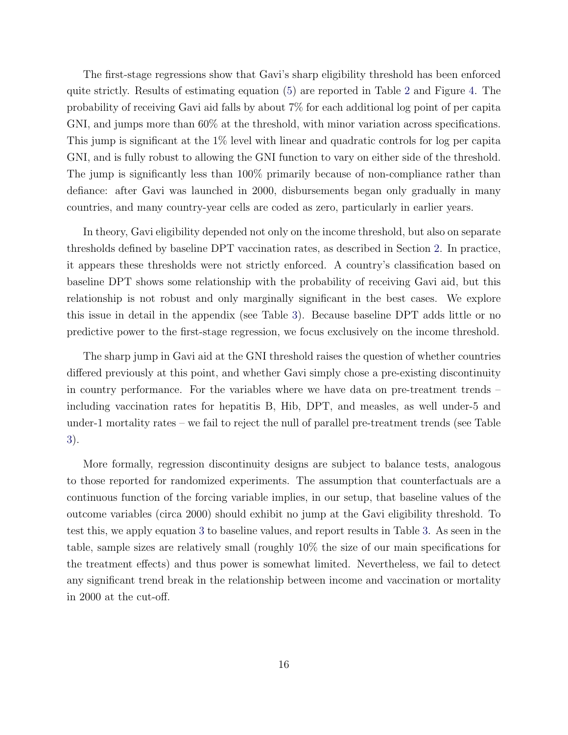The first-stage regressions show that Gavi's sharp eligibility threshold has been enforced quite strictly. Results of estimating equation (5) are reported in Table 2 and Figure 4. The probability of receiving Gavi aid falls by about 7% for each additional log point of per capita GNI, and jumps more than 60% at the threshold, with minor variation across specifications. This jump is significant at the 1% level with linear and quadratic controls for log per capita GNI, and is fully robust to allowing the GNI function to vary on either side of the threshold. The jump is significantly less than 100% primarily because of non-compliance rather than defiance: after Gavi was launched in 2000, disbursements began only gradually in many countries, and many country-year cells are coded as zero, particularly in earlier years.

In theory, Gavi eligibility depended not only on the income threshold, but also on separate thresholds defined by baseline DPT vaccination rates, as described in Section 2. In practice, it appears these thresholds were not strictly enforced. A country's classification based on baseline DPT shows some relationship with the probability of receiving Gavi aid, but this relationship is not robust and only marginally significant in the best cases. We explore this issue in detail in the appendix (see Table 3). Because baseline DPT adds little or no predictive power to the first-stage regression, we focus exclusively on the income threshold.

The sharp jump in Gavi aid at the GNI threshold raises the question of whether countries differed previously at this point, and whether Gavi simply chose a pre-existing discontinuity in country performance. For the variables where we have data on pre-treatment trends – including vaccination rates for hepatitis B, Hib, DPT, and measles, as well under-5 and under-1 mortality rates – we fail to reject the null of parallel pre-treatment trends (see Table 3).

More formally, regression discontinuity designs are subject to balance tests, analogous to those reported for randomized experiments. The assumption that counterfactuals are a continuous function of the forcing variable implies, in our setup, that baseline values of the outcome variables (circa 2000) should exhibit no jump at the Gavi eligibility threshold. To test this, we apply equation 3 to baseline values, and report results in Table 3. As seen in the table, sample sizes are relatively small (roughly 10% the size of our main specifications for the treatment effects) and thus power is somewhat limited. Nevertheless, we fail to detect any significant trend break in the relationship between income and vaccination or mortality in 2000 at the cut-off.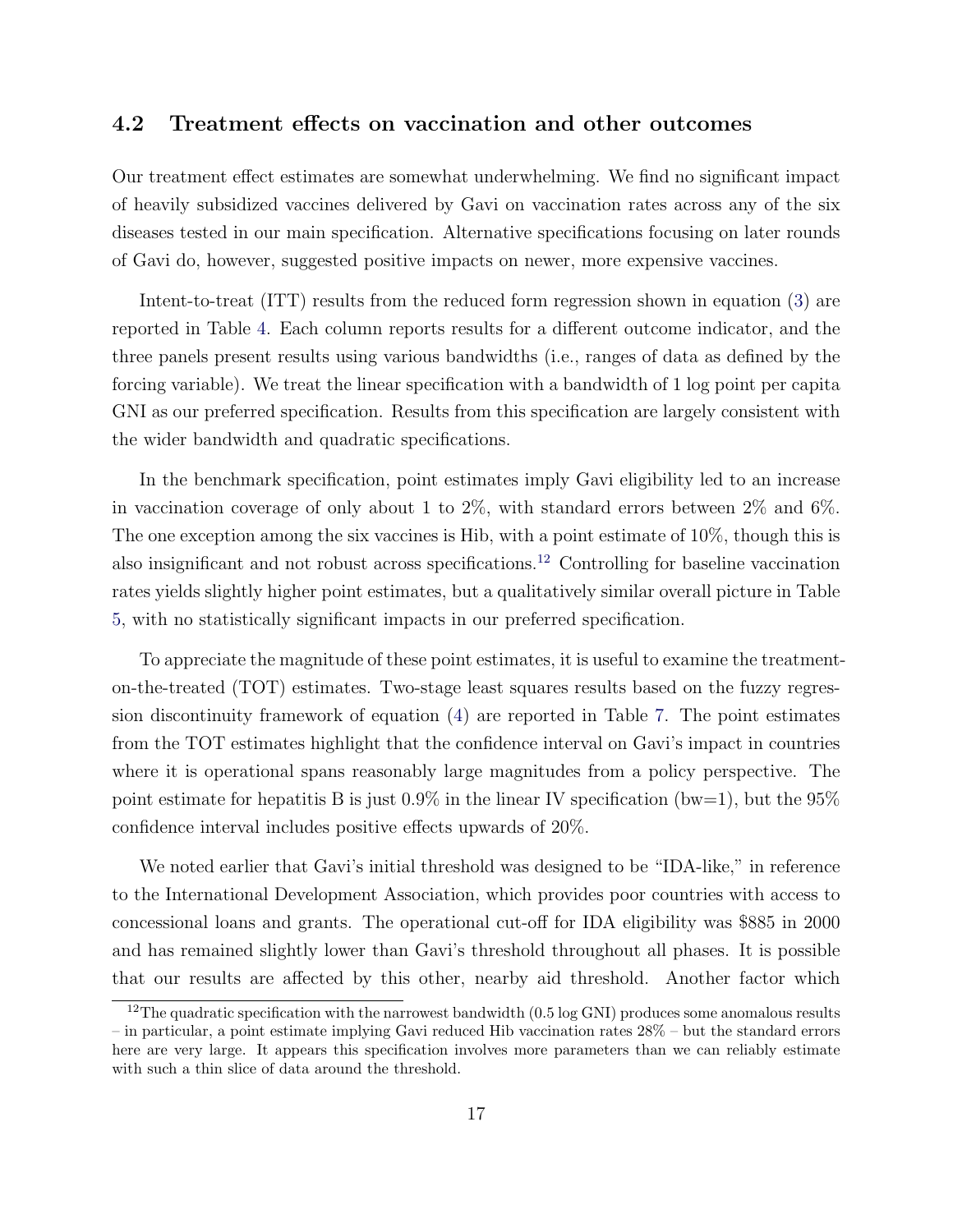### 4.2 Treatment effects on vaccination and other outcomes

Our treatment effect estimates are somewhat underwhelming. We find no significant impact of heavily subsidized vaccines delivered by Gavi on vaccination rates across any of the six diseases tested in our main specification. Alternative specifications focusing on later rounds of Gavi do, however, suggested positive impacts on newer, more expensive vaccines.

Intent-to-treat (ITT) results from the reduced form regression shown in equation (3) are reported in Table 4. Each column reports results for a different outcome indicator, and the three panels present results using various bandwidths (i.e., ranges of data as defined by the forcing variable). We treat the linear specification with a bandwidth of 1 log point per capita GNI as our preferred specification. Results from this specification are largely consistent with the wider bandwidth and quadratic specifications.

In the benchmark specification, point estimates imply Gavi eligibility led to an increase in vaccination coverage of only about 1 to 2%, with standard errors between 2% and 6%. The one exception among the six vaccines is Hib, with a point estimate of 10%, though this is also insignificant and not robust across specifications.[12] Controlling for baseline vaccination rates yields slightly higher point estimates, but a qualitatively similar overall picture in Table 5, with no statistically significant impacts in our preferred specification.

To appreciate the magnitude of these point estimates, it is useful to examine the treatment-on-the-treated (TOT) estimates. Two-stage least squares results based on the fuzzy regression discontinuity framework of equation (4) are reported in Table 7. The point estimates from the TOT estimates highlight that the confidence interval on Gavi's impact in countries where it is operational spans reasonably large magnitudes from a policy perspective. The point estimate for hepatitis B is just 0.9% in the linear IV specification (bw=1), but the 95% confidence interval includes positive effects upwards of 20%.

We noted earlier that Gavi's initial threshold was designed to be "IDA-like," in reference to the International Development Association, which provides poor countries with access to concessional loans and grants. The operational cut-off for IDA eligibility was $885 in 2000 and has remained slightly lower than Gavi's threshold throughout all phases. It is possible that our results are affected by this other, nearby aid threshold. Another factor which

[12] The quadratic specification with the narrowest bandwidth (0.5 log GNI) produces some anomalous results – in particular, a point estimate implying Gavi reduced Hib vaccination rates 28% – but the standard errors here are very large. It appears this specification involves more parameters than we can reliably estimate with such a thin slice of data around the threshold.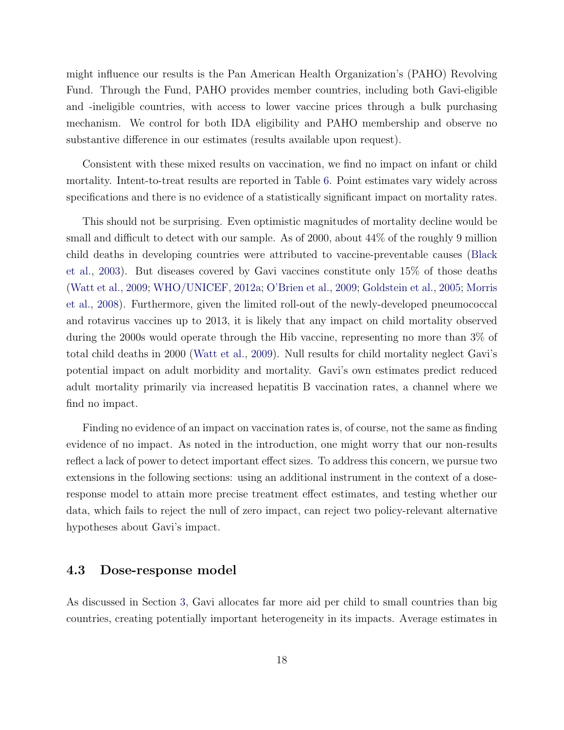might influence our results is the Pan American Health Organization's (PAHO) Revolving Fund. Through the Fund, PAHO provides member countries, including both Gavi-eligible and -ineligible countries, with access to lower vaccine prices through a bulk purchasing mechanism. We control for both IDA eligibility and PAHO membership and observe no substantive difference in our estimates (results available upon request).

Consistent with these mixed results on vaccination, we find no impact on infant or child mortality. Intent-to-treat results are reported in Table 6. Point estimates vary widely across specifications and there is no evidence of a statistically significant impact on mortality rates.

This should not be surprising. Even optimistic magnitudes of mortality decline would be small and difficult to detect with our sample. As of 2000, about 44% of the roughly 9 million child deaths in developing countries were attributed to vaccine-preventable causes (Black et al., 2003). But diseases covered by Gavi vaccines constitute only 15% of those deaths (Watt et al., 2009; WHO/UNICEF, 2012a; O'Brien et al., 2009; Goldstein et al., 2005; Morris et al., 2008). Furthermore, given the limited roll-out of the newly-developed pneumococcal and rotavirus vaccines up to 2013, it is likely that any impact on child mortality observed during the 2000s would operate through the Hib vaccine, representing no more than 3% of total child deaths in 2000 (Watt et al., 2009). Null results for child mortality neglect Gavi's potential impact on adult morbidity and mortality. Gavi's own estimates predict reduced adult mortality primarily via increased hepatitis B vaccination rates, a channel where we find no impact.

Finding no evidence of an impact on vaccination rates is, of course, not the same as finding evidence of no impact. As noted in the introduction, one might worry that our non-results reflect a lack of power to detect important effect sizes. To address this concern, we pursue two extensions in the following sections: using an additional instrument in the context of a dose-response model to attain more precise treatment effect estimates, and testing whether our data, which fails to reject the null of zero impact, can reject two policy-relevant alternative hypotheses about Gavi's impact.

### 4.3 Dose-response model

As discussed in Section 3, Gavi allocates far more aid per child to small countries than big countries, creating potentially important heterogeneity in its impacts. Average estimates in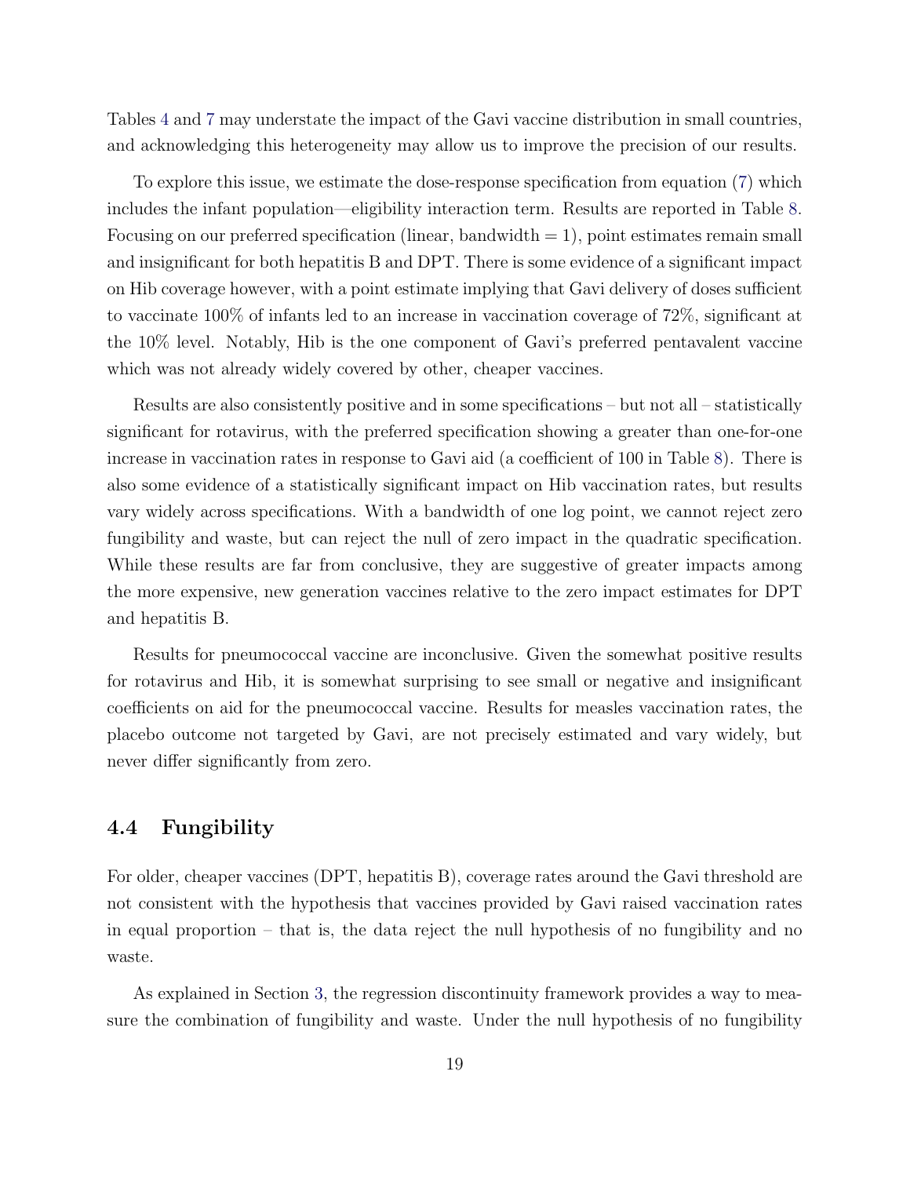Tables 4 and 7 may understate the impact of the Gavi vaccine distribution in small countries, and acknowledging this heterogeneity may allow us to improve the precision of our results.

To explore this issue, we estimate the dose-response specification from equation (7) which includes the infant population—eligibility interaction term. Results are reported in Table 8. Focusing on our preferred specification (linear, bandwidth = 1), point estimates remain small and insignificant for both hepatitis B and DPT. There is some evidence of a significant impact on Hib coverage however, with a point estimate implying that Gavi delivery of doses sufficient to vaccinate 100% of infants led to an increase in vaccination coverage of 72%, significant at the 10% level. Notably, Hib is the one component of Gavi's preferred pentavalent vaccine which was not already widely covered by other, cheaper vaccines.

Results are also consistently positive and in some specifications – but not all – statistically significant for rotavirus, with the preferred specification showing a greater than one-for-one increase in vaccination rates in response to Gavi aid (a coefficient of 100 in Table 8). There is also some evidence of a statistically significant impact on Hib vaccination rates, but results vary widely across specifications. With a bandwidth of one log point, we cannot reject zero fungibility and waste, but can reject the null of zero impact in the quadratic specification. While these results are far from conclusive, they are suggestive of greater impacts among the more expensive, new generation vaccines relative to the zero impact estimates for DPT and hepatitis B.

Results for pneumococcal vaccine are inconclusive. Given the somewhat positive results for rotavirus and Hib, it is somewhat surprising to see small or negative and insignificant coefficients on aid for the pneumococcal vaccine. Results for measles vaccination rates, the placebo outcome not targeted by Gavi, are not precisely estimated and vary widely, but never differ significantly from zero.

## 4.4 Fungibility

For older, cheaper vaccines (DPT, hepatitis B), coverage rates around the Gavi threshold are not consistent with the hypothesis that vaccines provided by Gavi raised vaccination rates in equal proportion – that is, the data reject the null hypothesis of no fungibility and no waste.

As explained in Section 3, the regression discontinuity framework provides a way to measure the combination of fungibility and waste. Under the null hypothesis of no fungibility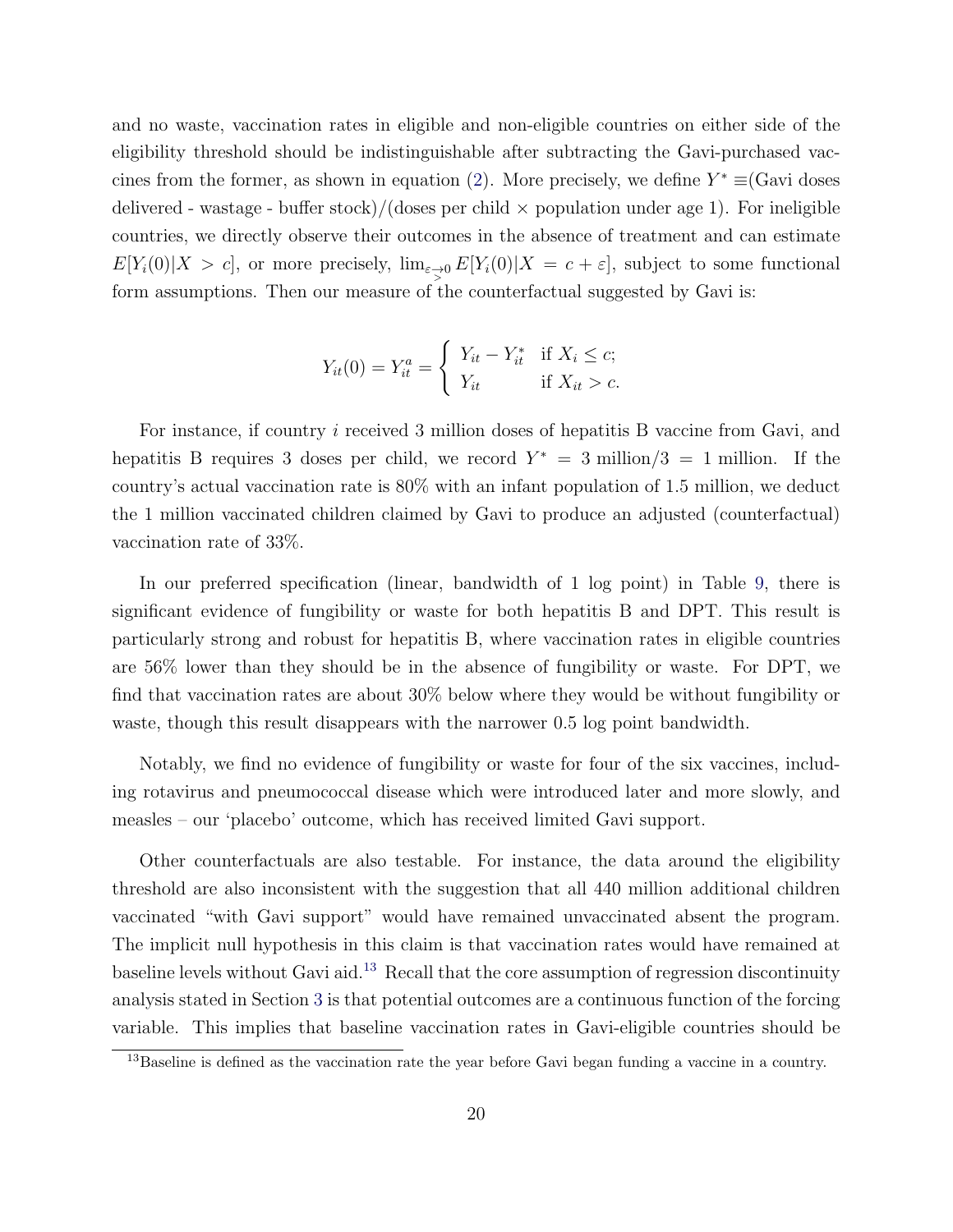and no waste, vaccination rates in eligible and non-eligible countries on either side of the eligibility threshold should be indistinguishable after subtracting the Gavi-purchased vaccines from the former, as shown in equation (2). More precisely, we define $Y^* \equiv$(Gavi doses delivered - wastage - buffer stock)/(doses per child $\times$ population under age 1). For ineligible countries, we directly observe their outcomes in the absence of treatment and can estimate $E[Y_i(0)|X > c]$, or more precisely, $\lim_{\varepsilon \underset{>}{\to} 0} E[Y_i(0)|X = c + \varepsilon]$, subject to some functional form assumptions. Then our measure of the counterfactual suggested by Gavi is:

$$
Y_{it}(0) = Y_{it}^a = \begin{cases} Y_{it} - Y_{it}^* & \text{if } X_i \leq c; \\ Y_{it} & \text{if } X_{it} > c. \end{cases}
$$

For instance, if country $i$ received 3 million doses of hepatitis B vaccine from Gavi, and hepatitis B requires 3 doses per child, we record $Y^* = 3 \text{ million}/3 = 1$ million. If the country's actual vaccination rate is 80% with an infant population of 1.5 million, we deduct the 1 million vaccinated children claimed by Gavi to produce an adjusted (counterfactual) vaccination rate of 33%.

In our preferred specification (linear, bandwidth of 1 log point) in Table 9, there is significant evidence of fungibility or waste for both hepatitis B and DPT. This result is particularly strong and robust for hepatitis B, where vaccination rates in eligible countries are 56% lower than they should be in the absence of fungibility or waste. For DPT, we find that vaccination rates are about 30% below where they would be without fungibility or waste, though this result disappears with the narrower 0.5 log point bandwidth.

Notably, we find no evidence of fungibility or waste for four of the six vaccines, including rotavirus and pneumococcal disease which were introduced later and more slowly, and measles – our 'placebo' outcome, which has received limited Gavi support.

Other counterfactuals are also testable. For instance, the data around the eligibility threshold are also inconsistent with the suggestion that all 440 million additional children vaccinated "with Gavi support" would have remained unvaccinated absent the program. The implicit null hypothesis in this claim is that vaccination rates would have remained at baseline levels without Gavi aid.[13] Recall that the core assumption of regression discontinuity analysis stated in Section 3 is that potential outcomes are a continuous function of the forcing variable. This implies that baseline vaccination rates in Gavi-eligible countries should be

[13] Baseline is defined as the vaccination rate the year before Gavi began funding a vaccine in a country.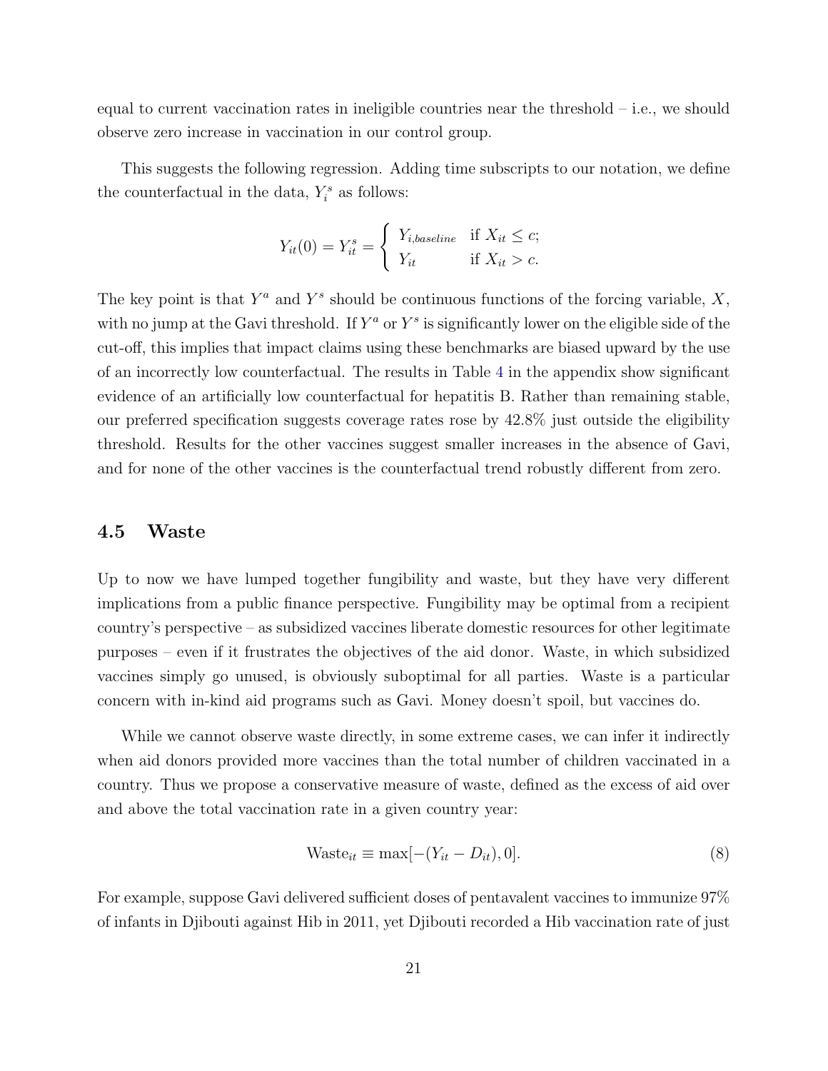equal to current vaccination rates in ineligible countries near the threshold – i.e., we should observe zero increase in vaccination in our control group.

This suggests the following regression. Adding time subscripts to our notation, we define the counterfactual in the data, $Y_i^s$ as follows:

$$Y_{it}(0) = Y_{it}^s = \begin{cases} Y_{i,baseline} & \text{if } X_{it} \leq c; \\ Y_{it} & \text{if } X_{it} > c. \end{cases}$$

The key point is that $Y^a$ and $Y^s$ should be continuous functions of the forcing variable, $X$, with no jump at the Gavi threshold. If $Y^a$ or $Y^s$ is significantly lower on the eligible side of the cut-off, this implies that impact claims using these benchmarks are biased upward by the use of an incorrectly low counterfactual. The results in Table 4 in the appendix show significant evidence of an artificially low counterfactual for hepatitis B. Rather than remaining stable, our preferred specification suggests coverage rates rose by 42.8% just outside the eligibility threshold. Results for the other vaccines suggest smaller increases in the absence of Gavi, and for none of the other vaccines is the counterfactual trend robustly different from zero.

### 4.5 Waste

Up to now we have lumped together fungibility and waste, but they have very different implications from a public finance perspective. Fungibility may be optimal from a recipient country's perspective – as subsidized vaccines liberate domestic resources for other legitimate purposes – even if it frustrates the objectives of the aid donor. Waste, in which subsidized vaccines simply go unused, is obviously suboptimal for all parties. Waste is a particular concern with in-kind aid programs such as Gavi. Money doesn't spoil, but vaccines do.

While we cannot observe waste directly, in some extreme cases, we can infer it indirectly when aid donors provided more vaccines than the total number of children vaccinated in a country. Thus we propose a conservative measure of waste, defined as the excess of aid over and above the total vaccination rate in a given country year:

$$\text{Waste}_{it} \equiv \max[-(Y_{it} - D_{it}), 0]. \tag{8}$$

For example, suppose Gavi delivered sufficient doses of pentavalent vaccines to immunize 97% of infants in Djibouti against Hib in 2011, yet Djibouti recorded a Hib vaccination rate of just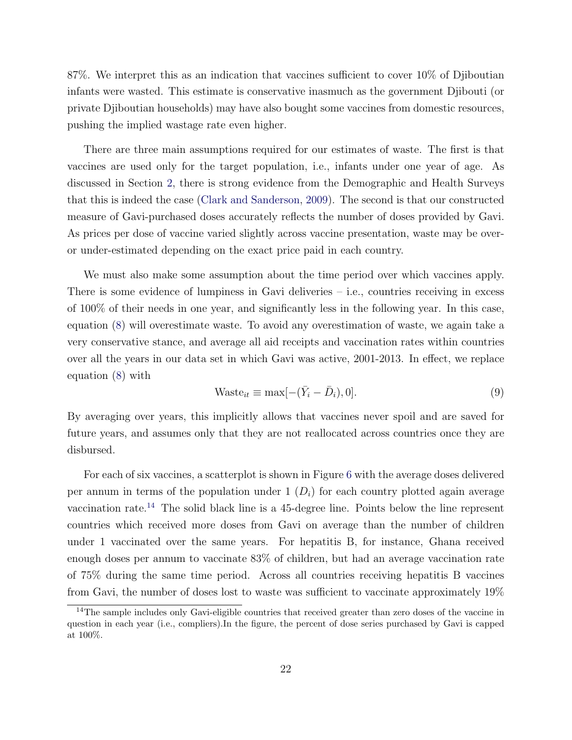87%. We interpret this as an indication that vaccines sufficient to cover 10% of Djiboutian infants were wasted. This estimate is conservative inasmuch as the government Djibouti (or private Djiboutian households) may have also bought some vaccines from domestic resources, pushing the implied wastage rate even higher.

There are three main assumptions required for our estimates of waste. The first is that vaccines are used only for the target population, i.e., infants under one year of age. As discussed in Section 2, there is strong evidence from the Demographic and Health Surveys that this is indeed the case (Clark and Sanderson, 2009). The second is that our constructed measure of Gavi-purchased doses accurately reflects the number of doses provided by Gavi. As prices per dose of vaccine varied slightly across vaccine presentation, waste may be over- or under-estimated depending on the exact price paid in each country.

We must also make some assumption about the time period over which vaccines apply. There is some evidence of lumpiness in Gavi deliveries – i.e., countries receiving in excess of 100% of their needs in one year, and significantly less in the following year. In this case, equation (8) will overestimate waste. To avoid any overestimation of waste, we again take a very conservative stance, and average all aid receipts and vaccination rates within countries over all the years in our data set in which Gavi was active, 2001-2013. In effect, we replace equation (8) with

$$\text{Waste}_{it} \equiv \max[-(\bar{Y}_i - \bar{D}_i), 0]. \tag{9}$$

By averaging over years, this implicitly allows that vaccines never spoil and are saved for future years, and assumes only that they are not reallocated across countries once they are disbursed.

For each of six vaccines, a scatterplot is shown in Figure 6 with the average doses delivered per annum in terms of the population under 1 ($D_i$) for each country plotted again average vaccination rate.[14] The solid black line is a 45-degree line. Points below the line represent countries which received more doses from Gavi on average than the number of children under 1 vaccinated over the same years. For hepatitis B, for instance, Ghana received enough doses per annum to vaccinate 83% of children, but had an average vaccination rate of 75% during the same time period. Across all countries receiving hepatitis B vaccines from Gavi, the number of doses lost to waste was sufficient to vaccinate approximately 19%

[14] The sample includes only Gavi-eligible countries that received greater than zero doses of the vaccine in question in each year (i.e., compliers).In the figure, the percent of dose series purchased by Gavi is capped at 100%.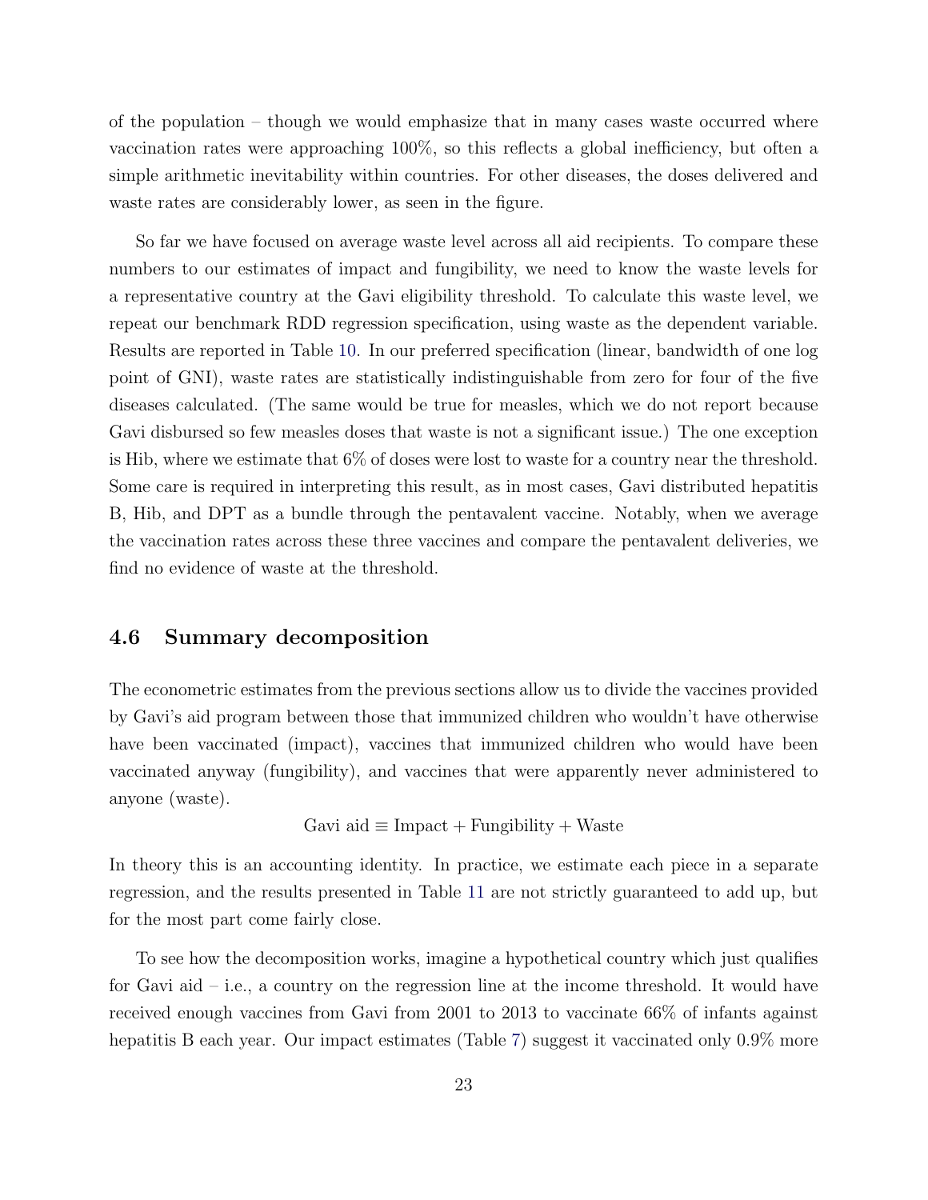of the population – though we would emphasize that in many cases waste occurred where vaccination rates were approaching 100%, so this reflects a global inefficiency, but often a simple arithmetic inevitability within countries. For other diseases, the doses delivered and waste rates are considerably lower, as seen in the figure.

So far we have focused on average waste level across all aid recipients. To compare these numbers to our estimates of impact and fungibility, we need to know the waste levels for a representative country at the Gavi eligibility threshold. To calculate this waste level, we repeat our benchmark RDD regression specification, using waste as the dependent variable. Results are reported in Table 10. In our preferred specification (linear, bandwidth of one log point of GNI), waste rates are statistically indistinguishable from zero for four of the five diseases calculated. (The same would be true for measles, which we do not report because Gavi disbursed so few measles doses that waste is not a significant issue.) The one exception is Hib, where we estimate that 6% of doses were lost to waste for a country near the threshold. Some care is required in interpreting this result, as in most cases, Gavi distributed hepatitis B, Hib, and DPT as a bundle through the pentavalent vaccine. Notably, when we average the vaccination rates across these three vaccines and compare the pentavalent deliveries, we find no evidence of waste at the threshold.

### 4.6 Summary decomposition

The econometric estimates from the previous sections allow us to divide the vaccines provided by Gavi's aid program between those that immunized children who wouldn't have otherwise have been vaccinated (impact), vaccines that immunized children who would have been vaccinated anyway (fungibility), and vaccines that were apparently never administered to anyone (waste).

$$\text{Gavi aid} \equiv \text{Impact} + \text{Fungibility} + \text{Waste}$$

In theory this is an accounting identity. In practice, we estimate each piece in a separate regression, and the results presented in Table 11 are not strictly guaranteed to add up, but for the most part come fairly close.

To see how the decomposition works, imagine a hypothetical country which just qualifies for Gavi aid – i.e., a country on the regression line at the income threshold. It would have received enough vaccines from Gavi from 2001 to 2013 to vaccinate 66% of infants against hepatitis B each year. Our impact estimates (Table 7) suggest it vaccinated only 0.9% more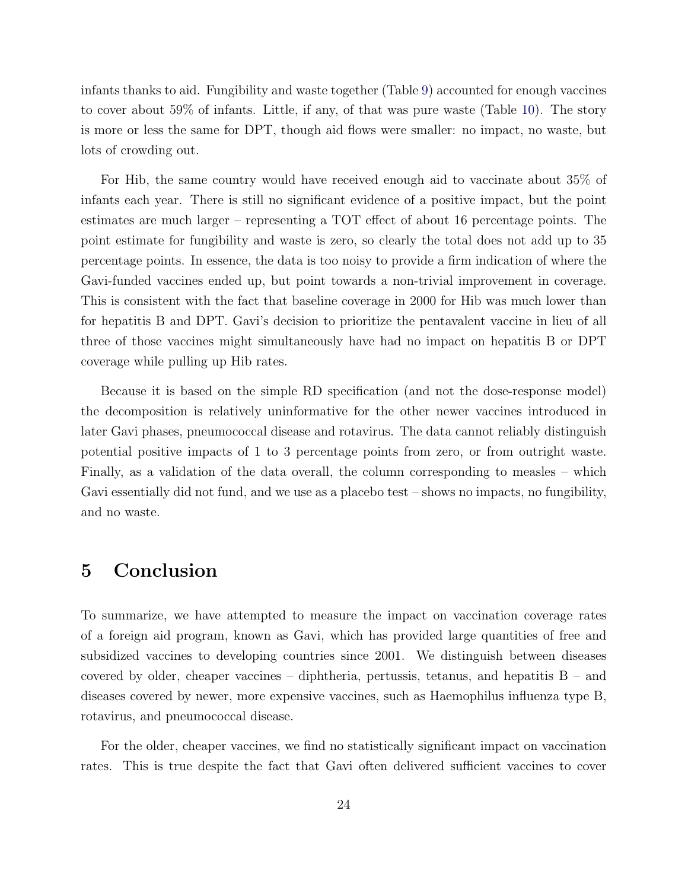infants thanks to aid. Fungibility and waste together (Table 9) accounted for enough vaccines to cover about 59% of infants. Little, if any, of that was pure waste (Table 10). The story is more or less the same for DPT, though aid flows were smaller: no impact, no waste, but lots of crowding out.

For Hib, the same country would have received enough aid to vaccinate about 35% of infants each year. There is still no significant evidence of a positive impact, but the point estimates are much larger – representing a TOT effect of about 16 percentage points. The point estimate for fungibility and waste is zero, so clearly the total does not add up to 35 percentage points. In essence, the data is too noisy to provide a firm indication of where the Gavi-funded vaccines ended up, but point towards a non-trivial improvement in coverage. This is consistent with the fact that baseline coverage in 2000 for Hib was much lower than for hepatitis B and DPT. Gavi's decision to prioritize the pentavalent vaccine in lieu of all three of those vaccines might simultaneously have had no impact on hepatitis B or DPT coverage while pulling up Hib rates.

Because it is based on the simple RD specification (and not the dose-response model) the decomposition is relatively uninformative for the other newer vaccines introduced in later Gavi phases, pneumococcal disease and rotavirus. The data cannot reliably distinguish potential positive impacts of 1 to 3 percentage points from zero, or from outright waste. Finally, as a validation of the data overall, the column corresponding to measles – which Gavi essentially did not fund, and we use as a placebo test – shows no impacts, no fungibility, and no waste.

# 5 Conclusion

To summarize, we have attempted to measure the impact on vaccination coverage rates of a foreign aid program, known as Gavi, which has provided large quantities of free and subsidized vaccines to developing countries since 2001. We distinguish between diseases covered by older, cheaper vaccines – diphtheria, pertussis, tetanus, and hepatitis B – and diseases covered by newer, more expensive vaccines, such as Haemophilus influenza type B, rotavirus, and pneumococcal disease.

For the older, cheaper vaccines, we find no statistically significant impact on vaccination rates. This is true despite the fact that Gavi often delivered sufficient vaccines to cover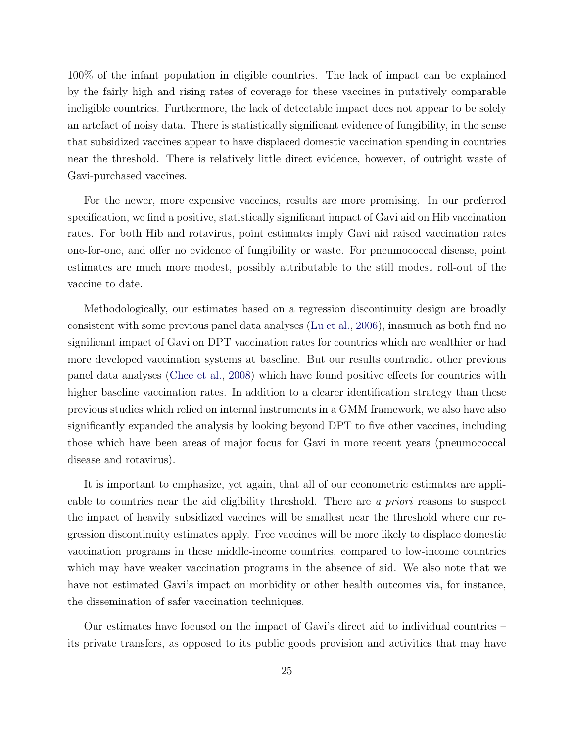100% of the infant population in eligible countries. The lack of impact can be explained by the fairly high and rising rates of coverage for these vaccines in putatively comparable ineligible countries. Furthermore, the lack of detectable impact does not appear to be solely an artefact of noisy data. There is statistically significant evidence of fungibility, in the sense that subsidized vaccines appear to have displaced domestic vaccination spending in countries near the threshold. There is relatively little direct evidence, however, of outright waste of Gavi-purchased vaccines.

For the newer, more expensive vaccines, results are more promising. In our preferred specification, we find a positive, statistically significant impact of Gavi aid on Hib vaccination rates. For both Hib and rotavirus, point estimates imply Gavi aid raised vaccination rates one-for-one, and offer no evidence of fungibility or waste. For pneumococcal disease, point estimates are much more modest, possibly attributable to the still modest roll-out of the vaccine to date.

Methodologically, our estimates based on a regression discontinuity design are broadly consistent with some previous panel data analyses (Lu et al., 2006), inasmuch as both find no significant impact of Gavi on DPT vaccination rates for countries which are wealthier or had more developed vaccination systems at baseline. But our results contradict other previous panel data analyses (Chee et al., 2008) which have found positive effects for countries with higher baseline vaccination rates. In addition to a clearer identification strategy than these previous studies which relied on internal instruments in a GMM framework, we also have also significantly expanded the analysis by looking beyond DPT to five other vaccines, including those which have been areas of major focus for Gavi in more recent years (pneumococcal disease and rotavirus).

It is important to emphasize, yet again, that all of our econometric estimates are applicable to countries near the aid eligibility threshold. There are *a priori* reasons to suspect the impact of heavily subsidized vaccines will be smallest near the threshold where our regression discontinuity estimates apply. Free vaccines will be more likely to displace domestic vaccination programs in these middle-income countries, compared to low-income countries which may have weaker vaccination programs in the absence of aid. We also note that we have not estimated Gavi's impact on morbidity or other health outcomes via, for instance, the dissemination of safer vaccination techniques.

Our estimates have focused on the impact of Gavi's direct aid to individual countries – its private transfers, as opposed to its public goods provision and activities that may have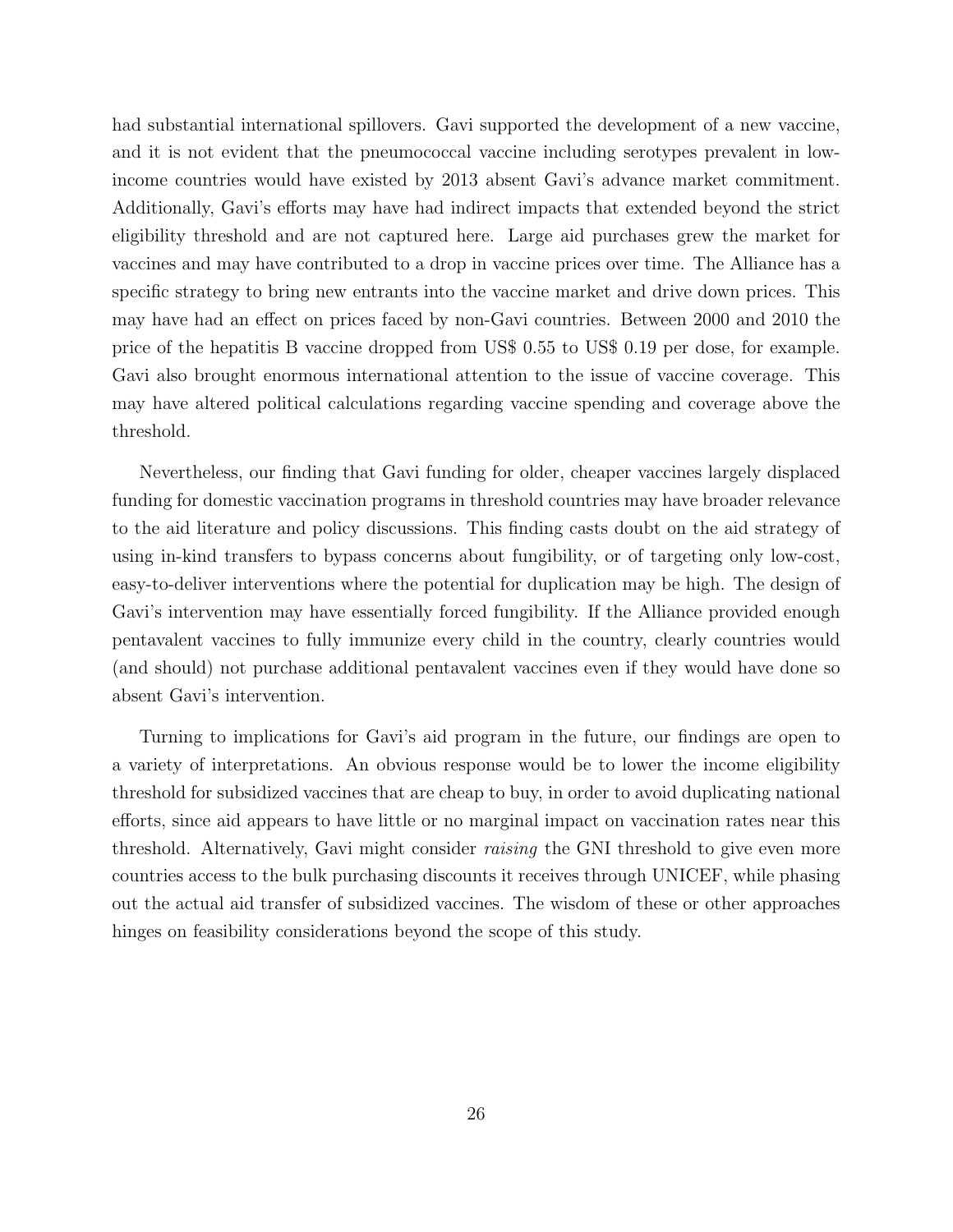had substantial international spillovers. Gavi supported the development of a new vaccine, and it is not evident that the pneumococcal vaccine including serotypes prevalent in low-income countries would have existed by 2013 absent Gavi's advance market commitment. Additionally, Gavi's efforts may have had indirect impacts that extended beyond the strict eligibility threshold and are not captured here. Large aid purchases grew the market for vaccines and may have contributed to a drop in vaccine prices over time. The Alliance has a specific strategy to bring new entrants into the vaccine market and drive down prices. This may have had an effect on prices faced by non-Gavi countries. Between 2000 and 2010 the price of the hepatitis B vaccine dropped from US$ 0.55 to US$ 0.19 per dose, for example. Gavi also brought enormous international attention to the issue of vaccine coverage. This may have altered political calculations regarding vaccine spending and coverage above the threshold.

Nevertheless, our finding that Gavi funding for older, cheaper vaccines largely displaced funding for domestic vaccination programs in threshold countries may have broader relevance to the aid literature and policy discussions. This finding casts doubt on the aid strategy of using in-kind transfers to bypass concerns about fungibility, or of targeting only low-cost, easy-to-deliver interventions where the potential for duplication may be high. The design of Gavi's intervention may have essentially forced fungibility. If the Alliance provided enough pentavalent vaccines to fully immunize every child in the country, clearly countries would (and should) not purchase additional pentavalent vaccines even if they would have done so absent Gavi's intervention.

Turning to implications for Gavi's aid program in the future, our findings are open to a variety of interpretations. An obvious response would be to lower the income eligibility threshold for subsidized vaccines that are cheap to buy, in order to avoid duplicating national efforts, since aid appears to have little or no marginal impact on vaccination rates near this threshold. Alternatively, Gavi might consider *raising* the GNI threshold to give even more countries access to the bulk purchasing discounts it receives through UNICEF, while phasing out the actual aid transfer of subsidized vaccines. The wisdom of these or other approaches hinges on feasibility considerations beyond the scope of this study.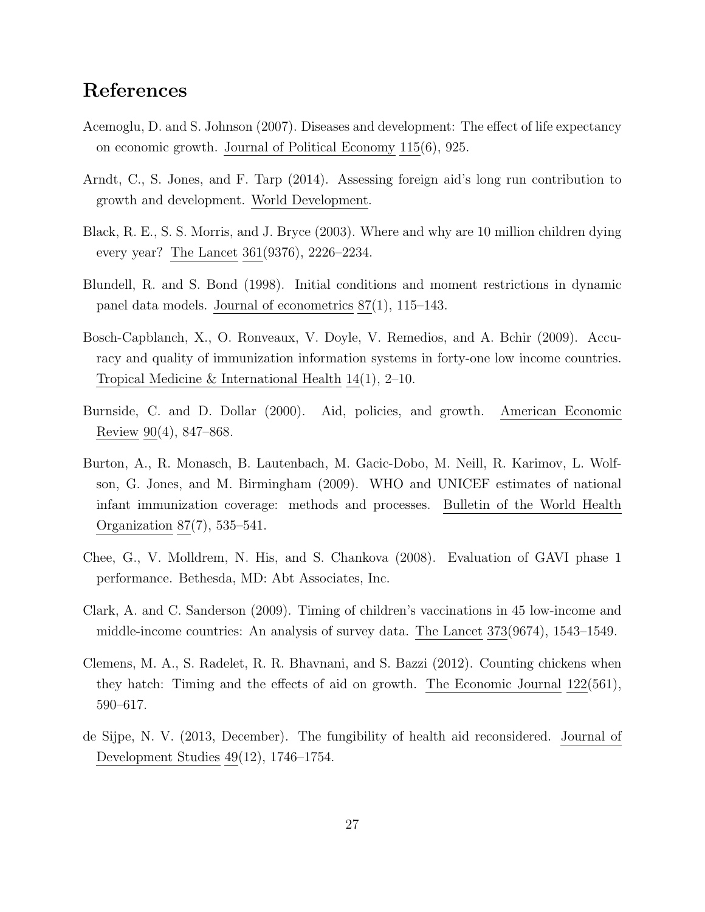## References

Acemoglu, D. and S. Johnson (2007). Diseases and development: The effect of life expectancy on economic growth. Journal of Political Economy 115(6), 925.

Arndt, C., S. Jones, and F. Tarp (2014). Assessing foreign aid's long run contribution to growth and development. World Development.

Black, R. E., S. S. Morris, and J. Bryce (2003). Where and why are 10 million children dying every year? The Lancet 361(9376), 2226–2234.

Blundell, R. and S. Bond (1998). Initial conditions and moment restrictions in dynamic panel data models. Journal of econometrics 87(1), 115–143.

Bosch-Capblanch, X., O. Ronveaux, V. Doyle, V. Remedios, and A. Bchir (2009). Accuracy and quality of immunization information systems in forty-one low income countries. Tropical Medicine & International Health 14(1), 2–10.

Burnside, C. and D. Dollar (2000). Aid, policies, and growth. American Economic Review 90(4), 847–868.

Burton, A., R. Monasch, B. Lautenbach, M. Gacic-Dobo, M. Neill, R. Karimov, L. Wolfson, G. Jones, and M. Birmingham (2009). WHO and UNICEF estimates of national infant immunization coverage: methods and processes. Bulletin of the World Health Organization 87(7), 535–541.

Chee, G., V. Molldrem, N. His, and S. Chankova (2008). Evaluation of GAVI phase 1 performance. Bethesda, MD: Abt Associates, Inc.

Clark, A. and C. Sanderson (2009). Timing of children's vaccinations in 45 low-income and middle-income countries: An analysis of survey data. The Lancet 373(9674), 1543–1549.

Clemens, M. A., S. Radelet, R. R. Bhavnani, and S. Bazzi (2012). Counting chickens when they hatch: Timing and the effects of aid on growth. The Economic Journal 122(561), 590–617.

de Sijpe, N. V. (2013, December). The fungibility of health aid reconsidered. Journal of Development Studies 49(12), 1746–1754.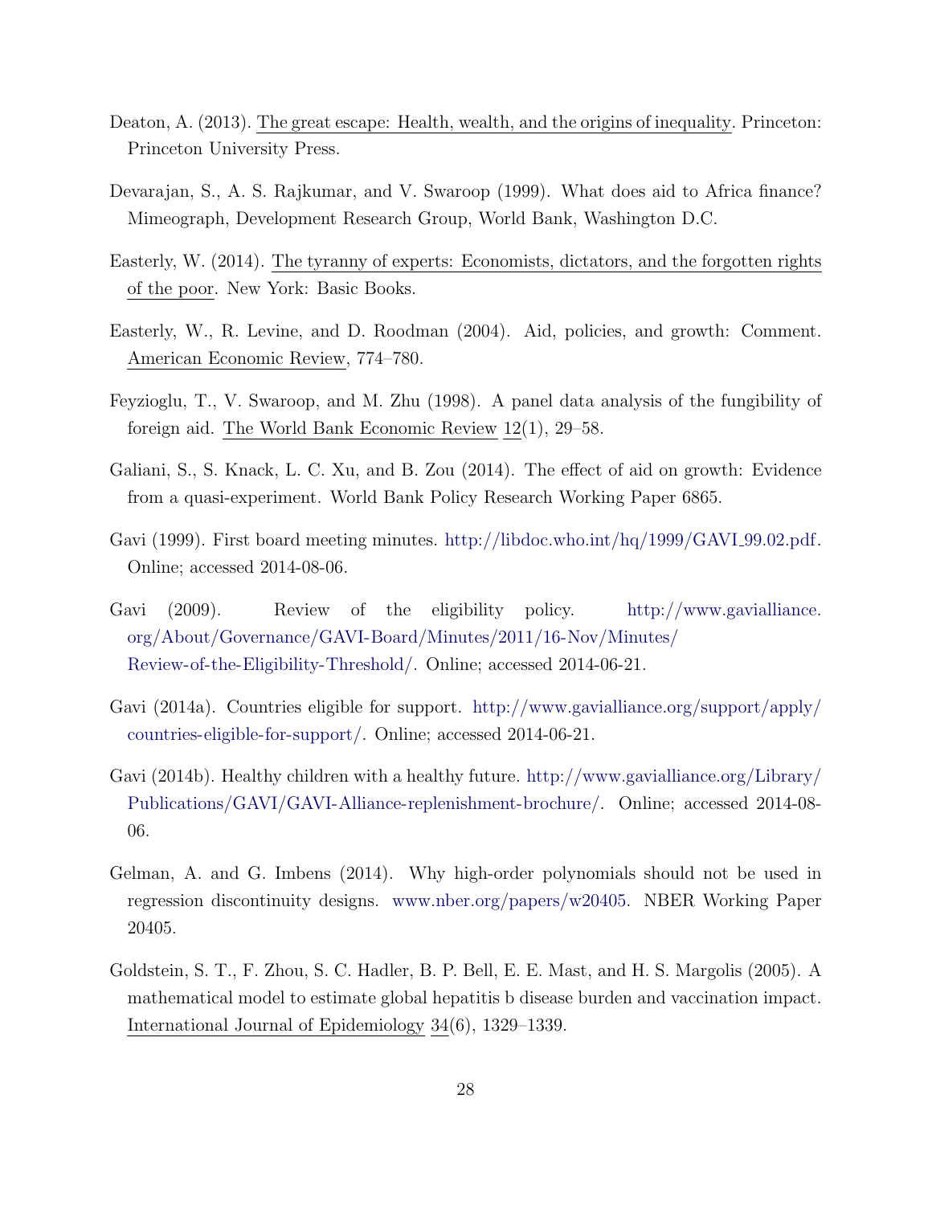Deaton, A. (2013). The great escape: Health, wealth, and the origins of inequality. Princeton: Princeton University Press.

Devarajan, S., A. S. Rajkumar, and V. Swaroop (1999). What does aid to Africa finance? Mimeograph, Development Research Group, World Bank, Washington D.C.

Easterly, W. (2014). The tyranny of experts: Economists, dictators, and the forgotten rights of the poor. New York: Basic Books.

Easterly, W., R. Levine, and D. Roodman (2004). Aid, policies, and growth: Comment. American Economic Review, 774–780.

Feyzioglu, T., V. Swaroop, and M. Zhu (1998). A panel data analysis of the fungibility of foreign aid. The World Bank Economic Review 12(1), 29–58.

Galiani, S., S. Knack, L. C. Xu, and B. Zou (2014). The effect of aid on growth: Evidence from a quasi-experiment. World Bank Policy Research Working Paper 6865.

Gavi (1999). First board meeting minutes. http://libdoc.who.int/hq/1999/GAVI_99.02.pdf. Online; accessed 2014-08-06.

Gavi (2009). Review of the eligibility policy. http://www.gavialliance.org/About/Governance/GAVI-Board/Minutes/2011/16-Nov/Minutes/Review-of-the-Eligibility-Threshold/. Online; accessed 2014-06-21.

Gavi (2014a). Countries eligible for support. http://www.gavialliance.org/support/apply/countries-eligible-for-support/. Online; accessed 2014-06-21.

Gavi (2014b). Healthy children with a healthy future. http://www.gavialliance.org/Library/Publications/GAVI/GAVI-Alliance-replenishment-brochure/. Online; accessed 2014-08-06.

Gelman, A. and G. Imbens (2014). Why high-order polynomials should not be used in regression discontinuity designs. www.nber.org/papers/w20405. NBER Working Paper 20405.

Goldstein, S. T., F. Zhou, S. C. Hadler, B. P. Bell, E. E. Mast, and H. S. Margolis (2005). A mathematical model to estimate global hepatitis b disease burden and vaccination impact. International Journal of Epidemiology 34(6), 1329–1339.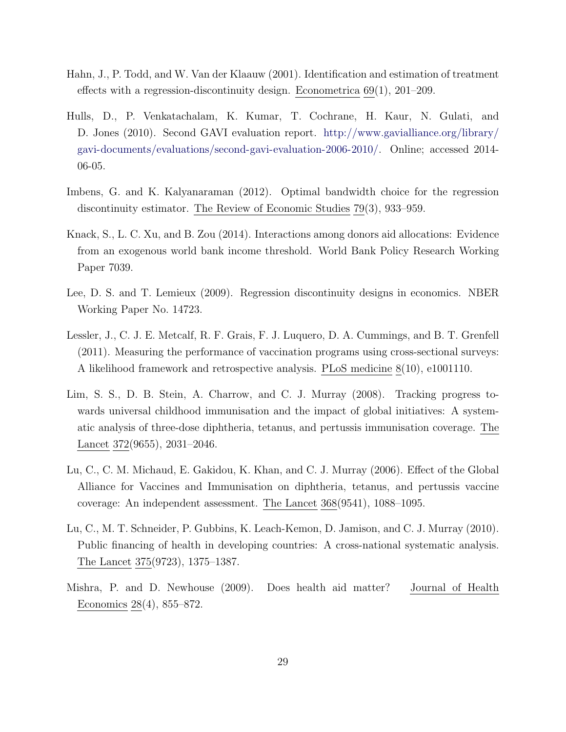Hahn, J., P. Todd, and W. Van der Klaauw (2001). Identification and estimation of treatment effects with a regression-discontinuity design. Econometrica 69(1), 201–209.

Hulls, D., P. Venkatachalam, K. Kumar, T. Cochrane, H. Kaur, N. Gulati, and D. Jones (2010). Second GAVI evaluation report. http://www.gavialliance.org/library/gavi-documents/evaluations/second-gavi-evaluation-2006-2010/. Online; accessed 2014-06-05.

Imbens, G. and K. Kalyanaraman (2012). Optimal bandwidth choice for the regression discontinuity estimator. The Review of Economic Studies 79(3), 933–959.

Knack, S., L. C. Xu, and B. Zou (2014). Interactions among donors aid allocations: Evidence from an exogenous world bank income threshold. World Bank Policy Research Working Paper 7039.

Lee, D. S. and T. Lemieux (2009). Regression discontinuity designs in economics. NBER Working Paper No. 14723.

Lessler, J., C. J. E. Metcalf, R. F. Grais, F. J. Luquero, D. A. Cummings, and B. T. Grenfell (2011). Measuring the performance of vaccination programs using cross-sectional surveys: A likelihood framework and retrospective analysis. PLoS medicine 8(10), e1001110.

Lim, S. S., D. B. Stein, A. Charrow, and C. J. Murray (2008). Tracking progress towards universal childhood immunisation and the impact of global initiatives: A systematic analysis of three-dose diphtheria, tetanus, and pertussis immunisation coverage. The Lancet 372(9655), 2031–2046.

Lu, C., C. M. Michaud, E. Gakidou, K. Khan, and C. J. Murray (2006). Effect of the Global Alliance for Vaccines and Immunisation on diphtheria, tetanus, and pertussis vaccine coverage: An independent assessment. The Lancet 368(9541), 1088–1095.

Lu, C., M. T. Schneider, P. Gubbins, K. Leach-Kemon, D. Jamison, and C. J. Murray (2010). Public financing of health in developing countries: A cross-national systematic analysis. The Lancet 375(9723), 1375–1387.

Mishra, P. and D. Newhouse (2009). Does health aid matter? Journal of Health Economics 28(4), 855–872.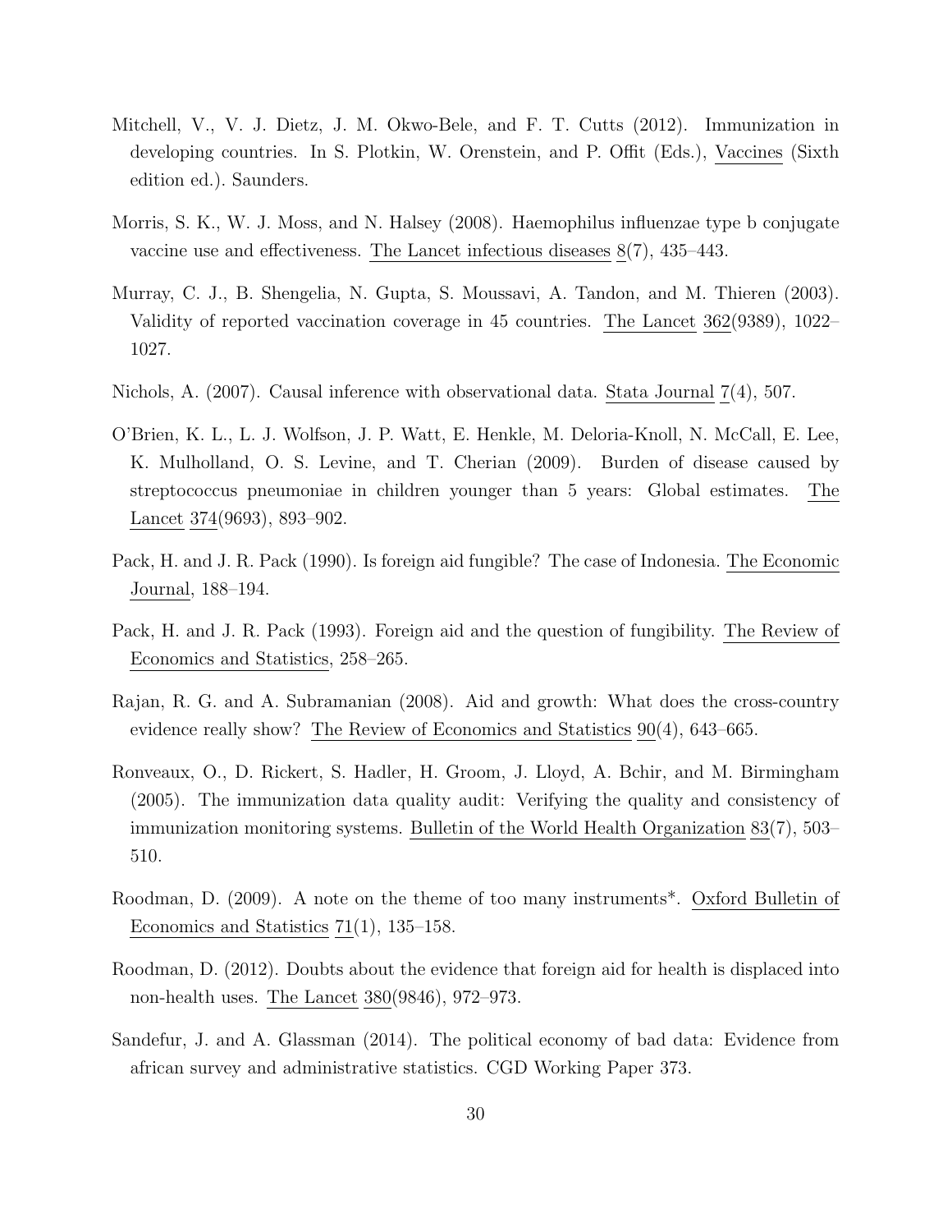Mitchell, V., V. J. Dietz, J. M. Okwo-Bele, and F. T. Cutts (2012). Immunization in developing countries. In S. Plotkin, W. Orenstein, and P. Offit (Eds.), Vaccines (Sixth edition ed.). Saunders.

Morris, S. K., W. J. Moss, and N. Halsey (2008). Haemophilus influenzae type b conjugate vaccine use and effectiveness. The Lancet infectious diseases 8(7), 435–443.

Murray, C. J., B. Shengelia, N. Gupta, S. Moussavi, A. Tandon, and M. Thieren (2003). Validity of reported vaccination coverage in 45 countries. The Lancet 362(9389), 1022–1027.

Nichols, A. (2007). Causal inference with observational data. Stata Journal 7(4), 507.

O'Brien, K. L., L. J. Wolfson, J. P. Watt, E. Henkle, M. Deloria-Knoll, N. McCall, E. Lee, K. Mulholland, O. S. Levine, and T. Cherian (2009). Burden of disease caused by streptococcus pneumoniae in children younger than 5 years: Global estimates. The Lancet 374(9693), 893–902.

Pack, H. and J. R. Pack (1990). Is foreign aid fungible? The case of Indonesia. The Economic Journal, 188–194.

Pack, H. and J. R. Pack (1993). Foreign aid and the question of fungibility. The Review of Economics and Statistics, 258–265.

Rajan, R. G. and A. Subramanian (2008). Aid and growth: What does the cross-country evidence really show? The Review of Economics and Statistics 90(4), 643–665.

Ronveaux, O., D. Rickert, S. Hadler, H. Groom, J. Lloyd, A. Bchir, and M. Birmingham (2005). The immunization data quality audit: Verifying the quality and consistency of immunization monitoring systems. Bulletin of the World Health Organization 83(7), 503–510.

Roodman, D. (2009). A note on the theme of too many instruments*. Oxford Bulletin of Economics and Statistics 71(1), 135–158.

Roodman, D. (2012). Doubts about the evidence that foreign aid for health is displaced into non-health uses. The Lancet 380(9846), 972–973.

Sandefur, J. and A. Glassman (2014). The political economy of bad data: Evidence from african survey and administrative statistics. CGD Working Paper 373.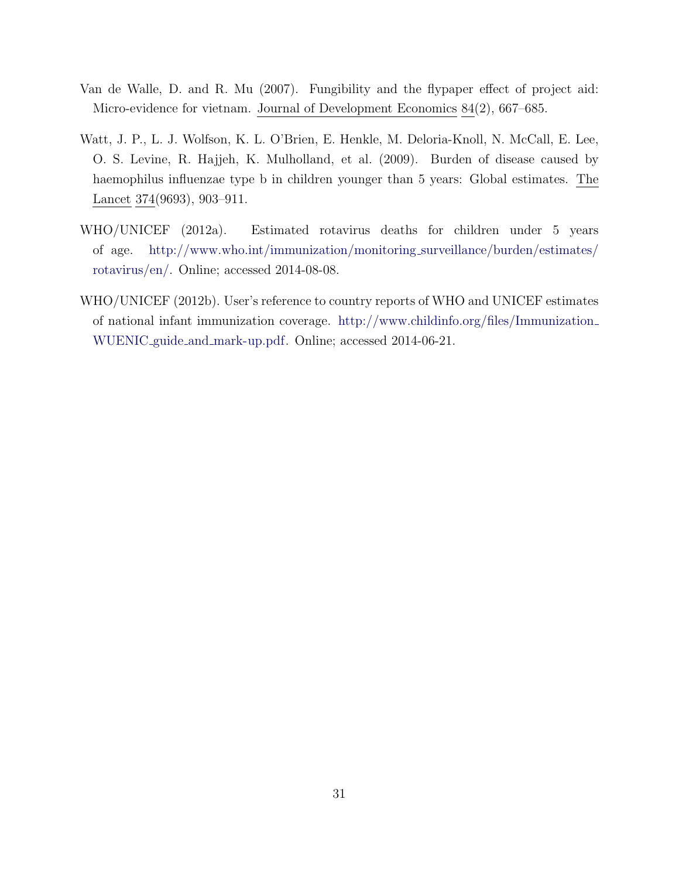Van de Walle, D. and R. Mu (2007). Fungibility and the flypaper effect of project aid: Micro-evidence for vietnam. Journal of Development Economics 84(2), 667–685.

Watt, J. P., L. J. Wolfson, K. L. O'Brien, E. Henkle, M. Deloria-Knoll, N. McCall, E. Lee, O. S. Levine, R. Hajjeh, K. Mulholland, et al. (2009). Burden of disease caused by haemophilus influenzae type b in children younger than 5 years: Global estimates. The Lancet 374(9693), 903–911.

WHO/UNICEF (2012a). Estimated rotavirus deaths for children under 5 years of age. http://www.who.int/immunization/monitoring_surveillance/burden/estimates/rotavirus/en/. Online; accessed 2014-08-08.

WHO/UNICEF (2012b). User's reference to country reports of WHO and UNICEF estimates of national infant immunization coverage. http://www.childinfo.org/files/Immunization_WUENIC_guide_and_mark-up.pdf. Online; accessed 2014-06-21.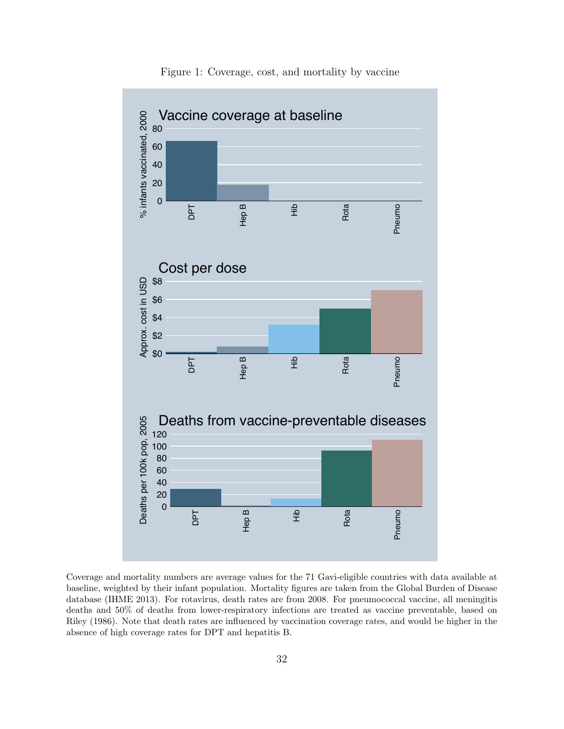Figure 1: Coverage, cost, and mortality by vaccine

Coverage and mortality numbers are average values for the 71 Gavi-eligible countries with data available at baseline, weighted by their infant population. Mortality figures are taken from the Global Burden of Disease database (IHME 2013). For rotavirus, death rates are from 2008. For pneumococcal vaccine, all meningitis deaths and 50% of deaths from lower-respiratory infections are treated as vaccine preventable, based on Riley (1986). Note that death rates are influenced by vaccination coverage rates, and would be higher in the absence of high coverage rates for DPT and hepatitis B.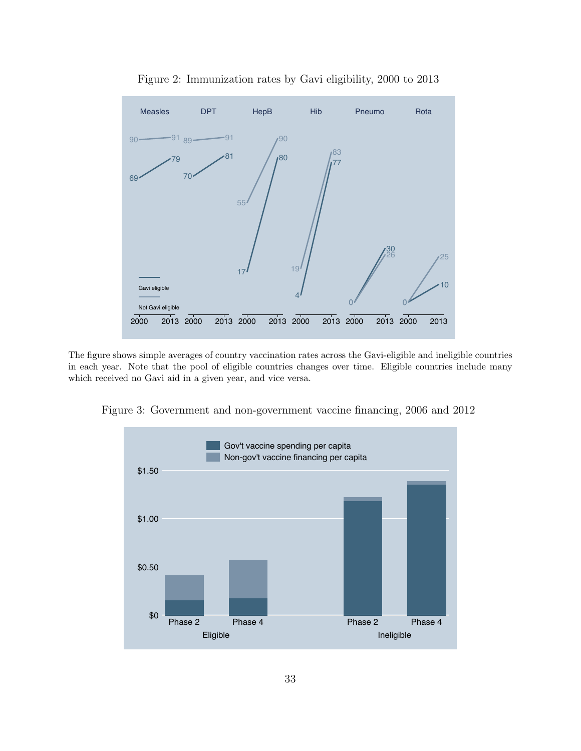Figure 2: Immunization rates by Gavi eligibility, 2000 to 2013

The figure shows simple averages of country vaccination rates across the Gavi-eligible and ineligible countries in each year. Note that the pool of eligible countries changes over time. Eligible countries include many which received no Gavi aid in a given year, and vice versa.

Figure 3: Government and non-government vaccine financing, 2006 and 2012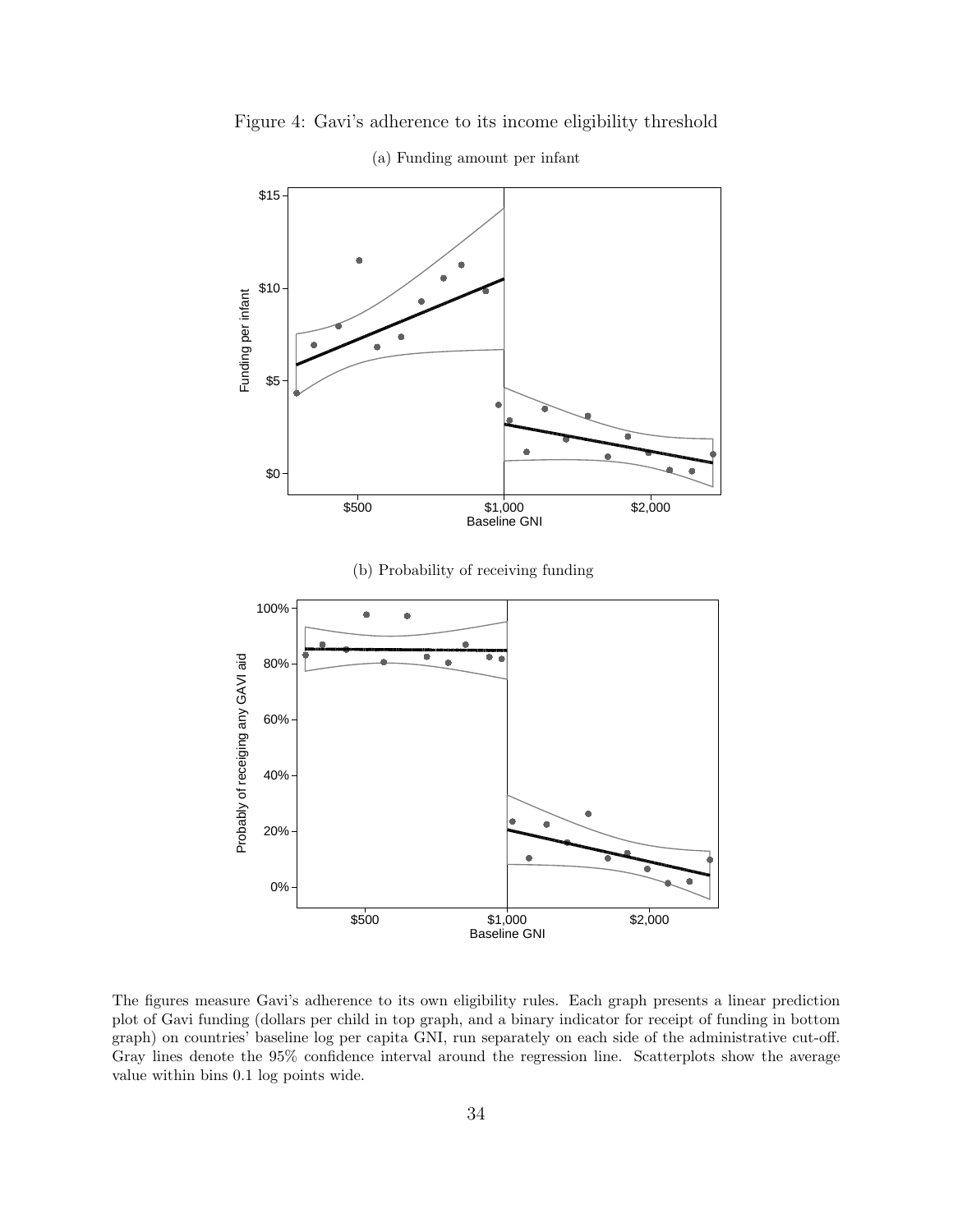Figure 4: Gavi's adherence to its income eligibility threshold

(a) Funding amount per infant

(b) Probability of receiving funding

The figures measure Gavi's adherence to its own eligibility rules. Each graph presents a linear prediction plot of Gavi funding (dollars per child in top graph, and a binary indicator for receipt of funding in bottom graph) on countries' baseline log per capita GNI, run separately on each side of the administrative cut-off. Gray lines denote the 95% confidence interval around the regression line. Scatterplots show the average value within bins 0.1 log points wide.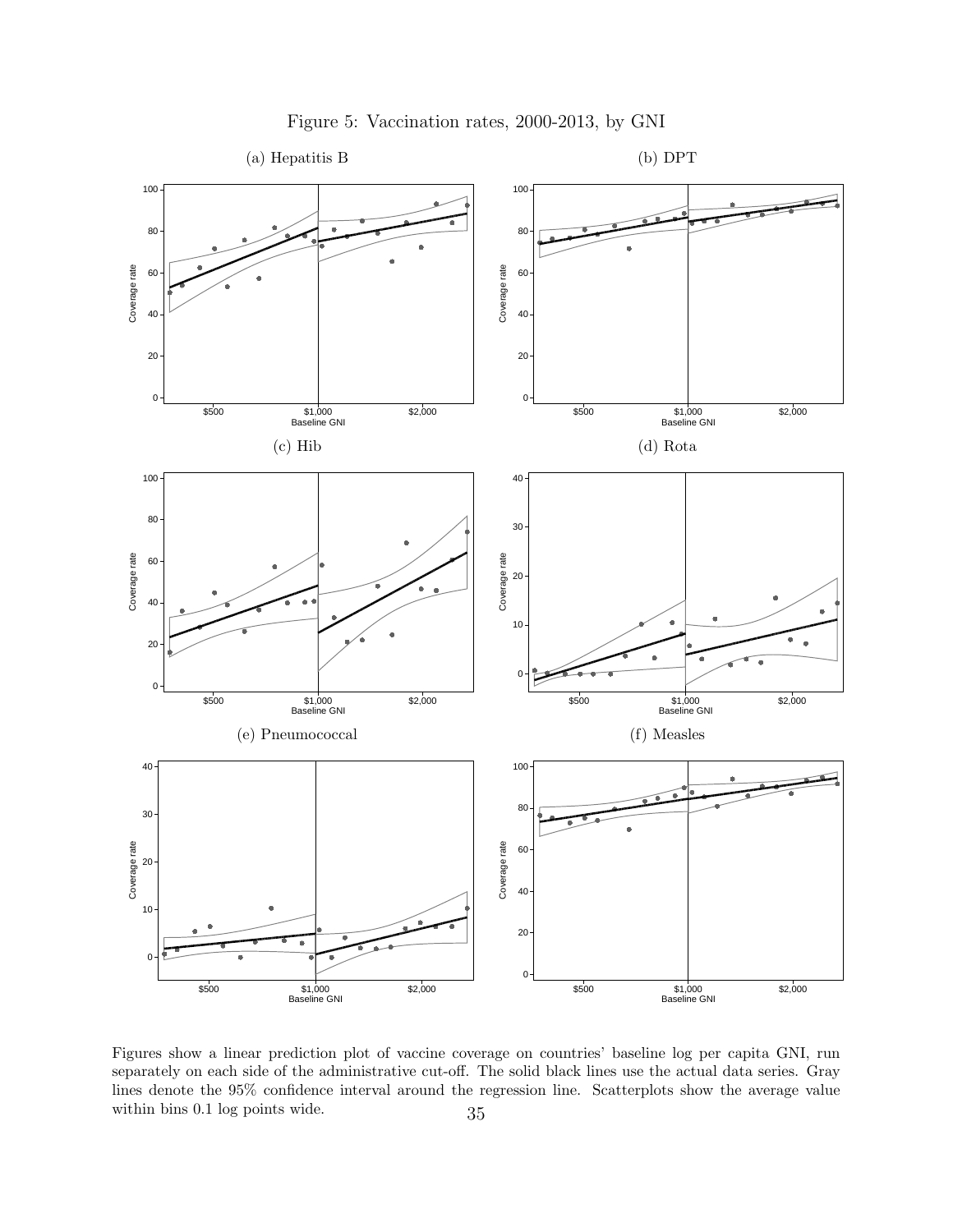Figure 5: Vaccination rates, 2000-2013, by GNI

(a) Hepatitis B

(b) DPT

(c) Hib

(d) Rota

(e) Pneumococcal

(f) Measles

Figures show a linear prediction plot of vaccine coverage on countries' baseline log per capita GNI, run separately on each side of the administrative cut-off. The solid black lines use the actual data series. Gray lines denote the 95% confidence interval around the regression line. Scatterplots show the average value within bins 0.1 log points wide.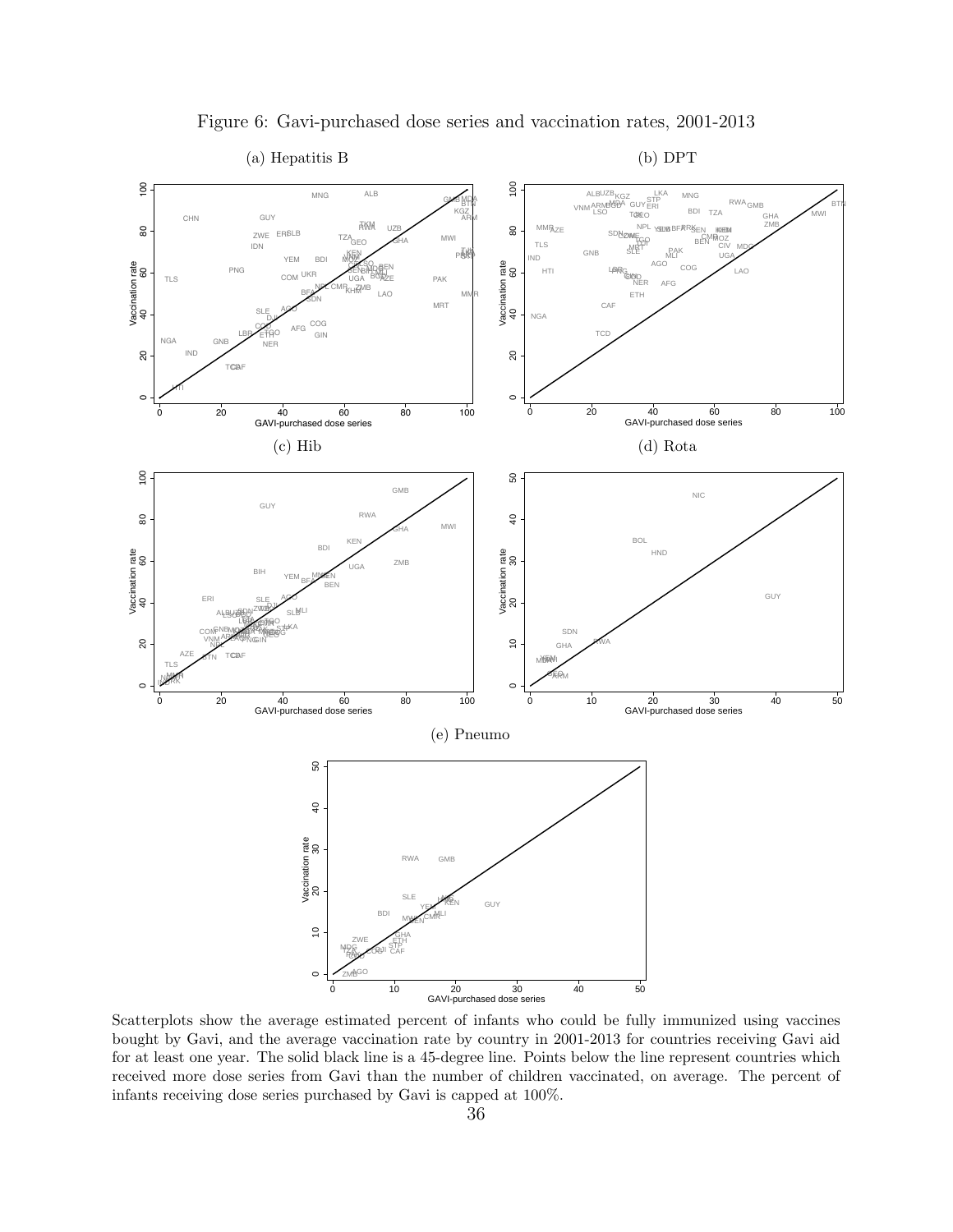Figure 6: Gavi-purchased dose series and vaccination rates, 2001-2013

(a) Hepatitis B

(b) DPT

(c) Hib

(d) Rota

(e) Pneumo

Scatterplots show the average estimated percent of infants who could be fully immunized using vaccines bought by Gavi, and the average vaccination rate by country in 2001-2013 for countries receiving Gavi aid for at least one year. The solid black line is a 45-degree line. Points below the line represent countries which received more dose series from Gavi than the number of children vaccinated, on average. The percent of infants receiving dose series purchased by Gavi is capped at 100%.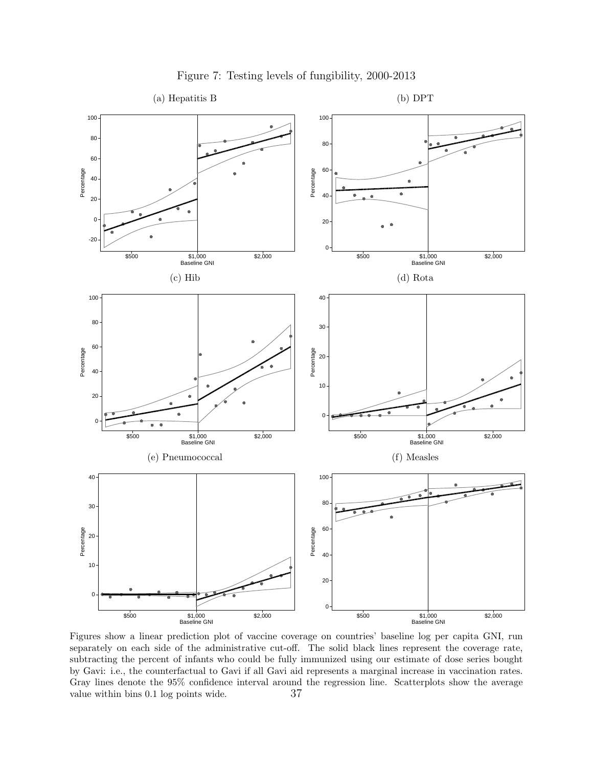Figure 7: Testing levels of fungibility, 2000-2013

(a) Hepatitis B

(b) DPT

(c) Hib

(d) Rota

(e) Pneumococcal

(f) Measles

Figures show a linear prediction plot of vaccine coverage on countries' baseline log per capita GNI, run separately on each side of the administrative cut-off. The solid black lines represent the coverage rate, subtracting the percent of infants who could be fully immunized using our estimate of dose series bought by Gavi: i.e., the counterfactual to Gavi if all Gavi aid represents a marginal increase in vaccination rates. Gray lines denote the 95% confidence interval around the regression line. Scatterplots show the average value within bins 0.1 log points wide.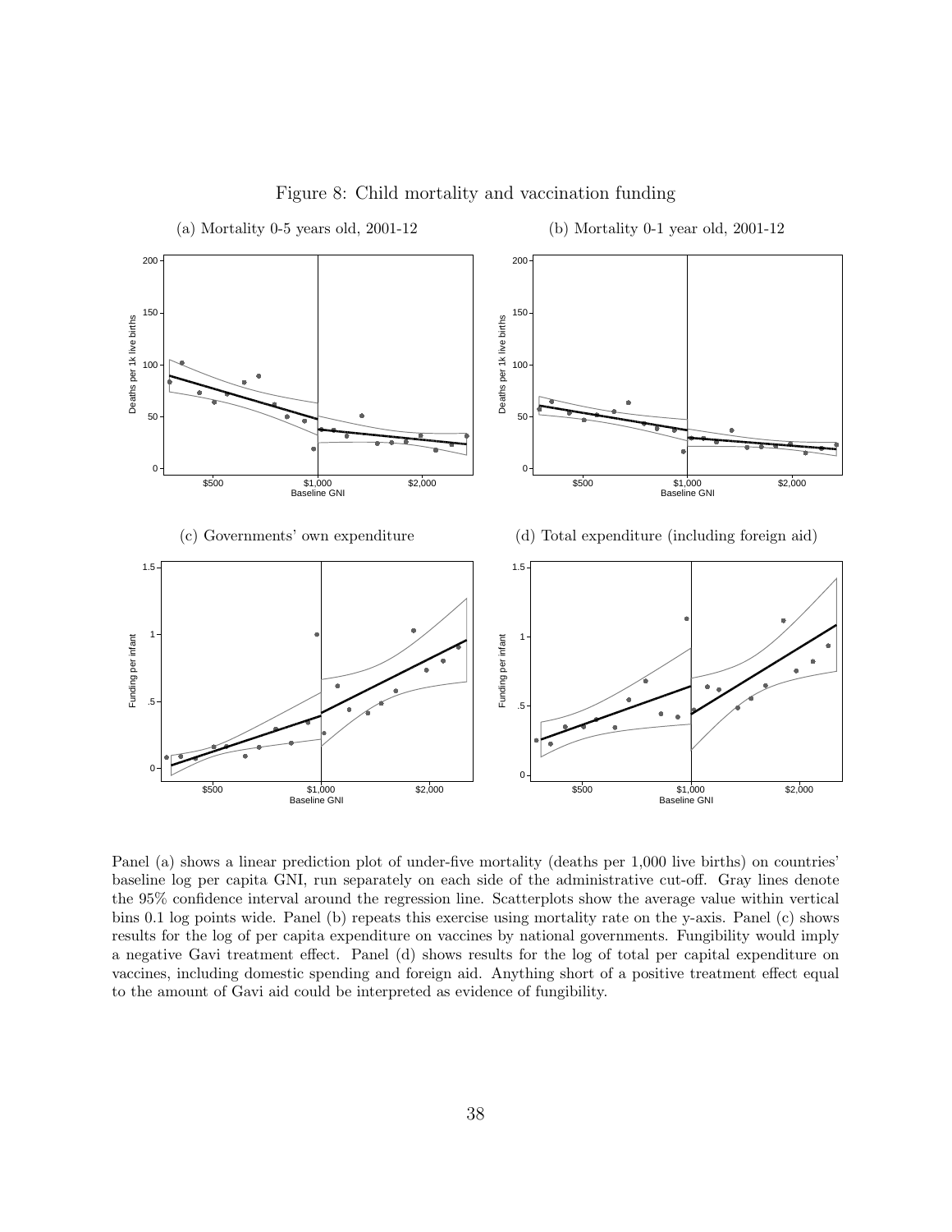Figure 8: Child mortality and vaccination funding

(a) Mortality 0-5 years old, 2001-12

(b) Mortality 0-1 year old, 2001-12

(c) Governments' own expenditure

(d) Total expenditure (including foreign aid)

Panel (a) shows a linear prediction plot of under-five mortality (deaths per 1,000 live births) on countries' baseline log per capita GNI, run separately on each side of the administrative cut-off. Gray lines denote the 95% confidence interval around the regression line. Scatterplots show the average value within vertical bins 0.1 log points wide. Panel (b) repeats this exercise using mortality rate on the y-axis. Panel (c) shows results for the log of per capita expenditure on vaccines by national governments. Fungibility would imply a negative Gavi treatment effect. Panel (d) shows results for the log of total per capital expenditure on vaccines, including domestic spending and foreign aid. Anything short of a positive treatment effect equal to the amount of Gavi aid could be interpreted as evidence of fungibility.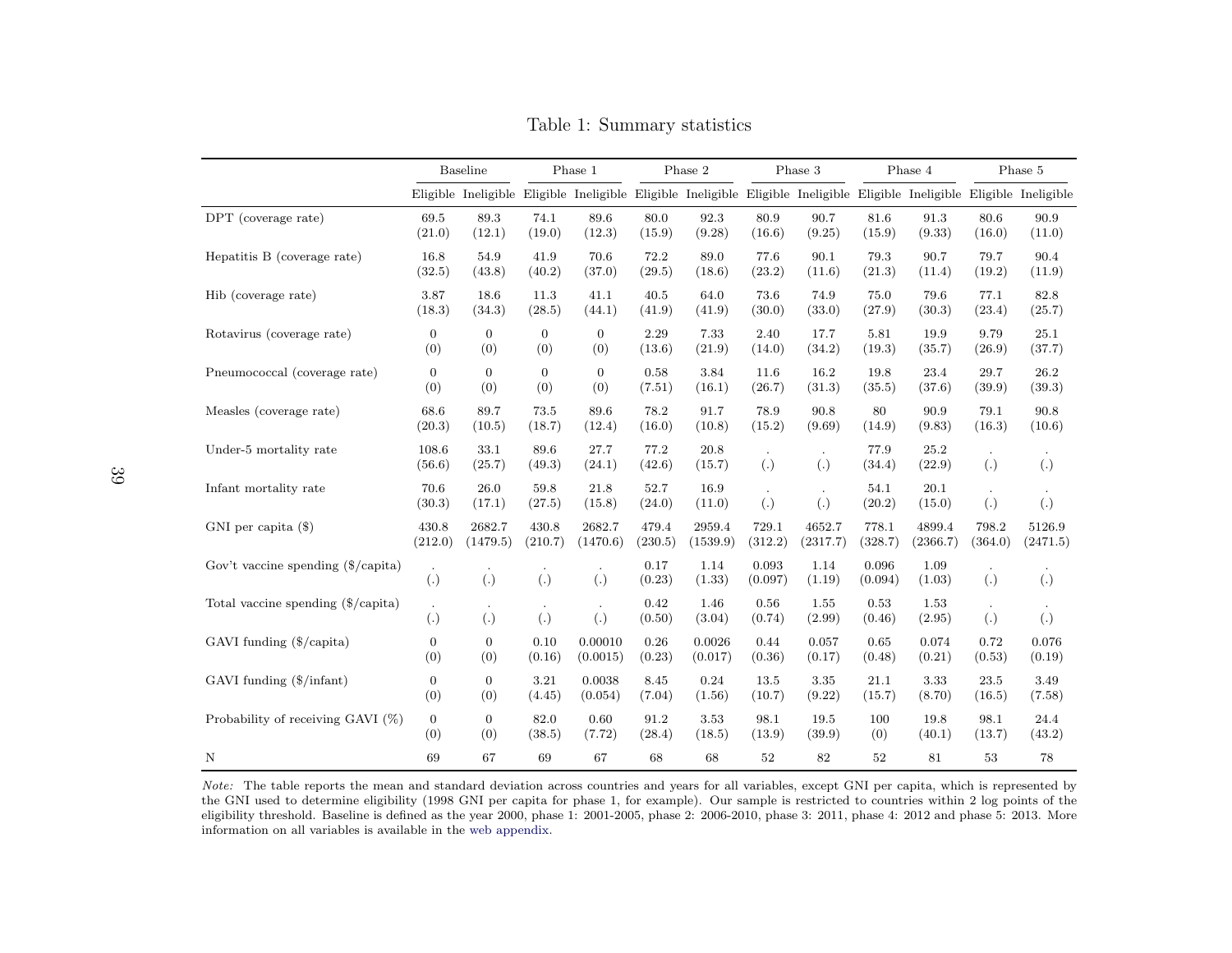# Table 1: Summary statistics

| | Baseline | | Phase 1 | | Phase 2 | | Phase 3 | | Phase 4 | | Phase 5 | |
|---|---|---|---|---|---|---|---|---|---|---|---|---|
| | Eligible | Ineligible | Eligible | Ineligible | Eligible | Ineligible | Eligible | Ineligible | Eligible | Ineligible | Eligible | Ineligible |
| DPT (coverage rate) | 69.5 | 89.3 | 74.1 | 89.6 | 80.0 | 92.3 | 80.9 | 90.7 | 81.6 | 91.3 | 80.6 | 90.9 |
| | (21.0) | (12.1) | (19.0) | (12.3) | (15.9) | (9.28) | (16.6) | (9.25) | (15.9) | (9.33) | (16.0) | (11.0) |
| Hepatitis B (coverage rate) | 16.8 | 54.9 | 41.9 | 70.6 | 72.2 | 89.0 | 77.6 | 90.1 | 79.3 | 90.7 | 79.7 | 90.4 |
| | (32.5) | (43.8) | (40.2) | (37.0) | (29.5) | (18.6) | (23.2) | (11.6) | (21.3) | (11.4) | (19.2) | (11.9) |
| Hib (coverage rate) | 3.87 | 18.6 | 11.3 | 41.1 | 40.5 | 64.0 | 73.6 | 74.9 | 75.0 | 79.6 | 77.1 | 82.8 |
| | (18.3) | (34.3) | (28.5) | (44.1) | (41.9) | (41.9) | (30.0) | (33.0) | (27.9) | (30.3) | (23.4) | (25.7) |
| Rotavirus (coverage rate) | 0 | 0 | 0 | 0 | 2.29 | 7.33 | 2.40 | 17.7 | 5.81 | 19.9 | 9.79 | 25.1 |
| | (0) | (0) | (0) | (0) | (13.6) | (21.9) | (14.0) | (34.2) | (19.3) | (35.7) | (26.9) | (37.7) |
| Pneumococcal (coverage rate) | 0 | 0 | 0 | 0 | 0.58 | 3.84 | 11.6 | 16.2 | 19.8 | 23.4 | 29.7 | 26.2 |
| | (0) | (0) | (0) | (0) | (7.51) | (16.1) | (26.7) | (31.3) | (35.5) | (37.6) | (39.9) | (39.3) |
| Measles (coverage rate) | 68.6 | 89.7 | 73.5 | 89.6 | 78.2 | 91.7 | 78.9 | 90.8 | 80 | 90.9 | 79.1 | 90.8 |
| | (20.3) | (10.5) | (18.7) | (12.4) | (16.0) | (10.8) | (15.2) | (9.69) | (14.9) | (9.83) | (16.3) | (10.6) |
| Under-5 mortality rate | 108.6 | 33.1 | 89.6 | 27.7 | 77.2 | 20.8 | . | . | 77.9 | 25.2 | . | . |
| | (56.6) | (25.7) | (49.3) | (24.1) | (42.6) | (15.7) | (.) | (.) | (34.4) | (22.9) | (.) | (.) |
| Infant mortality rate | 70.6 | 26.0 | 59.8 | 21.8 | 52.7 | 16.9 | . | . | 54.1 | 20.1 | . | . |
| | (30.3) | (17.1) | (27.5) | (15.8) | (24.0) | (11.0) | (.) | (.) | (20.2) | (15.0) | (.) | (.) |
| GNI per capita ($) | 430.8 | 2682.7 | 430.8 | 2682.7 | 479.4 | 2959.4 | 729.1 | 4652.7 | 778.1 | 4899.4 | 798.2 | 5126.9 |
| | (212.0) | (1479.5) | (210.7) | (1470.6) | (230.5) | (1539.9) | (312.2) | (2317.7) | (328.7) | (2366.7) | (364.0) | (2471.5) |
| Gov't vaccine spending ($/capita) | . | . | . | . | 0.17 | 1.14 | 0.093 | 1.14 | 0.096 | 1.09 | . | . |
| | (.) | (.) | (.) | (.) | (0.23) | (1.33) | (0.097) | (1.19) | (0.094) | (1.03) | (.) | (.) |
| Total vaccine spending ($/capita) | . | . | . | . | 0.42 | 1.46 | 0.56 | 1.55 | 0.53 | 1.53 | . | . |
| | (.) | (.) | (.) | (.) | (0.50) | (3.04) | (0.74) | (2.99) | (0.46) | (2.95) | (.) | (.) |
| GAVI funding ($/capita) | 0 | 0 | 0.10 | 0.00010 | 0.26 | 0.0026 | 0.44 | 0.057 | 0.65 | 0.074 | 0.72 | 0.076 |
| | (0) | (0) | (0.16) | (0.0015) | (0.23) | (0.017) | (0.36) | (0.17) | (0.48) | (0.21) | (0.53) | (0.19) |
| GAVI funding ($/infant) | 0 | 0 | 3.21 | 0.0038 | 8.45 | 0.24 | 13.5 | 3.35 | 21.1 | 3.33 | 23.5 | 3.49 |
| | (0) | (0) | (4.45) | (0.054) | (7.04) | (1.56) | (10.7) | (9.22) | (15.7) | (8.70) | (16.5) | (7.58) |
| Probability of receiving GAVI (%) | 0 | 0 | 82.0 | 0.60 | 91.2 | 3.53 | 98.1 | 19.5 | 100 | 19.8 | 98.1 | 24.4 |
| | (0) | (0) | (38.5) | (7.72) | (28.4) | (18.5) | (13.9) | (39.9) | (0) | (40.1) | (13.7) | (43.2) |
| N | 69 | 67 | 69 | 67 | 68 | 68 | 52 | 82 | 52 | 81 | 53 | 78 |

*Note:* The table reports the mean and standard deviation across countries and years for all variables, except GNI per capita, which is represented by the GNI used to determine eligibility (1998 GNI per capita for phase 1, for example). Our sample is restricted to countries within 2 log points of the eligibility threshold. Baseline is defined as the year 2000, phase 1: 2001-2005, phase 2: 2006-2010, phase 3: 2011, phase 4: 2012 and phase 5: 2013. More information on all variables is available in the web appendix.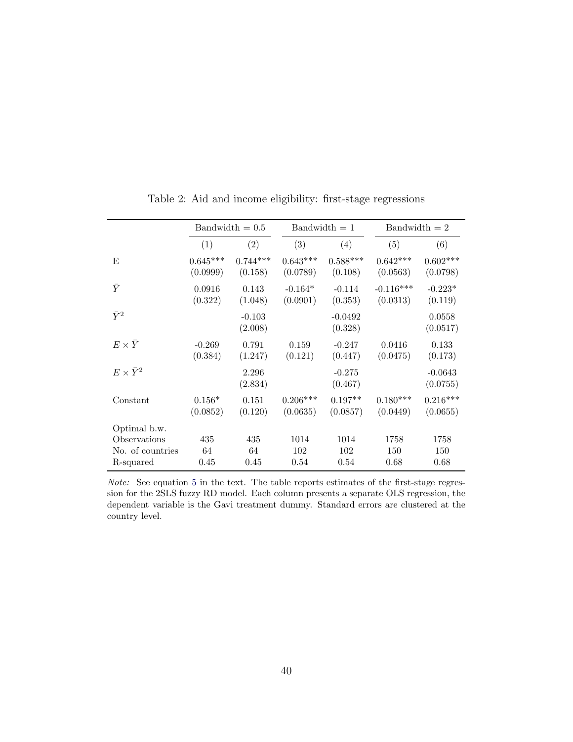Table 2: Aid and income eligibility: first-stage regressions

| | Bandwidth = 0.5 | | Bandwidth = 1 | | Bandwidth = 2 | |
|---|---|---|---|---|---|---|
| | (1) | (2) | (3) | (4) | (5) | (6) |
| E | 0.645*** | 0.744*** | 0.643*** | 0.588*** | 0.642*** | 0.602*** |
| | (0.0999) | (0.158) | (0.0789) | (0.108) | (0.0563) | (0.0798) |
| $\bar{Y}$ | 0.0916 | 0.143 | -0.164* | -0.114 | -0.116*** | -0.223* |
| | (0.322) | (1.048) | (0.0901) | (0.353) | (0.0313) | (0.119) |
| $\bar{Y}^2$ | | -0.103 | | -0.0492 | | 0.0558 |
| | | (2.008) | | (0.328) | | (0.0517) |
| $E \times \bar{Y}$ | -0.269 | 0.791 | 0.159 | -0.247 | 0.0416 | 0.133 |
| | (0.384) | (1.247) | (0.121) | (0.447) | (0.0475) | (0.173) |
| $E \times \bar{Y}^2$ | | 2.296 | | -0.275 | | -0.0643 |
| | | (2.834) | | (0.467) | | (0.0755) |
| Constant | 0.156* | 0.151 | 0.206*** | 0.197** | 0.180*** | 0.216*** |
| | (0.0852) | (0.120) | (0.0635) | (0.0857) | (0.0449) | (0.0655) |
| Optimal b.w. | | | | | | |
| Observations | 435 | 435 | 1014 | 1014 | 1758 | 1758 |
| No. of countries | 64 | 64 | 102 | 102 | 150 | 150 |
| R-squared | 0.45 | 0.45 | 0.54 | 0.54 | 0.68 | 0.68 |

*Note:* See equation 5 in the text. The table reports estimates of the first-stage regression for the 2SLS fuzzy RD model. Each column presents a separate OLS regression, the dependent variable is the Gavi treatment dummy. Standard errors are clustered at the country level.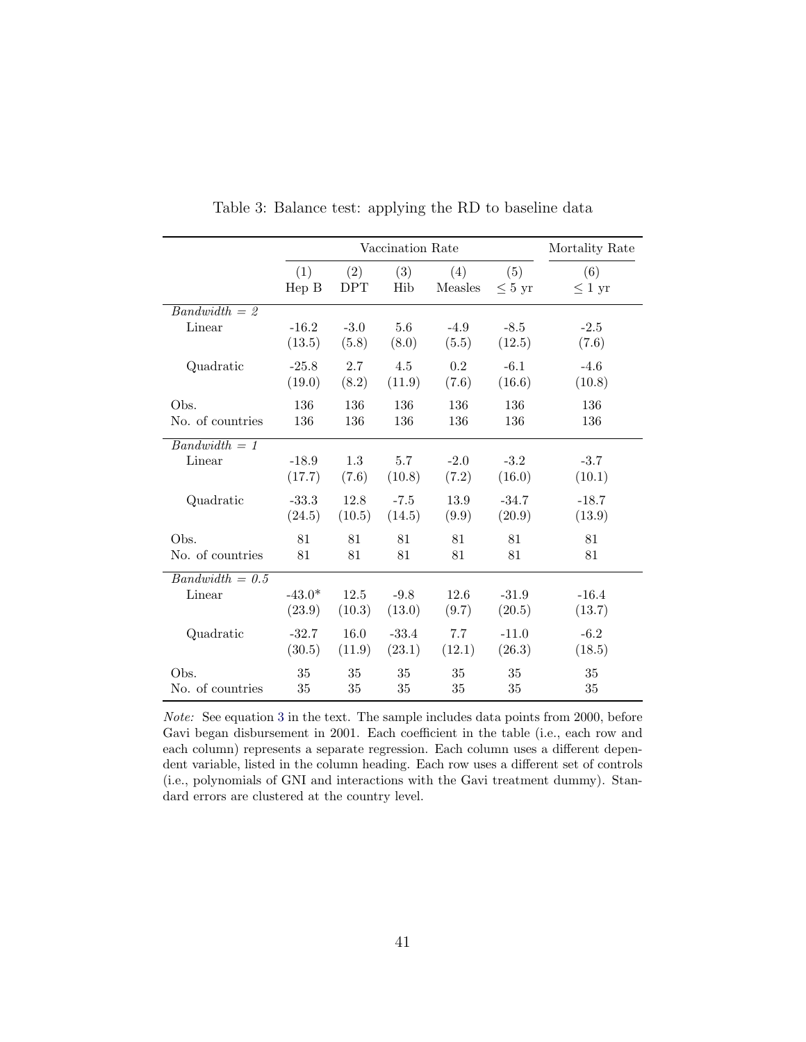Table 3: Balance test: applying the RD to baseline data

| | Vaccination Rate | | | | | Mortality Rate |
|---|---|---|---|---|---|---|
| | (1) Hep B | (2) DPT | (3) Hib | (4) Measles | (5) $\leq 5$ yr | (6) $\leq 1$ yr |
| *Bandwidth = 2* | | | | | | |
| Linear | -16.2 | -3.0 | 5.6 | -4.9 | -8.5 | -2.5 |
| | (13.5) | (5.8) | (8.0) | (5.5) | (12.5) | (7.6) |
| Quadratic | -25.8 | 2.7 | 4.5 | 0.2 | -6.1 | -4.6 |
| | (19.0) | (8.2) | (11.9) | (7.6) | (16.6) | (10.8) |
| Obs. | 136 | 136 | 136 | 136 | 136 | 136 |
| No. of countries | 136 | 136 | 136 | 136 | 136 | 136 |
| *Bandwidth = 1* | | | | | | |
| Linear | -18.9 | 1.3 | 5.7 | -2.0 | -3.2 | -3.7 |
| | (17.7) | (7.6) | (10.8) | (7.2) | (16.0) | (10.1) |
| Quadratic | -33.3 | 12.8 | -7.5 | 13.9 | -34.7 | -18.7 |
| | (24.5) | (10.5) | (14.5) | (9.9) | (20.9) | (13.9) |
| Obs. | 81 | 81 | 81 | 81 | 81 | 81 |
| No. of countries | 81 | 81 | 81 | 81 | 81 | 81 |
| *Bandwidth = 0.5* | | | | | | |
| Linear | -43.0* | 12.5 | -9.8 | 12.6 | -31.9 | -16.4 |
| | (23.9) | (10.3) | (13.0) | (9.7) | (20.5) | (13.7) |
| Quadratic | -32.7 | 16.0 | -33.4 | 7.7 | -11.0 | -6.2 |
| | (30.5) | (11.9) | (23.1) | (12.1) | (26.3) | (18.5) |
| Obs. | 35 | 35 | 35 | 35 | 35 | 35 |
| No. of countries | 35 | 35 | 35 | 35 | 35 | 35 |

*Note:* See equation 3 in the text. The sample includes data points from 2000, before Gavi began disbursement in 2001. Each coefficient in the table (i.e., each row and each column) represents a separate regression. Each column uses a different dependent variable, listed in the column heading. Each row uses a different set of controls (i.e., polynomials of GNI and interactions with the Gavi treatment dummy). Standard errors are clustered at the country level.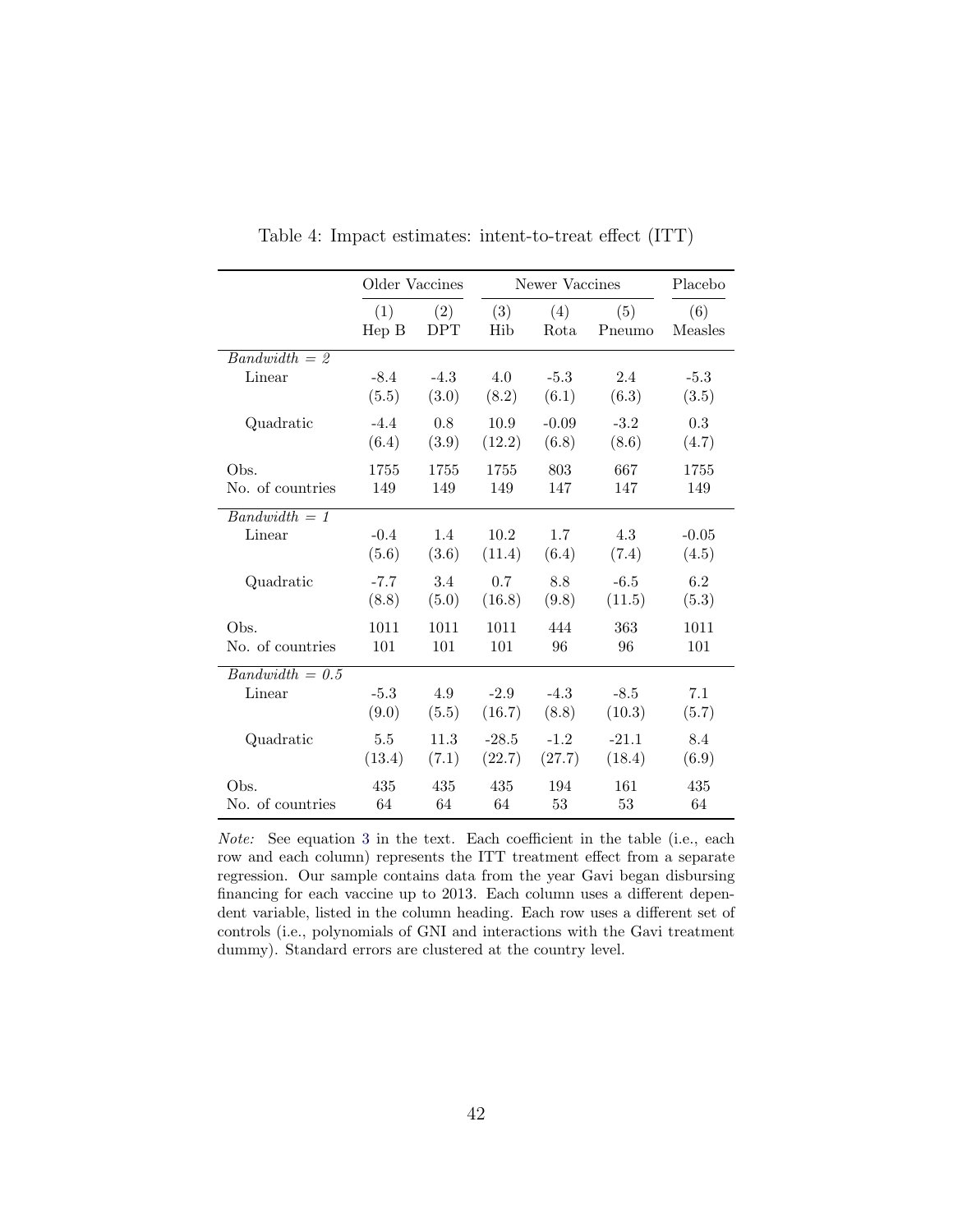Table 4: Impact estimates: intent-to-treat effect (ITT)

| | Older Vaccines | | Newer Vaccines | | | Placebo |
|---|---|---|---|---|---|---|
| | (1) | (2) | (3) | (4) | (5) | (6) |
| | Hep B | DPT | Hib | Rota | Pneumo | Measles |
| *Bandwidth = 2* | | | | | | |
| Linear | -8.4 | -4.3 | 4.0 | -5.3 | 2.4 | -5.3 |
| | (5.5) | (3.0) | (8.2) | (6.1) | (6.3) | (3.5) |
| Quadratic | -4.4 | 0.8 | 10.9 | -0.09 | -3.2 | 0.3 |
| | (6.4) | (3.9) | (12.2) | (6.8) | (8.6) | (4.7) |
| Obs. | 1755 | 1755 | 1755 | 803 | 667 | 1755 |
| No. of countries | 149 | 149 | 149 | 147 | 147 | 149 |
| *Bandwidth = 1* | | | | | | |
| Linear | -0.4 | 1.4 | 10.2 | 1.7 | 4.3 | -0.05 |
| | (5.6) | (3.6) | (11.4) | (6.4) | (7.4) | (4.5) |
| Quadratic | -7.7 | 3.4 | 0.7 | 8.8 | -6.5 | 6.2 |
| | (8.8) | (5.0) | (16.8) | (9.8) | (11.5) | (5.3) |
| Obs. | 1011 | 1011 | 1011 | 444 | 363 | 1011 |
| No. of countries | 101 | 101 | 101 | 96 | 96 | 101 |
| *Bandwidth = 0.5* | | | | | | |
| Linear | -5.3 | 4.9 | -2.9 | -4.3 | -8.5 | 7.1 |
| | (9.0) | (5.5) | (16.7) | (8.8) | (10.3) | (5.7) |
| Quadratic | 5.5 | 11.3 | -28.5 | -1.2 | -21.1 | 8.4 |
| | (13.4) | (7.1) | (22.7) | (27.7) | (18.4) | (6.9) |
| Obs. | 435 | 435 | 435 | 194 | 161 | 435 |
| No. of countries | 64 | 64 | 64 | 53 | 53 | 64 |

*Note:* See equation 3 in the text. Each coefficient in the table (i.e., each row and each column) represents the ITT treatment effect from a separate regression. Our sample contains data from the year Gavi began disbursing financing for each vaccine up to 2013. Each column uses a different dependent variable, listed in the column heading. Each row uses a different set of controls (i.e., polynomials of GNI and interactions with the Gavi treatment dummy). Standard errors are clustered at the country level.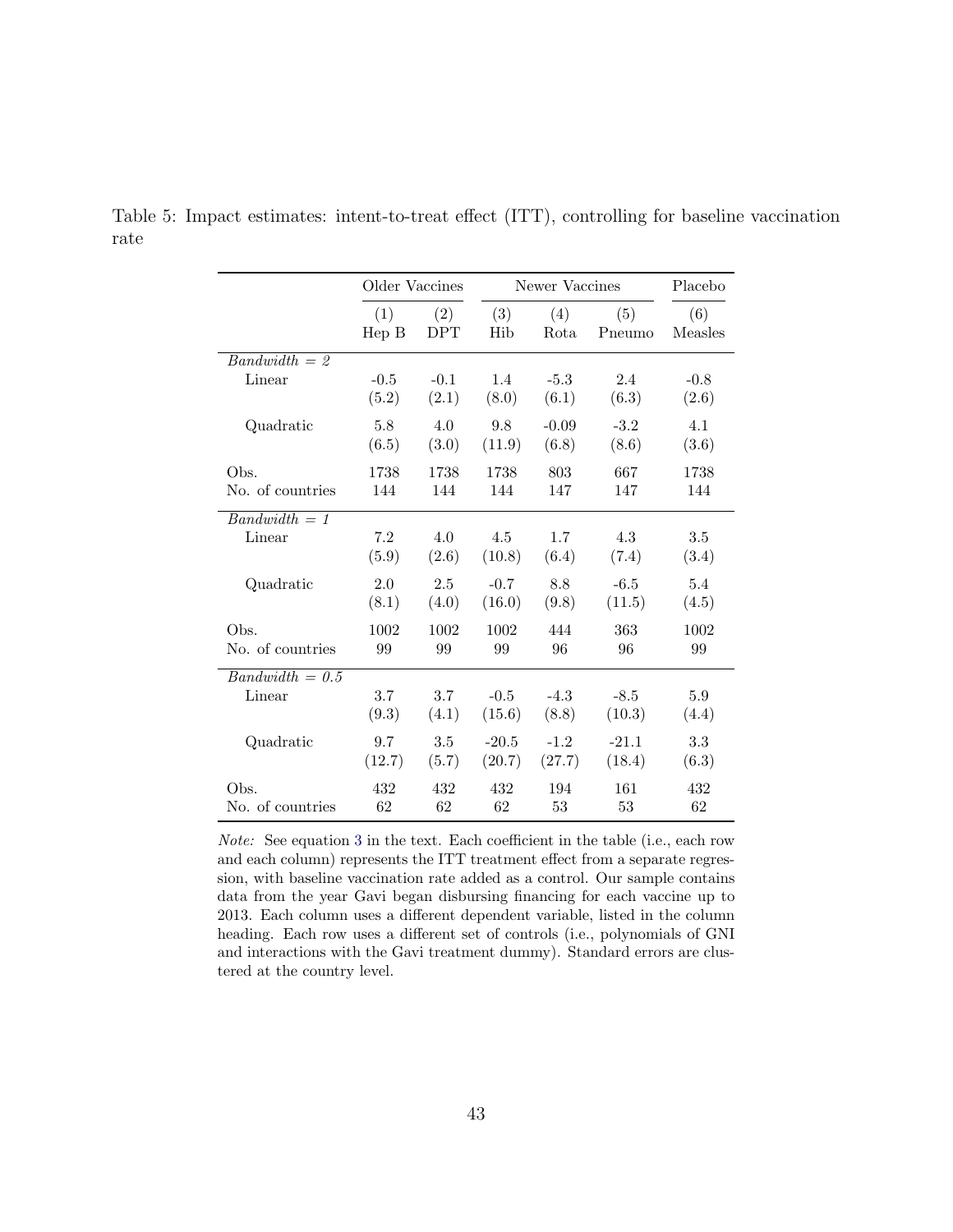Table 5: Impact estimates: intent-to-treat effect (ITT), controlling for baseline vaccination rate

| | Older Vaccines | | Newer Vaccines | | | Placebo |
|---|---|---|---|---|---|---|
| | (1) | (2) | (3) | (4) | (5) | (6) |
| | Hep B | DPT | Hib | Rota | Pneumo | Measles |
| *Bandwidth = 2* | | | | | | |
| Linear | -0.5 | -0.1 | 1.4 | -5.3 | 2.4 | -0.8 |
| | (5.2) | (2.1) | (8.0) | (6.1) | (6.3) | (2.6) |
| Quadratic | 5.8 | 4.0 | 9.8 | -0.09 | -3.2 | 4.1 |
| | (6.5) | (3.0) | (11.9) | (6.8) | (8.6) | (3.6) |
| Obs. | 1738 | 1738 | 1738 | 803 | 667 | 1738 |
| No. of countries | 144 | 144 | 144 | 147 | 147 | 144 |
| *Bandwidth = 1* | | | | | | |
| Linear | 7.2 | 4.0 | 4.5 | 1.7 | 4.3 | 3.5 |
| | (5.9) | (2.6) | (10.8) | (6.4) | (7.4) | (3.4) |
| Quadratic | 2.0 | 2.5 | -0.7 | 8.8 | -6.5 | 5.4 |
| | (8.1) | (4.0) | (16.0) | (9.8) | (11.5) | (4.5) |
| Obs. | 1002 | 1002 | 1002 | 444 | 363 | 1002 |
| No. of countries | 99 | 99 | 99 | 96 | 96 | 99 |
| *Bandwidth = 0.5* | | | | | | |
| Linear | 3.7 | 3.7 | -0.5 | -4.3 | -8.5 | 5.9 |
| | (9.3) | (4.1) | (15.6) | (8.8) | (10.3) | (4.4) |
| Quadratic | 9.7 | 3.5 | -20.5 | -1.2 | -21.1 | 3.3 |
| | (12.7) | (5.7) | (20.7) | (27.7) | (18.4) | (6.3) |
| Obs. | 432 | 432 | 432 | 194 | 161 | 432 |
| No. of countries | 62 | 62 | 62 | 53 | 53 | 62 |

*Note:* See equation 3 in the text. Each coefficient in the table (i.e., each row and each column) represents the ITT treatment effect from a separate regression, with baseline vaccination rate added as a control. Our sample contains data from the year Gavi began disbursing financing for each vaccine up to 2013. Each column uses a different dependent variable, listed in the column heading. Each row uses a different set of controls (i.e., polynomials of GNI and interactions with the Gavi treatment dummy). Standard errors are clustered at the country level.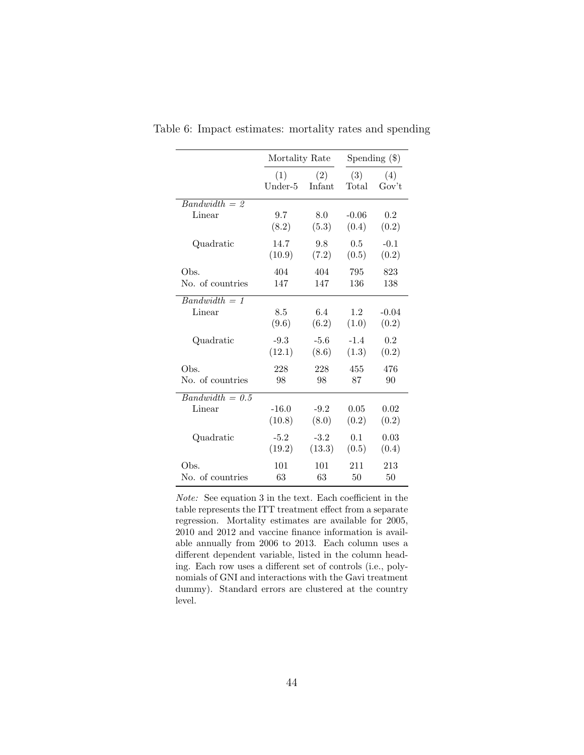Table 6: Impact estimates: mortality rates and spending

| | Mortality Rate | | Spending ($) | |
|---|---|---|---|---|
| | (1) Under-5 | (2) Infant | (3) Total | (4) Gov't |
| *Bandwidth = 2* | | | | |
| Linear | 9.7 | 8.0 | -0.06 | 0.2 |
| | (8.2) | (5.3) | (0.4) | (0.2) |
| Quadratic | 14.7 | 9.8 | 0.5 | -0.1 |
| | (10.9) | (7.2) | (0.5) | (0.2) |
| Obs. | 404 | 404 | 795 | 823 |
| No. of countries | 147 | 147 | 136 | 138 |
| *Bandwidth = 1* | | | | |
| Linear | 8.5 | 6.4 | 1.2 | -0.04 |
| | (9.6) | (6.2) | (1.0) | (0.2) |
| Quadratic | -9.3 | -5.6 | -1.4 | 0.2 |
| | (12.1) | (8.6) | (1.3) | (0.2) |
| Obs. | 228 | 228 | 455 | 476 |
| No. of countries | 98 | 98 | 87 | 90 |
| *Bandwidth = 0.5* | | | | |
| Linear | -16.0 | -9.2 | 0.05 | 0.02 |
| | (10.8) | (8.0) | (0.2) | (0.2) |
| Quadratic | -5.2 | -3.2 | 0.1 | 0.03 |
| | (19.2) | (13.3) | (0.5) | (0.4) |
| Obs. | 101 | 101 | 211 | 213 |
| No. of countries | 63 | 63 | 50 | 50 |

*Note:* See equation 3 in the text. Each coefficient in the table represents the ITT treatment effect from a separate regression. Mortality estimates are available for 2005, 2010 and 2012 and vaccine finance information is available annually from 2006 to 2013. Each column uses a different dependent variable, listed in the column heading. Each row uses a different set of controls (i.e., polynomials of GNI and interactions with the Gavi treatment dummy). Standard errors are clustered at the country level.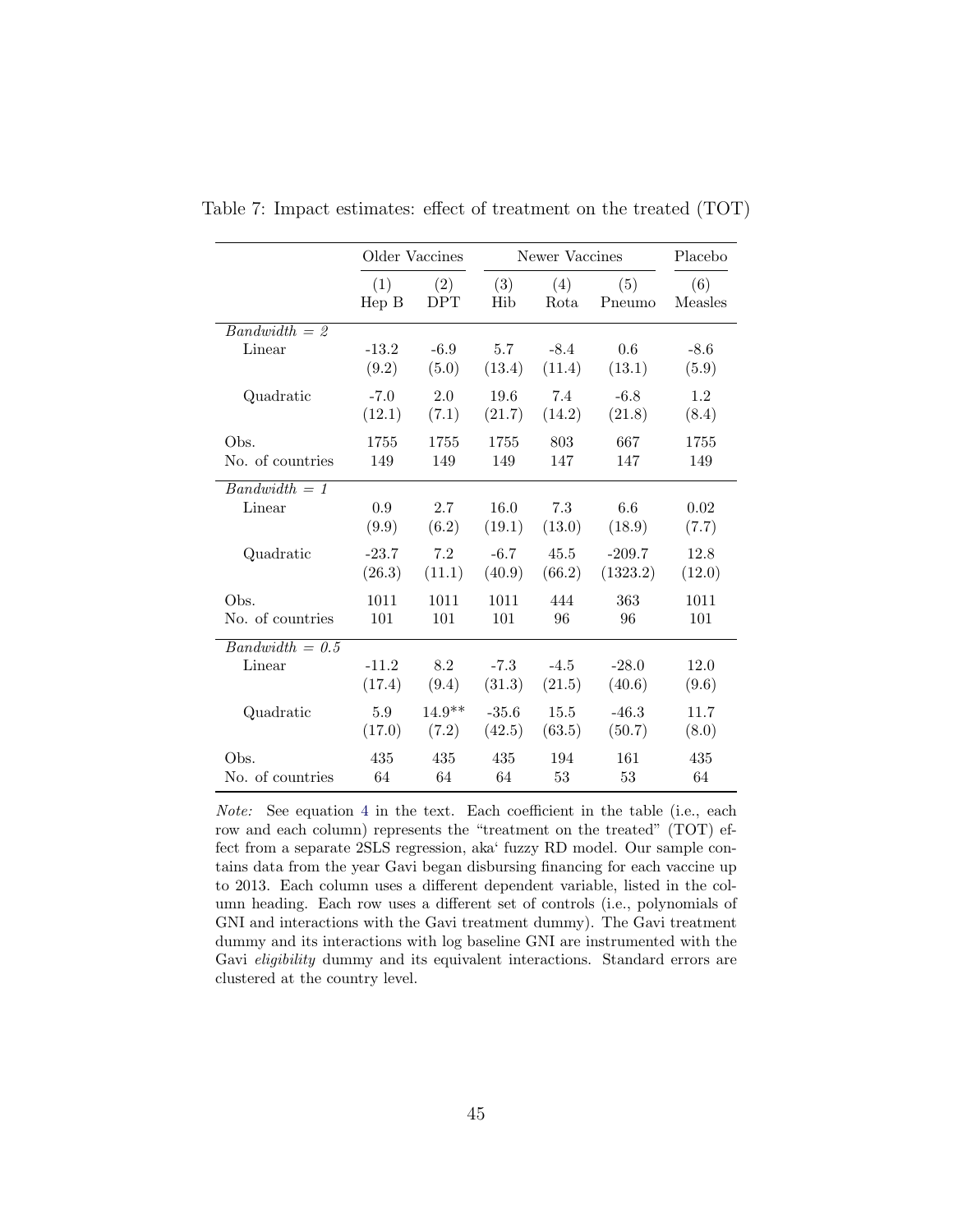Table 7: Impact estimates: effect of treatment on the treated (TOT)

| | Older Vaccines | | Newer Vaccines | | | Placebo |
|---|---|---|---|---|---|---|
| | (1) | (2) | (3) | (4) | (5) | (6) |
| | Hep B | DPT | Hib | Rota | Pneumo | Measles |
| *Bandwidth = 2* | | | | | | |
| Linear | -13.2 | -6.9 | 5.7 | -8.4 | 0.6 | -8.6 |
| | (9.2) | (5.0) | (13.4) | (11.4) | (13.1) | (5.9) |
| Quadratic | -7.0 | 2.0 | 19.6 | 7.4 | -6.8 | 1.2 |
| | (12.1) | (7.1) | (21.7) | (14.2) | (21.8) | (8.4) |
| Obs. | 1755 | 1755 | 1755 | 803 | 667 | 1755 |
| No. of countries | 149 | 149 | 149 | 147 | 147 | 149 |
| *Bandwidth = 1* | | | | | | |
| Linear | 0.9 | 2.7 | 16.0 | 7.3 | 6.6 | 0.02 |
| | (9.9) | (6.2) | (19.1) | (13.0) | (18.9) | (7.7) |
| Quadratic | -23.7 | 7.2 | -6.7 | 45.5 | -209.7 | 12.8 |
| | (26.3) | (11.1) | (40.9) | (66.2) | (1323.2) | (12.0) |
| Obs. | 1011 | 1011 | 1011 | 444 | 363 | 1011 |
| No. of countries | 101 | 101 | 101 | 96 | 96 | 101 |
| *Bandwidth = 0.5* | | | | | | |
| Linear | -11.2 | 8.2 | -7.3 | -4.5 | -28.0 | 12.0 |
| | (17.4) | (9.4) | (31.3) | (21.5) | (40.6) | (9.6) |
| Quadratic | 5.9 | 14.9** | -35.6 | 15.5 | -46.3 | 11.7 |
| | (17.0) | (7.2) | (42.5) | (63.5) | (50.7) | (8.0) |
| Obs. | 435 | 435 | 435 | 194 | 161 | 435 |
| No. of countries | 64 | 64 | 64 | 53 | 53 | 64 |

*Note:* See equation 4 in the text. Each coefficient in the table (i.e., each row and each column) represents the "treatment on the treated" (TOT) effect from a separate 2SLS regression, aka' fuzzy RD model. Our sample contains data from the year Gavi began disbursing financing for each vaccine up to 2013. Each column uses a different dependent variable, listed in the column heading. Each row uses a different set of controls (i.e., polynomials of GNI and interactions with the Gavi treatment dummy). The Gavi treatment dummy and its interactions with log baseline GNI are instrumented with the Gavi *eligibility* dummy and its equivalent interactions. Standard errors are clustered at the country level.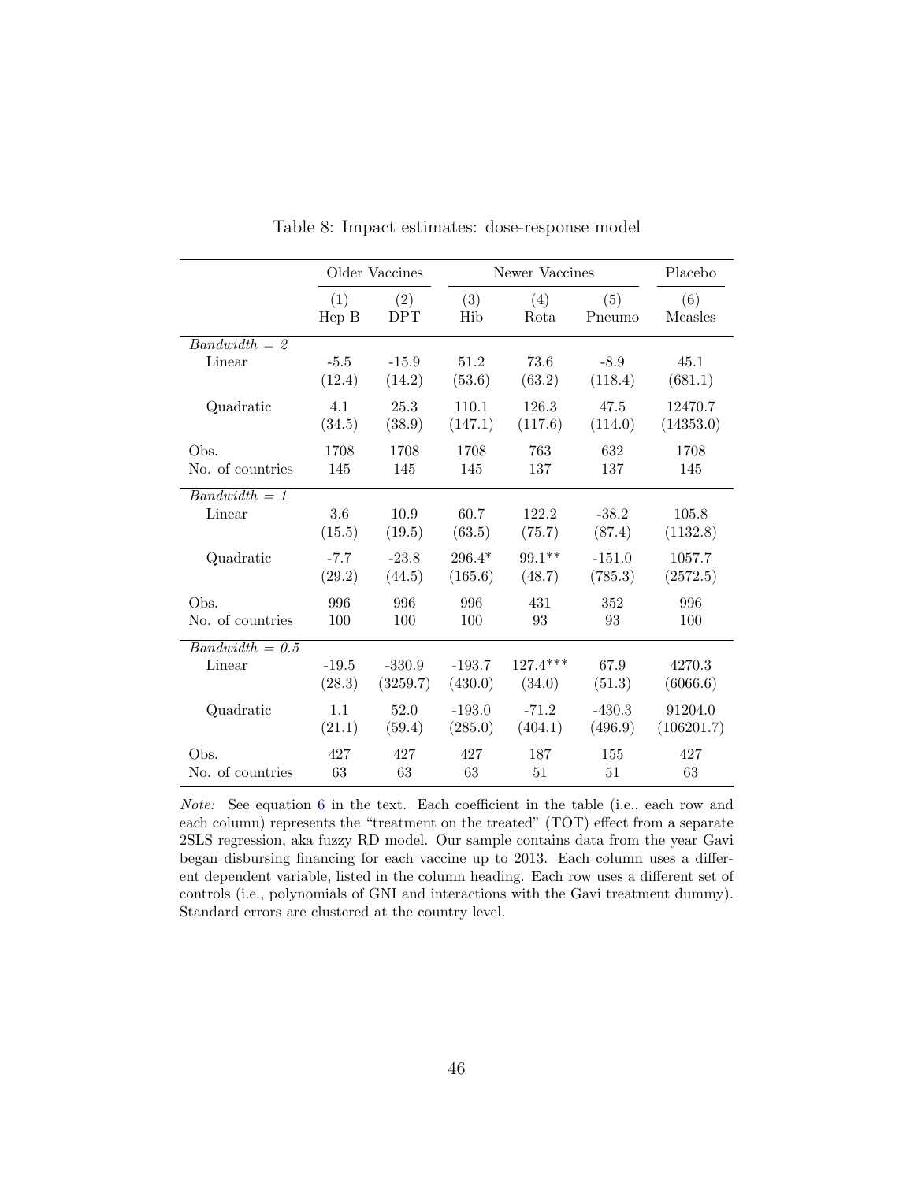Table 8: Impact estimates: dose-response model

| | Older Vaccines | | Newer Vaccines | | | Placebo |
|---|---|---|---|---|---|---|
| | (1) Hep B | (2) DPT | (3) Hib | (4) Rota | (5) Pneumo | (6) Measles |
| *Bandwidth = 2* | | | | | | |
| Linear | -5.5 | -15.9 | 51.2 | 73.6 | -8.9 | 45.1 |
| | (12.4) | (14.2) | (53.6) | (63.2) | (118.4) | (681.1) |
| Quadratic | 4.1 | 25.3 | 110.1 | 126.3 | 47.5 | 12470.7 |
| | (34.5) | (38.9) | (147.1) | (117.6) | (114.0) | (14353.0) |
| Obs. | 1708 | 1708 | 1708 | 763 | 632 | 1708 |
| No. of countries | 145 | 145 | 145 | 137 | 137 | 145 |
| *Bandwidth = 1* | | | | | | |
| Linear | 3.6 | 10.9 | 60.7 | 122.2 | -38.2 | 105.8 |
| | (15.5) | (19.5) | (63.5) | (75.7) | (87.4) | (1132.8) |
| Quadratic | -7.7 | -23.8 | 296.4* | 99.1** | -151.0 | 1057.7 |
| | (29.2) | (44.5) | (165.6) | (48.7) | (785.3) | (2572.5) |
| Obs. | 996 | 996 | 996 | 431 | 352 | 996 |
| No. of countries | 100 | 100 | 100 | 93 | 93 | 100 |
| *Bandwidth = 0.5* | | | | | | |
| Linear | -19.5 | -330.9 | -193.7 | 127.4*** | 67.9 | 4270.3 |
| | (28.3) | (3259.7) | (430.0) | (34.0) | (51.3) | (6066.6) |
| Quadratic | 1.1 | 52.0 | -193.0 | -71.2 | -430.3 | 91204.0 |
| | (21.1) | (59.4) | (285.0) | (404.1) | (496.9) | (106201.7) |
| Obs. | 427 | 427 | 427 | 187 | 155 | 427 |
| No. of countries | 63 | 63 | 63 | 51 | 51 | 63 |

*Note:* See equation 6 in the text. Each coefficient in the table (i.e., each row and each column) represents the "treatment on the treated" (TOT) effect from a separate 2SLS regression, aka fuzzy RD model. Our sample contains data from the year Gavi began disbursing financing for each vaccine up to 2013. Each column uses a different dependent variable, listed in the column heading. Each row uses a different set of controls (i.e., polynomials of GNI and interactions with the Gavi treatment dummy). Standard errors are clustered at the country level.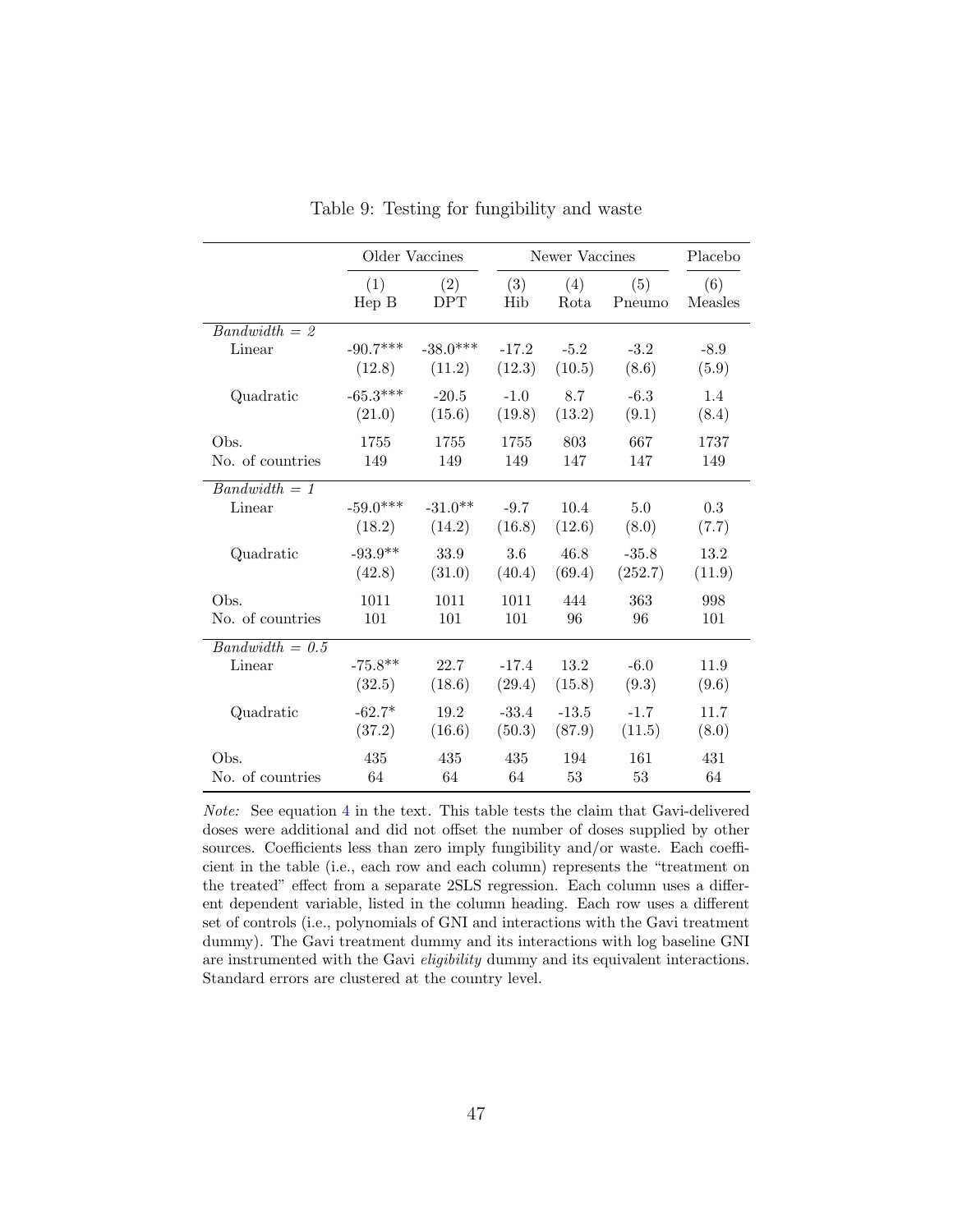Table 9: Testing for fungibility and waste

| | Older Vaccines | | Newer Vaccines | | | Placebo |
|---|---|---|---|---|---|---|
| | (1) | (2) | (3) | (4) | (5) | (6) |
| | Hep B | DPT | Hib | Rota | Pneumo | Measles |
| *Bandwidth = 2* | | | | | | |
| Linear | -90.7*** | -38.0*** | -17.2 | -5.2 | -3.2 | -8.9 |
| | (12.8) | (11.2) | (12.3) | (10.5) | (8.6) | (5.9) |
| Quadratic | -65.3*** | -20.5 | -1.0 | 8.7 | -6.3 | 1.4 |
| | (21.0) | (15.6) | (19.8) | (13.2) | (9.1) | (8.4) |
| Obs. | 1755 | 1755 | 1755 | 803 | 667 | 1737 |
| No. of countries | 149 | 149 | 149 | 147 | 147 | 149 |
| *Bandwidth = 1* | | | | | | |
| Linear | -59.0*** | -31.0** | -9.7 | 10.4 | 5.0 | 0.3 |
| | (18.2) | (14.2) | (16.8) | (12.6) | (8.0) | (7.7) |
| Quadratic | -93.9** | 33.9 | 3.6 | 46.8 | -35.8 | 13.2 |
| | (42.8) | (31.0) | (40.4) | (69.4) | (252.7) | (11.9) |
| Obs. | 1011 | 1011 | 1011 | 444 | 363 | 998 |
| No. of countries | 101 | 101 | 101 | 96 | 96 | 101 |
| *Bandwidth = 0.5* | | | | | | |
| Linear | -75.8** | 22.7 | -17.4 | 13.2 | -6.0 | 11.9 |
| | (32.5) | (18.6) | (29.4) | (15.8) | (9.3) | (9.6) |
| Quadratic | -62.7* | 19.2 | -33.4 | -13.5 | -1.7 | 11.7 |
| | (37.2) | (16.6) | (50.3) | (87.9) | (11.5) | (8.0) |
| Obs. | 435 | 435 | 435 | 194 | 161 | 431 |
| No. of countries | 64 | 64 | 64 | 53 | 53 | 64 |

*Note:* See equation 4 in the text. This table tests the claim that Gavi-delivered doses were additional and did not offset the number of doses supplied by other sources. Coefficients less than zero imply fungibility and/or waste. Each coefficient in the table (i.e., each row and each column) represents the "treatment on the treated" effect from a separate 2SLS regression. Each column uses a different dependent variable, listed in the column heading. Each row uses a different set of controls (i.e., polynomials of GNI and interactions with the Gavi treatment dummy). The Gavi treatment dummy and its interactions with log baseline GNI are instrumented with the Gavi *eligibility* dummy and its equivalent interactions. Standard errors are clustered at the country level.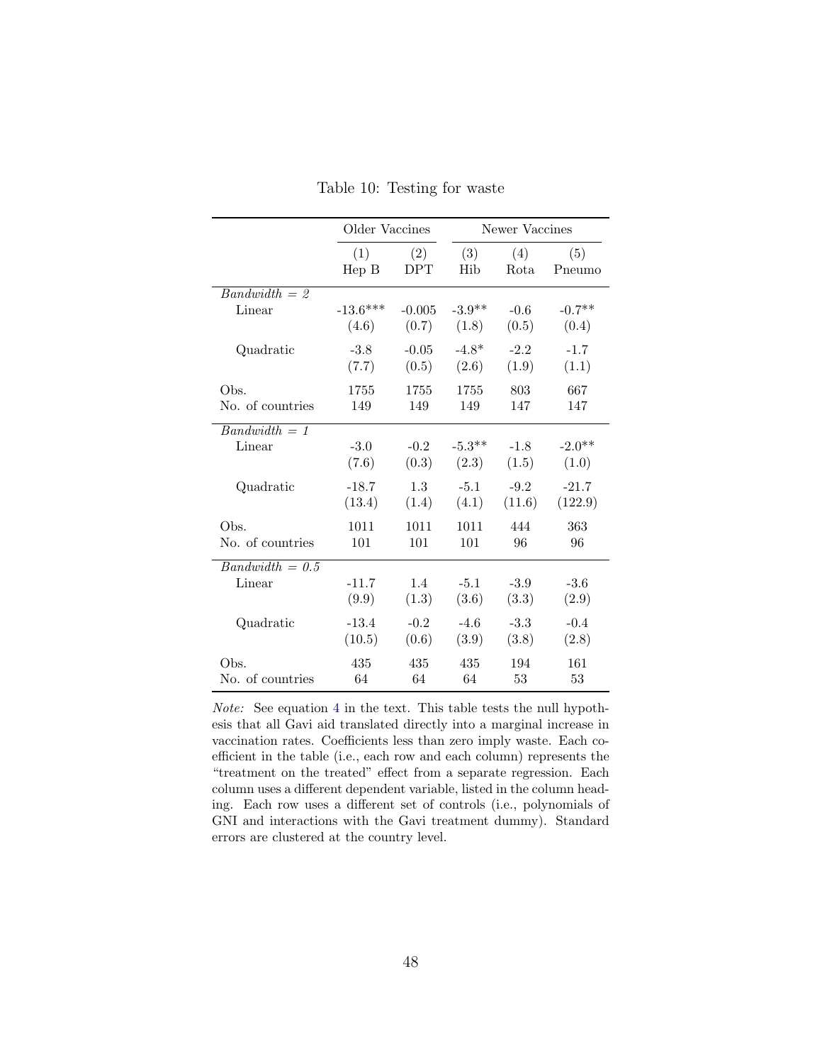Table 10: Testing for waste

| | Older Vaccines | | Newer Vaccines | | |
|---|---|---|---|---|---|
| | (1) | (2) | (3) | (4) | (5) |
| | Hep B | DPT | Hib | Rota | Pneumo |
| *Bandwidth = 2* | | | | | |
| Linear | -13.6*** | -0.005 | -3.9** | -0.6 | -0.7** |
| | (4.6) | (0.7) | (1.8) | (0.5) | (0.4) |
| Quadratic | -3.8 | -0.05 | -4.8* | -2.2 | -1.7 |
| | (7.7) | (0.5) | (2.6) | (1.9) | (1.1) |
| Obs. | 1755 | 1755 | 1755 | 803 | 667 |
| No. of countries | 149 | 149 | 149 | 147 | 147 |
| *Bandwidth = 1* | | | | | |
| Linear | -3.0 | -0.2 | -5.3** | -1.8 | -2.0** |
| | (7.6) | (0.3) | (2.3) | (1.5) | (1.0) |
| Quadratic | -18.7 | 1.3 | -5.1 | -9.2 | -21.7 |
| | (13.4) | (1.4) | (4.1) | (11.6) | (122.9) |
| Obs. | 1011 | 1011 | 1011 | 444 | 363 |
| No. of countries | 101 | 101 | 101 | 96 | 96 |
| *Bandwidth = 0.5* | | | | | |
| Linear | -11.7 | 1.4 | -5.1 | -3.9 | -3.6 |
| | (9.9) | (1.3) | (3.6) | (3.3) | (2.9) |
| Quadratic | -13.4 | -0.2 | -4.6 | -3.3 | -0.4 |
| | (10.5) | (0.6) | (3.9) | (3.8) | (2.8) |
| Obs. | 435 | 435 | 435 | 194 | 161 |
| No. of countries | 64 | 64 | 64 | 53 | 53 |

*Note:* See equation 4 in the text. This table tests the null hypothesis that all Gavi aid translated directly into a marginal increase in vaccination rates. Coefficients less than zero imply waste. Each coefficient in the table (i.e., each row and each column) represents the "treatment on the treated" effect from a separate regression. Each column uses a different dependent variable, listed in the column heading. Each row uses a different set of controls (i.e., polynomials of GNI and interactions with the Gavi treatment dummy). Standard errors are clustered at the country level.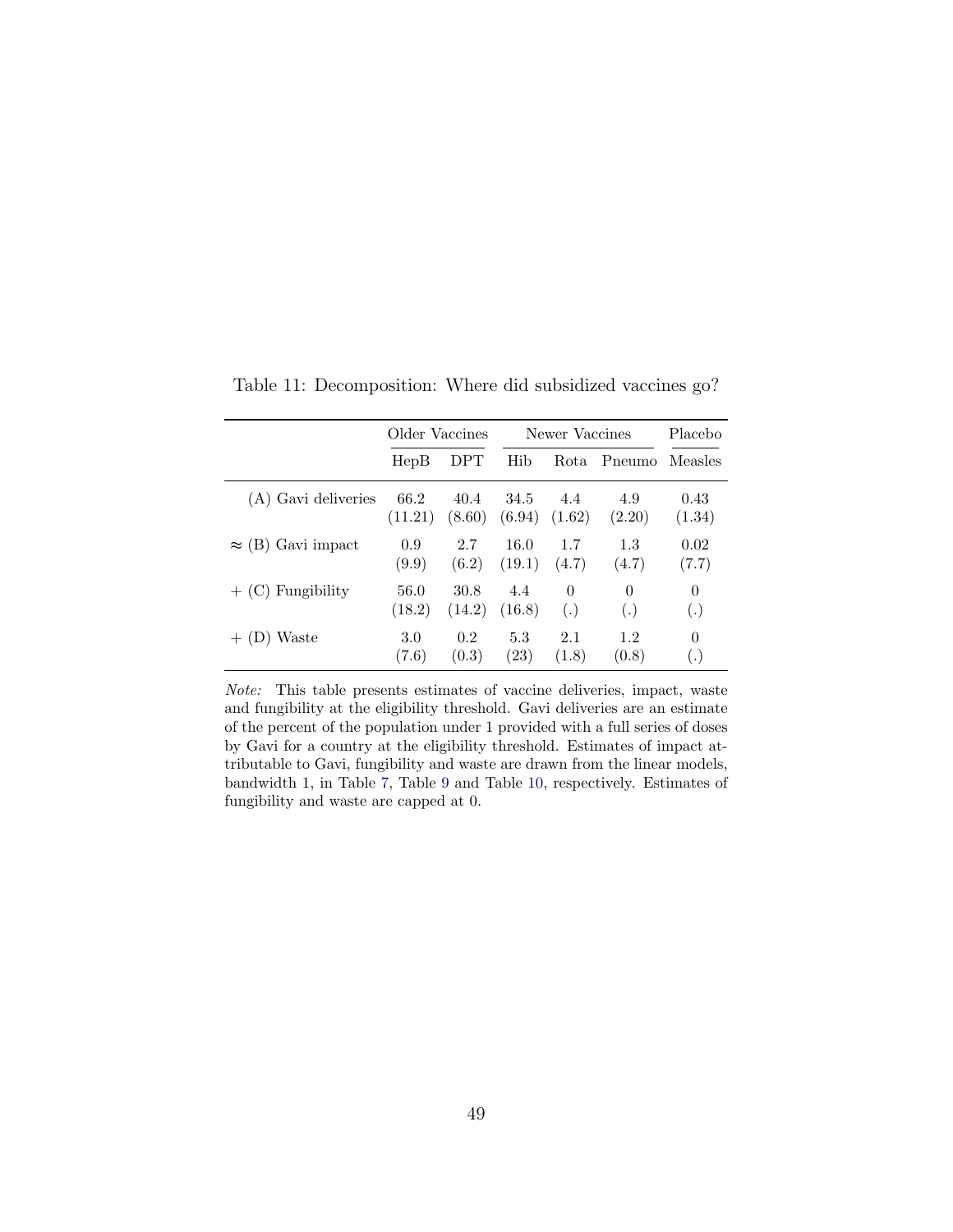Table 11: Decomposition: Where did subsidized vaccines go?

| | Older Vaccines | | Newer Vaccines | | | Placebo |
|---|---|---|---|---|---|---|
| | HepB | DPT | Hib | Rota | Pneumo | Measles |
| (A) Gavi deliveries | 66.2 | 40.4 | 34.5 | 4.4 | 4.9 | 0.43 |
| | (11.21) | (8.60) | (6.94) | (1.62) | (2.20) | (1.34) |
| $\approx$ (B) Gavi impact | 0.9 | 2.7 | 16.0 | 1.7 | 1.3 | 0.02 |
| | (9.9) | (6.2) | (19.1) | (4.7) | (4.7) | (7.7) |
| + (C) Fungibility | 56.0 | 30.8 | 4.4 | 0 | 0 | 0 |
| | (18.2) | (14.2) | (16.8) | (.) | (.) | (.) |
| + (D) Waste | 3.0 | 0.2 | 5.3 | 2.1 | 1.2 | 0 |
| | (7.6) | (0.3) | (23) | (1.8) | (0.8) | (.) |

*Note:* This table presents estimates of vaccine deliveries, impact, waste and fungibility at the eligibility threshold. Gavi deliveries are an estimate of the percent of the population under 1 provided with a full series of doses by Gavi for a country at the eligibility threshold. Estimates of impact attributable to Gavi, fungibility and waste are drawn from the linear models, bandwidth 1, in Table 7, Table 9 and Table 10, respectively. Estimates of fungibility and waste are capped at 0.